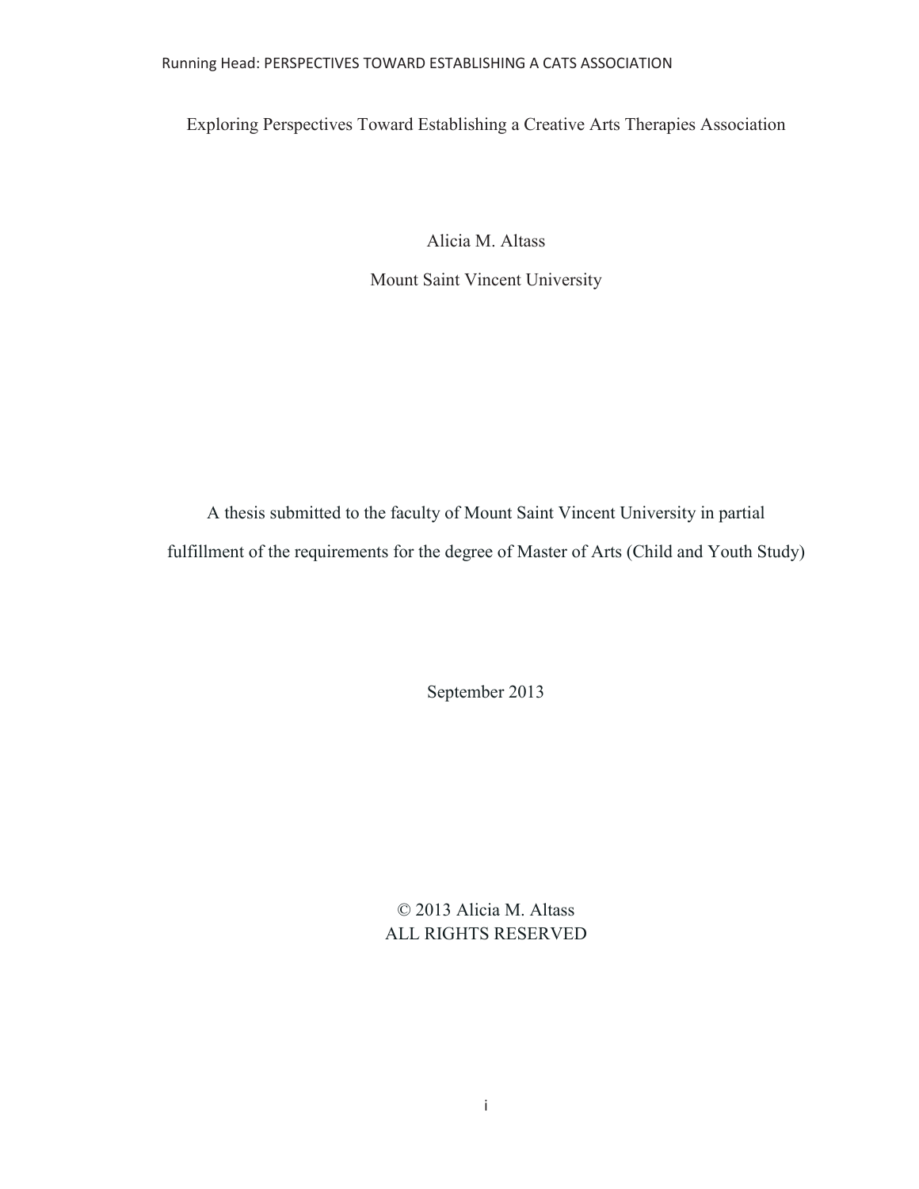# Exploring Perspectives Toward Establishing a Creative Arts Therapies Association

Alicia M. Altass

Mount Saint Vincent University

A thesis submitted to the faculty of Mount Saint Vincent University in partial fulfillment of the requirements for the degree of Master of Arts (Child and Youth Study)

September 2013

© 2013 Alicia M. Altass
ALL RIGHTS RESERVED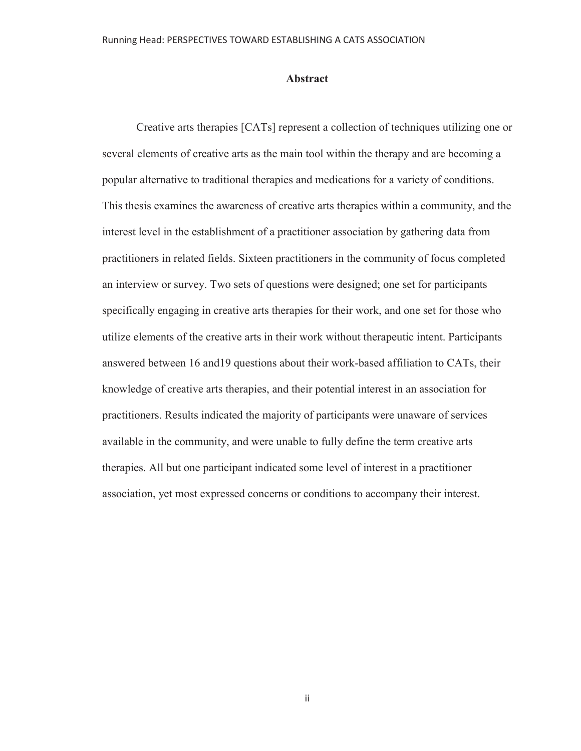## Abstract

Creative arts therapies [CATs] represent a collection of techniques utilizing one or several elements of creative arts as the main tool within the therapy and are becoming a popular alternative to traditional therapies and medications for a variety of conditions. This thesis examines the awareness of creative arts therapies within a community, and the interest level in the establishment of a practitioner association by gathering data from practitioners in related fields. Sixteen practitioners in the community of focus completed an interview or survey. Two sets of questions were designed; one set for participants specifically engaging in creative arts therapies for their work, and one set for those who utilize elements of the creative arts in their work without therapeutic intent. Participants answered between 16 and19 questions about their work-based affiliation to CATs, their knowledge of creative arts therapies, and their potential interest in an association for practitioners. Results indicated the majority of participants were unaware of services available in the community, and were unable to fully define the term creative arts therapies. All but one participant indicated some level of interest in a practitioner association, yet most expressed concerns or conditions to accompany their interest.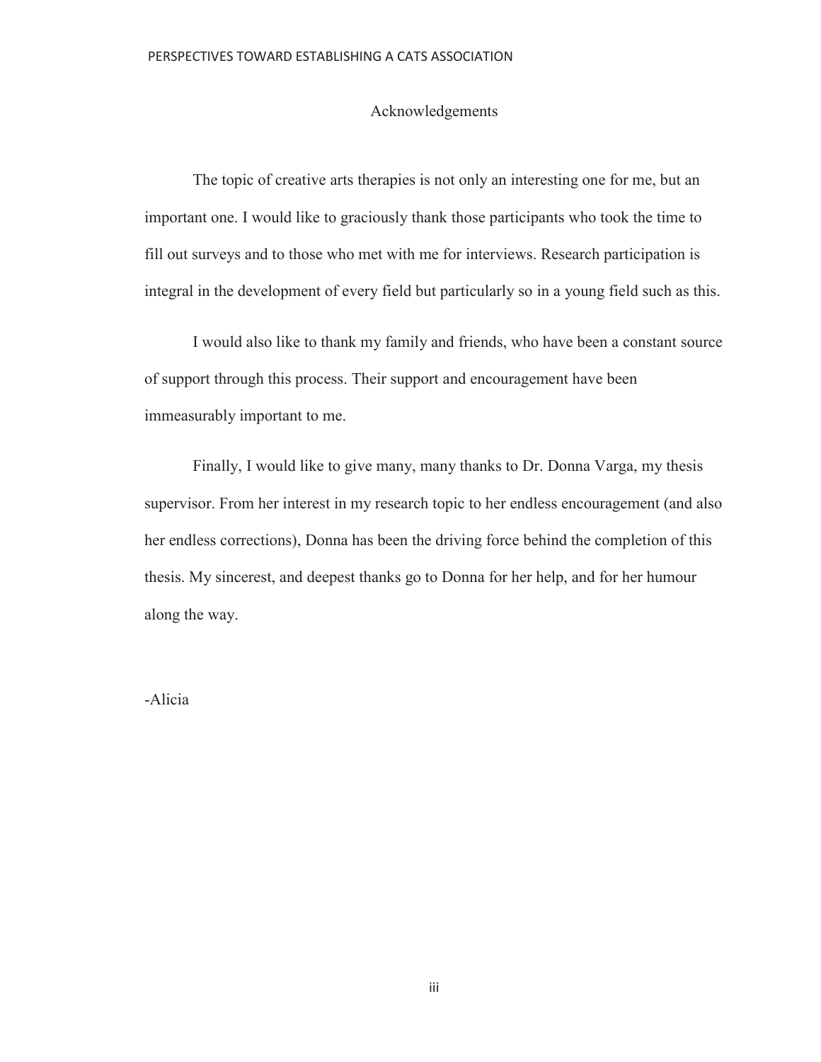# Acknowledgements

The topic of creative arts therapies is not only an interesting one for me, but an important one. I would like to graciously thank those participants who took the time to fill out surveys and to those who met with me for interviews. Research participation is integral in the development of every field but particularly so in a young field such as this.

I would also like to thank my family and friends, who have been a constant source of support through this process. Their support and encouragement have been immeasurably important to me.

Finally, I would like to give many, many thanks to Dr. Donna Varga, my thesis supervisor. From her interest in my research topic to her endless encouragement (and also her endless corrections), Donna has been the driving force behind the completion of this thesis. My sincerest, and deepest thanks go to Donna for her help, and for her humour along the way.

-Alicia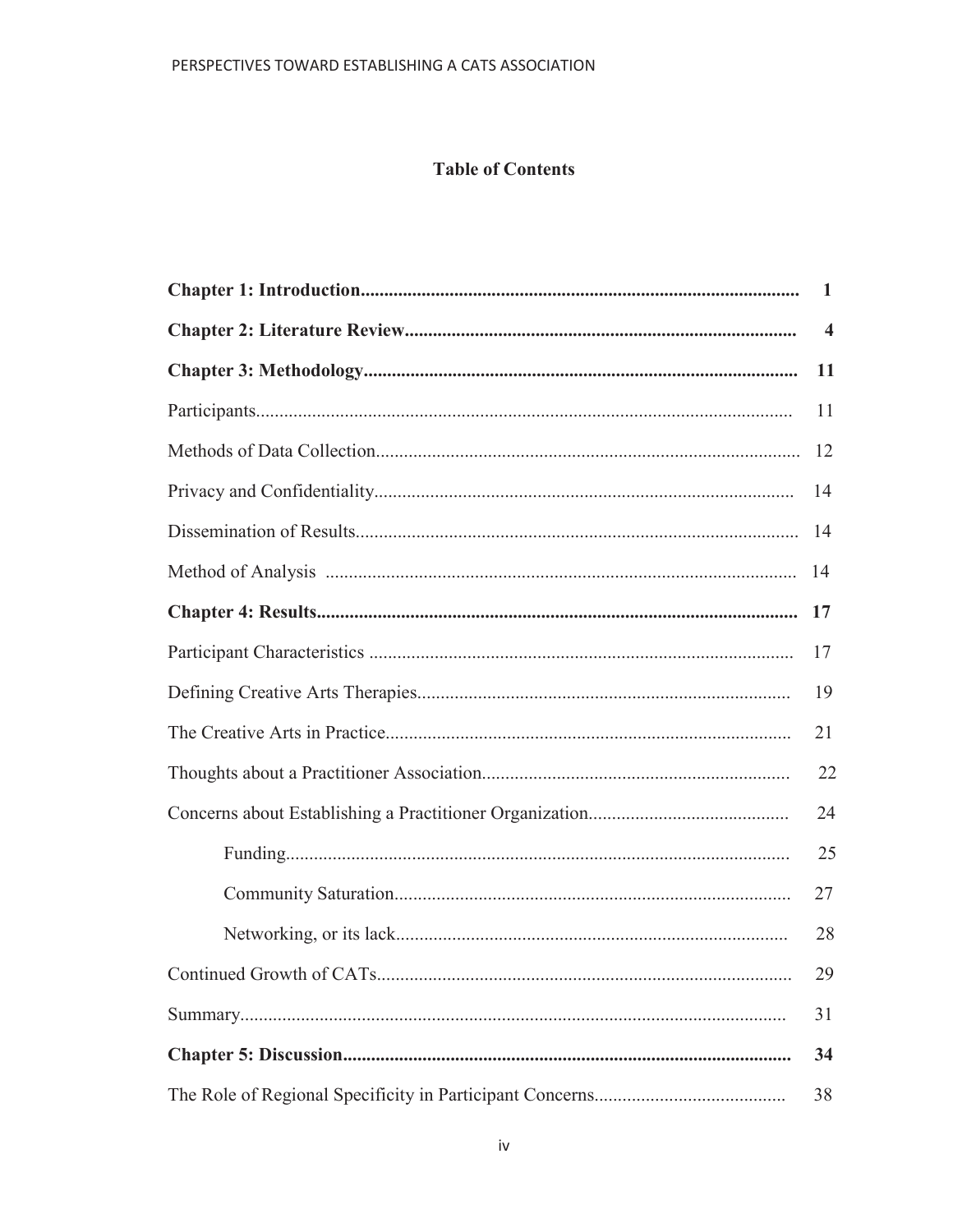# Table of Contents

| | |
|---|---|
| **Chapter 1: Introduction** | **1** |
| **Chapter 2: Literature Review** | **4** |
| **Chapter 3: Methodology** | **11** |
| Participants | 11 |
| Methods of Data Collection | 12 |
| Privacy and Confidentiality | 14 |
| Dissemination of Results | 14 |
| Method of Analysis | 14 |
| **Chapter 4: Results** | **17** |
| Participant Characteristics | 17 |
| Defining Creative Arts Therapies | 19 |
| The Creative Arts in Practice | 21 |
| Thoughts about a Practitioner Association | 22 |
| Concerns about Establishing a Practitioner Organization | 24 |
| &nbsp;&nbsp;&nbsp;&nbsp;Funding | 25 |
| &nbsp;&nbsp;&nbsp;&nbsp;Community Saturation | 27 |
| &nbsp;&nbsp;&nbsp;&nbsp;Networking, or its lack | 28 |
| Continued Growth of CATs | 29 |
| Summary | 31 |
| **Chapter 5: Discussion** | **34** |
| The Role of Regional Specificity in Participant Concerns | 38 |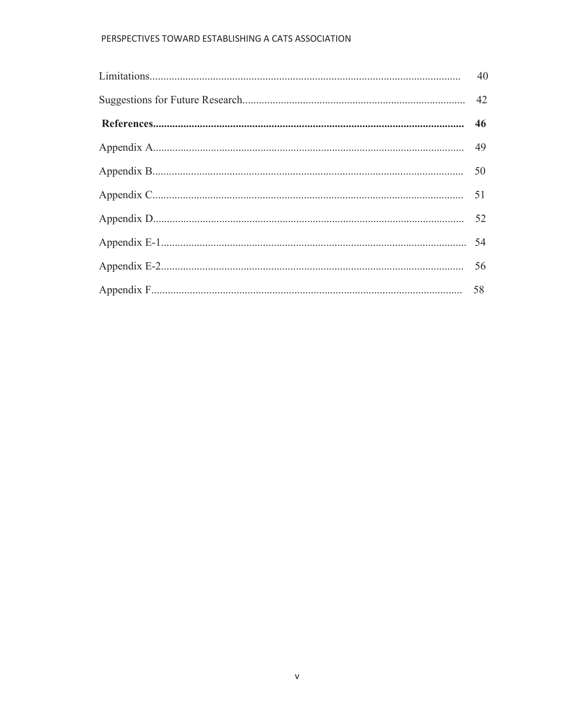Limitations................................................................................................................ 40

Suggestions for Future Research................................................................................ 42

**References................................................................................................................ 46**

Appendix A................................................................................................................ 49

Appendix B................................................................................................................ 50

Appendix C................................................................................................................ 51

Appendix D................................................................................................................ 52

Appendix E-1.............................................................................................................. 54

Appendix E-2.............................................................................................................. 56

Appendix F................................................................................................................ 58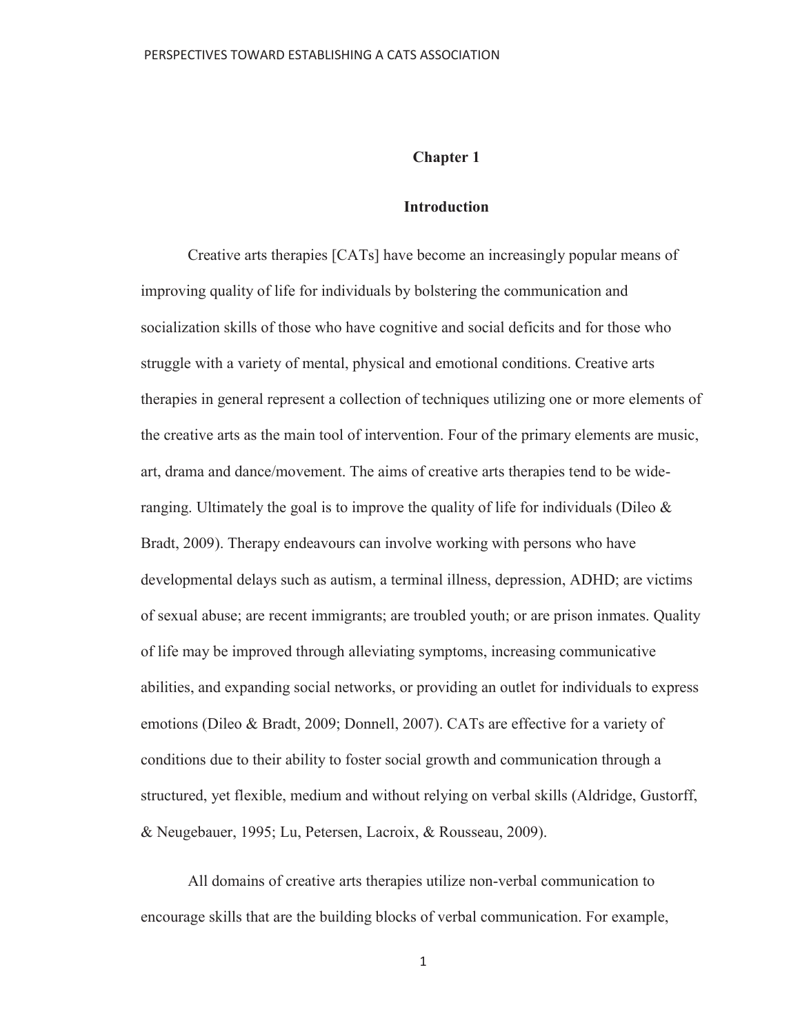# Chapter 1

## Introduction

Creative arts therapies [CATs] have become an increasingly popular means of improving quality of life for individuals by bolstering the communication and socialization skills of those who have cognitive and social deficits and for those who struggle with a variety of mental, physical and emotional conditions. Creative arts therapies in general represent a collection of techniques utilizing one or more elements of the creative arts as the main tool of intervention. Four of the primary elements are music, art, drama and dance/movement. The aims of creative arts therapies tend to be wide-ranging. Ultimately the goal is to improve the quality of life for individuals (Dileo & Bradt, 2009). Therapy endeavours can involve working with persons who have developmental delays such as autism, a terminal illness, depression, ADHD; are victims of sexual abuse; are recent immigrants; are troubled youth; or are prison inmates. Quality of life may be improved through alleviating symptoms, increasing communicative abilities, and expanding social networks, or providing an outlet for individuals to express emotions (Dileo & Bradt, 2009; Donnell, 2007). CATs are effective for a variety of conditions due to their ability to foster social growth and communication through a structured, yet flexible, medium and without relying on verbal skills (Aldridge, Gustorff, & Neugebauer, 1995; Lu, Petersen, Lacroix, & Rousseau, 2009).

All domains of creative arts therapies utilize non-verbal communication to encourage skills that are the building blocks of verbal communication. For example,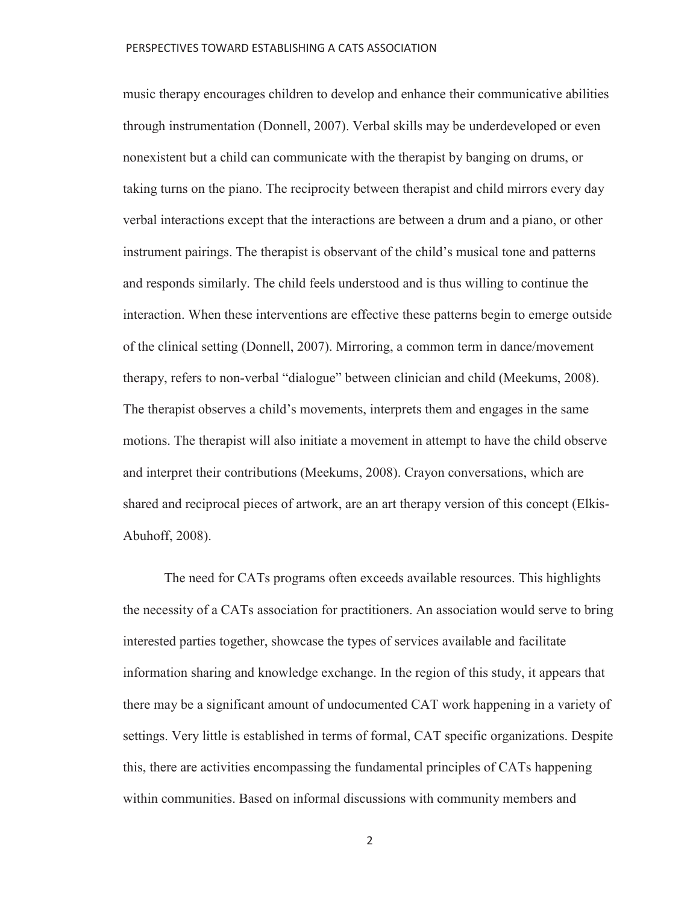music therapy encourages children to develop and enhance their communicative abilities through instrumentation (Donnell, 2007). Verbal skills may be underdeveloped or even nonexistent but a child can communicate with the therapist by banging on drums, or taking turns on the piano. The reciprocity between therapist and child mirrors every day verbal interactions except that the interactions are between a drum and a piano, or other instrument pairings. The therapist is observant of the child's musical tone and patterns and responds similarly. The child feels understood and is thus willing to continue the interaction. When these interventions are effective these patterns begin to emerge outside of the clinical setting (Donnell, 2007). Mirroring, a common term in dance/movement therapy, refers to non-verbal "dialogue" between clinician and child (Meekums, 2008). The therapist observes a child's movements, interprets them and engages in the same motions. The therapist will also initiate a movement in attempt to have the child observe and interpret their contributions (Meekums, 2008). Crayon conversations, which are shared and reciprocal pieces of artwork, are an art therapy version of this concept (Elkis-Abuhoff, 2008).

The need for CATs programs often exceeds available resources. This highlights the necessity of a CATs association for practitioners. An association would serve to bring interested parties together, showcase the types of services available and facilitate information sharing and knowledge exchange. In the region of this study, it appears that there may be a significant amount of undocumented CAT work happening in a variety of settings. Very little is established in terms of formal, CAT specific organizations. Despite this, there are activities encompassing the fundamental principles of CATs happening within communities. Based on informal discussions with community members and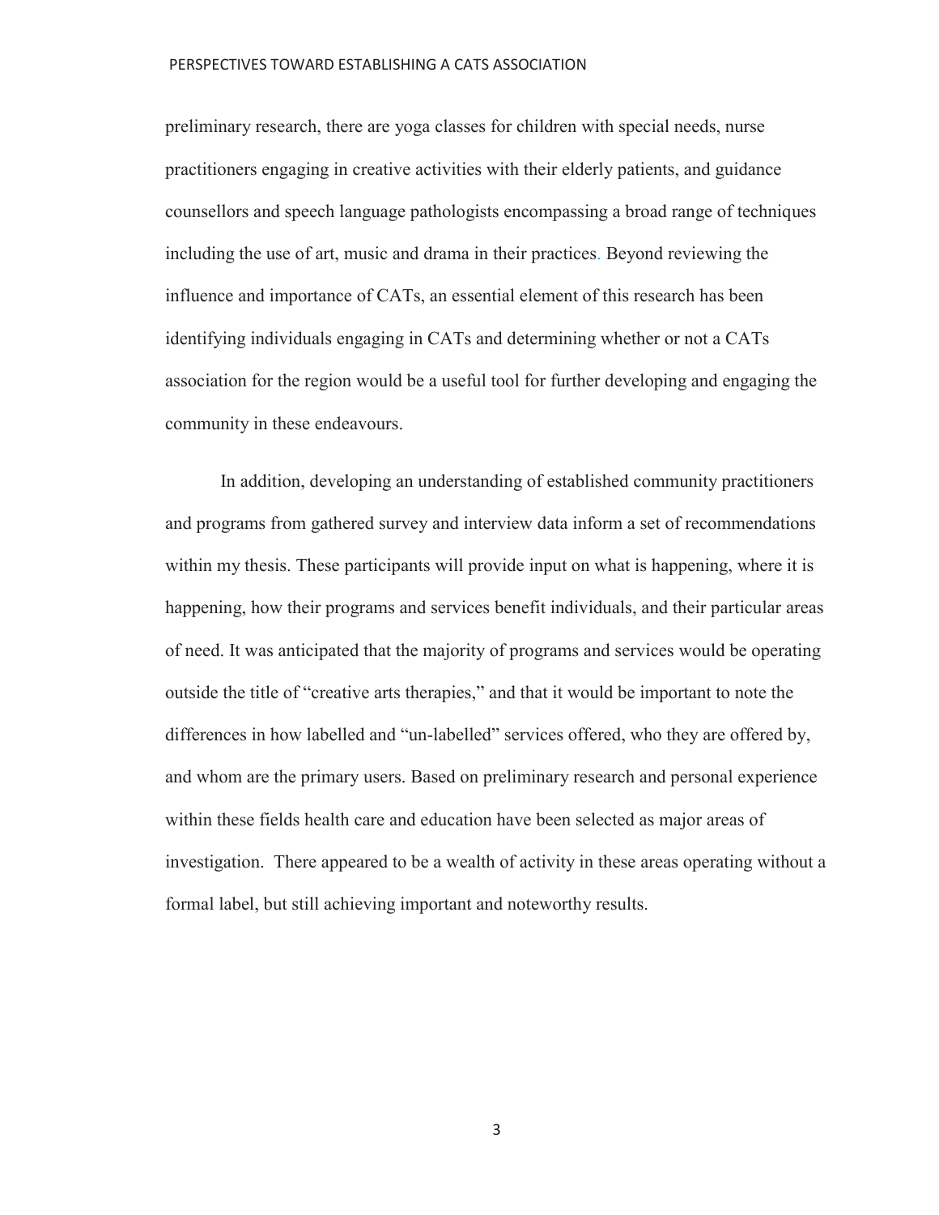preliminary research, there are yoga classes for children with special needs, nurse practitioners engaging in creative activities with their elderly patients, and guidance counsellors and speech language pathologists encompassing a broad range of techniques including the use of art, music and drama in their practices. Beyond reviewing the influence and importance of CATs, an essential element of this research has been identifying individuals engaging in CATs and determining whether or not a CATs association for the region would be a useful tool for further developing and engaging the community in these endeavours.

In addition, developing an understanding of established community practitioners and programs from gathered survey and interview data inform a set of recommendations within my thesis. These participants will provide input on what is happening, where it is happening, how their programs and services benefit individuals, and their particular areas of need. It was anticipated that the majority of programs and services would be operating outside the title of "creative arts therapies," and that it would be important to note the differences in how labelled and "un-labelled" services offered, who they are offered by, and whom are the primary users. Based on preliminary research and personal experience within these fields health care and education have been selected as major areas of investigation. There appeared to be a wealth of activity in these areas operating without a formal label, but still achieving important and noteworthy results.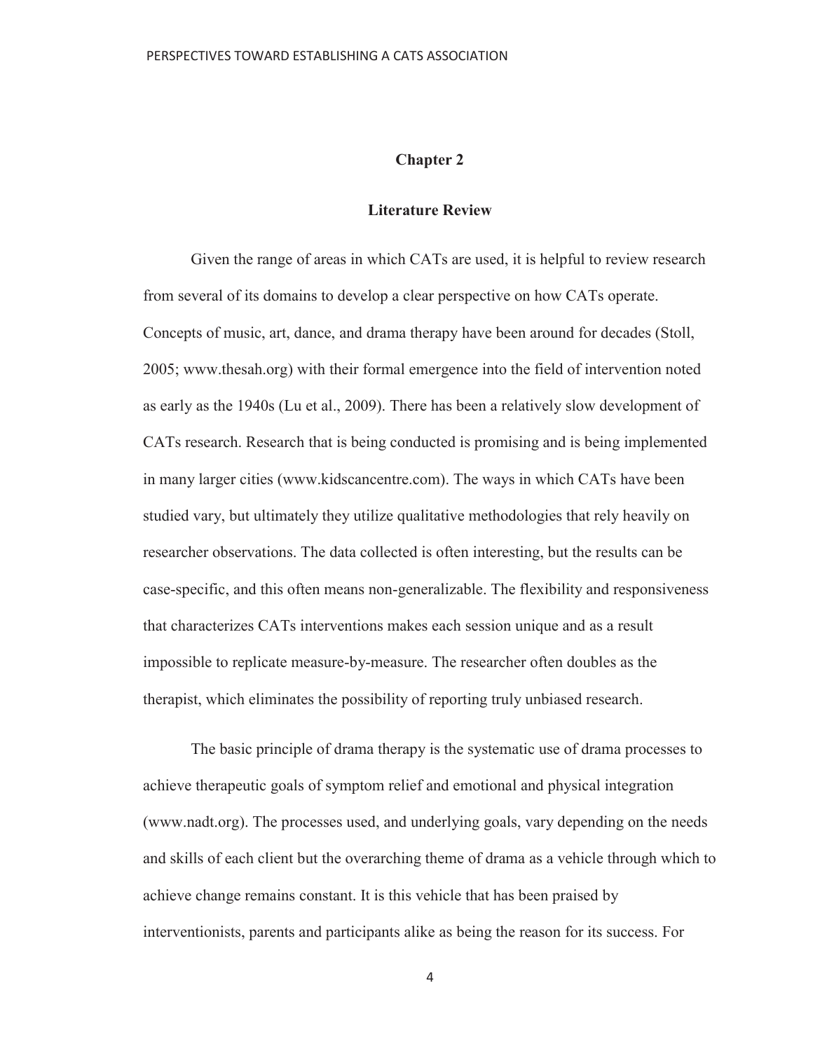# Chapter 2

## Literature Review

Given the range of areas in which CATs are used, it is helpful to review research from several of its domains to develop a clear perspective on how CATs operate. Concepts of music, art, dance, and drama therapy have been around for decades (Stoll, 2005; www.thesah.org) with their formal emergence into the field of intervention noted as early as the 1940s (Lu et al., 2009). There has been a relatively slow development of CATs research. Research that is being conducted is promising and is being implemented in many larger cities (www.kidscancentre.com). The ways in which CATs have been studied vary, but ultimately they utilize qualitative methodologies that rely heavily on researcher observations. The data collected is often interesting, but the results can be case-specific, and this often means non-generalizable. The flexibility and responsiveness that characterizes CATs interventions makes each session unique and as a result impossible to replicate measure-by-measure. The researcher often doubles as the therapist, which eliminates the possibility of reporting truly unbiased research.

The basic principle of drama therapy is the systematic use of drama processes to achieve therapeutic goals of symptom relief and emotional and physical integration (www.nadt.org). The processes used, and underlying goals, vary depending on the needs and skills of each client but the overarching theme of drama as a vehicle through which to achieve change remains constant. It is this vehicle that has been praised by interventionists, parents and participants alike as being the reason for its success. For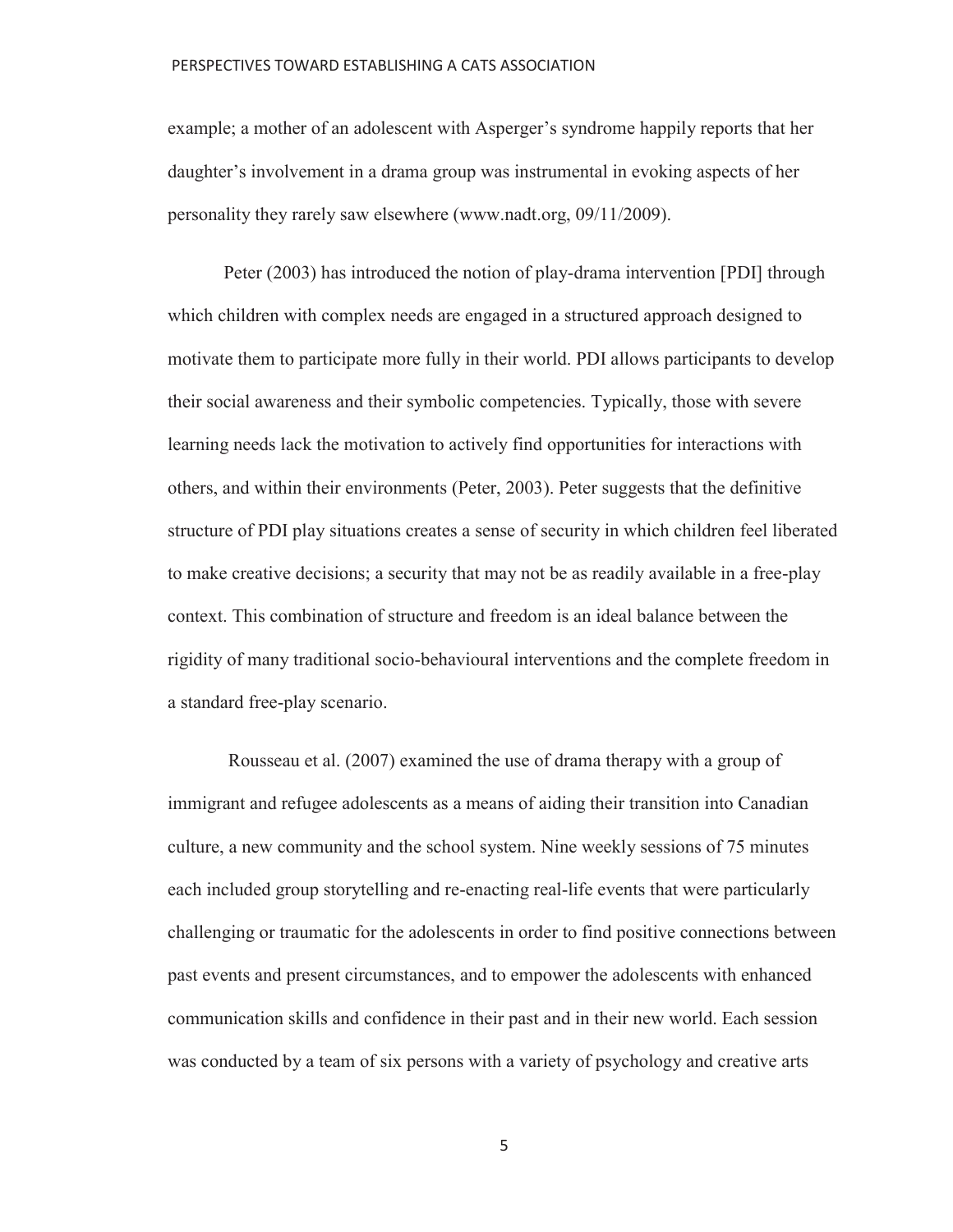example; a mother of an adolescent with Asperger's syndrome happily reports that her daughter's involvement in a drama group was instrumental in evoking aspects of her personality they rarely saw elsewhere (www.nadt.org, 09/11/2009).

Peter (2003) has introduced the notion of play-drama intervention [PDI] through which children with complex needs are engaged in a structured approach designed to motivate them to participate more fully in their world. PDI allows participants to develop their social awareness and their symbolic competencies. Typically, those with severe learning needs lack the motivation to actively find opportunities for interactions with others, and within their environments (Peter, 2003). Peter suggests that the definitive structure of PDI play situations creates a sense of security in which children feel liberated to make creative decisions; a security that may not be as readily available in a free-play context. This combination of structure and freedom is an ideal balance between the rigidity of many traditional socio-behavioural interventions and the complete freedom in a standard free-play scenario.

Rousseau et al. (2007) examined the use of drama therapy with a group of immigrant and refugee adolescents as a means of aiding their transition into Canadian culture, a new community and the school system. Nine weekly sessions of 75 minutes each included group storytelling and re-enacting real-life events that were particularly challenging or traumatic for the adolescents in order to find positive connections between past events and present circumstances, and to empower the adolescents with enhanced communication skills and confidence in their past and in their new world. Each session was conducted by a team of six persons with a variety of psychology and creative arts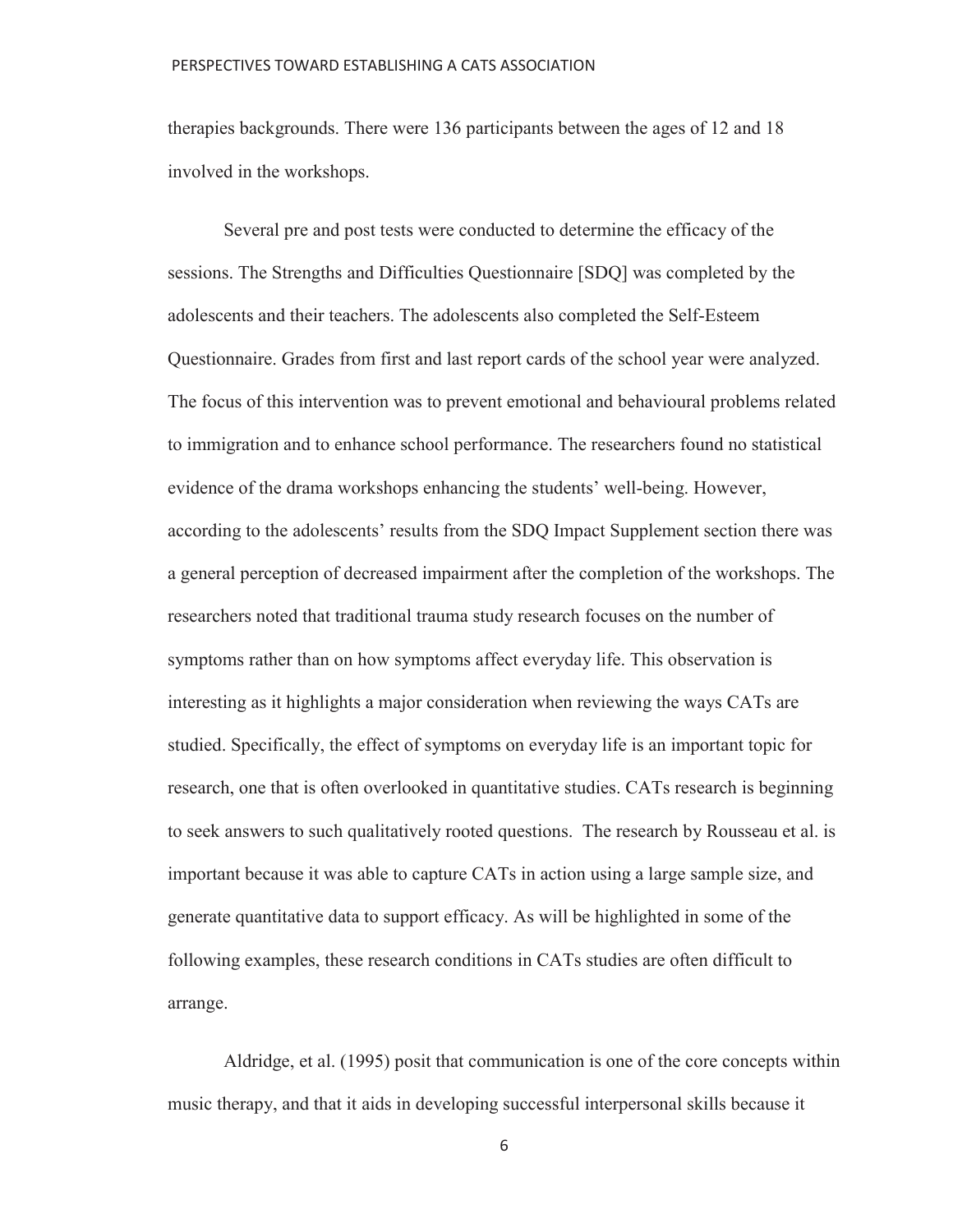therapies backgrounds. There were 136 participants between the ages of 12 and 18 involved in the workshops.

Several pre and post tests were conducted to determine the efficacy of the sessions. The Strengths and Difficulties Questionnaire [SDQ] was completed by the adolescents and their teachers. The adolescents also completed the Self-Esteem Questionnaire. Grades from first and last report cards of the school year were analyzed. The focus of this intervention was to prevent emotional and behavioural problems related to immigration and to enhance school performance. The researchers found no statistical evidence of the drama workshops enhancing the students' well-being. However, according to the adolescents' results from the SDQ Impact Supplement section there was a general perception of decreased impairment after the completion of the workshops. The researchers noted that traditional trauma study research focuses on the number of symptoms rather than on how symptoms affect everyday life. This observation is interesting as it highlights a major consideration when reviewing the ways CATs are studied. Specifically, the effect of symptoms on everyday life is an important topic for research, one that is often overlooked in quantitative studies. CATs research is beginning to seek answers to such qualitatively rooted questions. The research by Rousseau et al. is important because it was able to capture CATs in action using a large sample size, and generate quantitative data to support efficacy. As will be highlighted in some of the following examples, these research conditions in CATs studies are often difficult to arrange.

Aldridge, et al. (1995) posit that communication is one of the core concepts within music therapy, and that it aids in developing successful interpersonal skills because it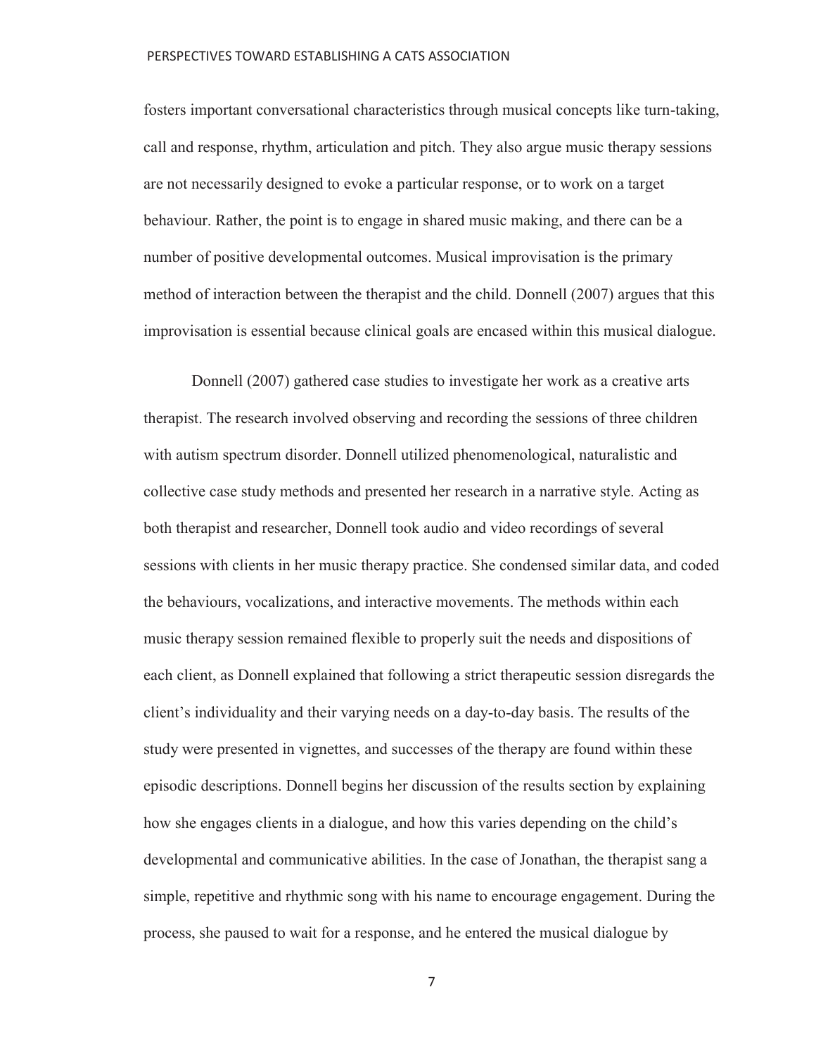fosters important conversational characteristics through musical concepts like turn-taking, call and response, rhythm, articulation and pitch. They also argue music therapy sessions are not necessarily designed to evoke a particular response, or to work on a target behaviour. Rather, the point is to engage in shared music making, and there can be a number of positive developmental outcomes. Musical improvisation is the primary method of interaction between the therapist and the child. Donnell (2007) argues that this improvisation is essential because clinical goals are encased within this musical dialogue.

Donnell (2007) gathered case studies to investigate her work as a creative arts therapist. The research involved observing and recording the sessions of three children with autism spectrum disorder. Donnell utilized phenomenological, naturalistic and collective case study methods and presented her research in a narrative style. Acting as both therapist and researcher, Donnell took audio and video recordings of several sessions with clients in her music therapy practice. She condensed similar data, and coded the behaviours, vocalizations, and interactive movements. The methods within each music therapy session remained flexible to properly suit the needs and dispositions of each client, as Donnell explained that following a strict therapeutic session disregards the client's individuality and their varying needs on a day-to-day basis. The results of the study were presented in vignettes, and successes of the therapy are found within these episodic descriptions. Donnell begins her discussion of the results section by explaining how she engages clients in a dialogue, and how this varies depending on the child's developmental and communicative abilities. In the case of Jonathan, the therapist sang a simple, repetitive and rhythmic song with his name to encourage engagement. During the process, she paused to wait for a response, and he entered the musical dialogue by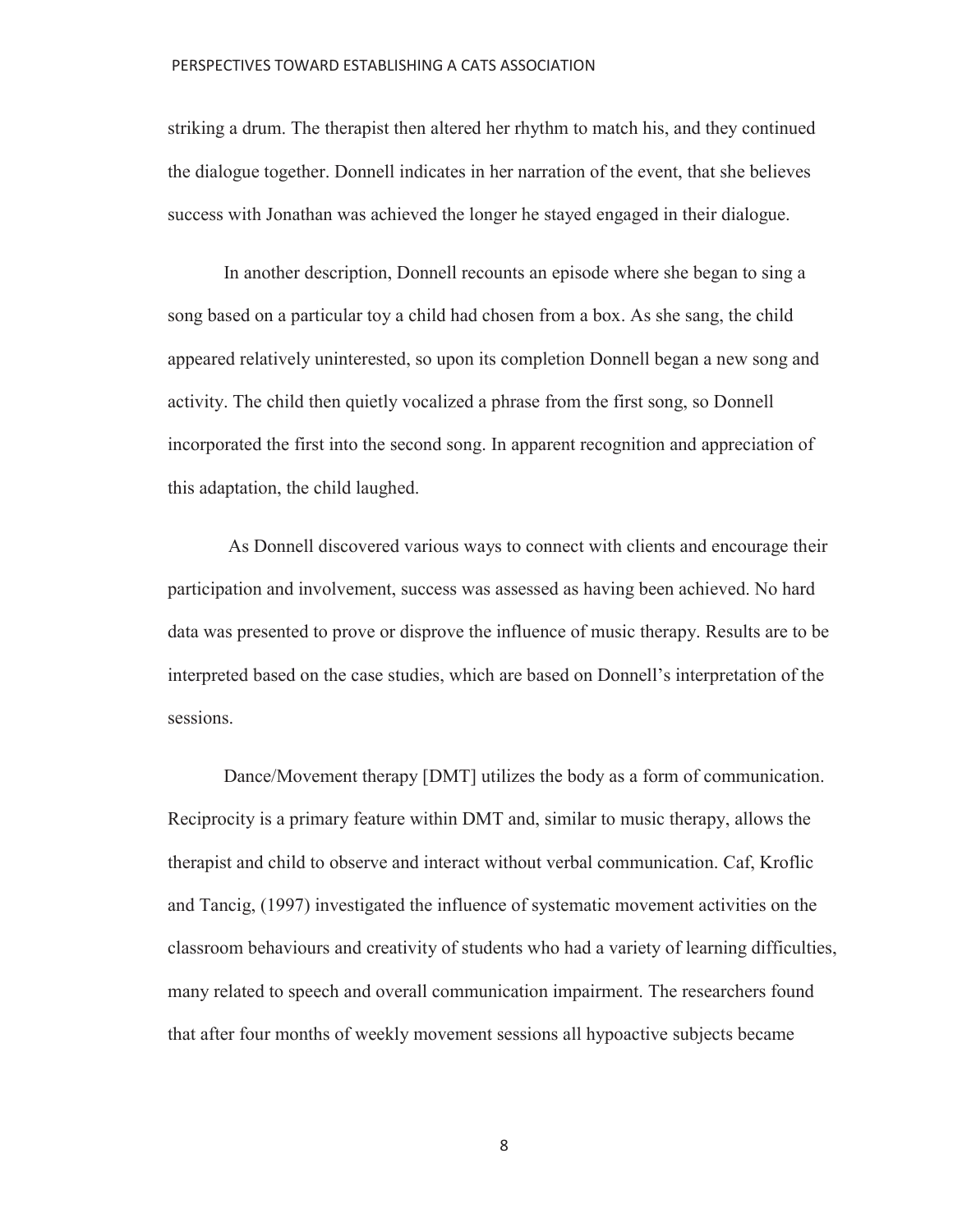striking a drum. The therapist then altered her rhythm to match his, and they continued the dialogue together. Donnell indicates in her narration of the event, that she believes success with Jonathan was achieved the longer he stayed engaged in their dialogue.

In another description, Donnell recounts an episode where she began to sing a song based on a particular toy a child had chosen from a box. As she sang, the child appeared relatively uninterested, so upon its completion Donnell began a new song and activity. The child then quietly vocalized a phrase from the first song, so Donnell incorporated the first into the second song. In apparent recognition and appreciation of this adaptation, the child laughed.

As Donnell discovered various ways to connect with clients and encourage their participation and involvement, success was assessed as having been achieved. No hard data was presented to prove or disprove the influence of music therapy. Results are to be interpreted based on the case studies, which are based on Donnell's interpretation of the sessions.

Dance/Movement therapy [DMT] utilizes the body as a form of communication. Reciprocity is a primary feature within DMT and, similar to music therapy, allows the therapist and child to observe and interact without verbal communication. Caf, Kroflic and Tancig, (1997) investigated the influence of systematic movement activities on the classroom behaviours and creativity of students who had a variety of learning difficulties, many related to speech and overall communication impairment. The researchers found that after four months of weekly movement sessions all hypoactive subjects became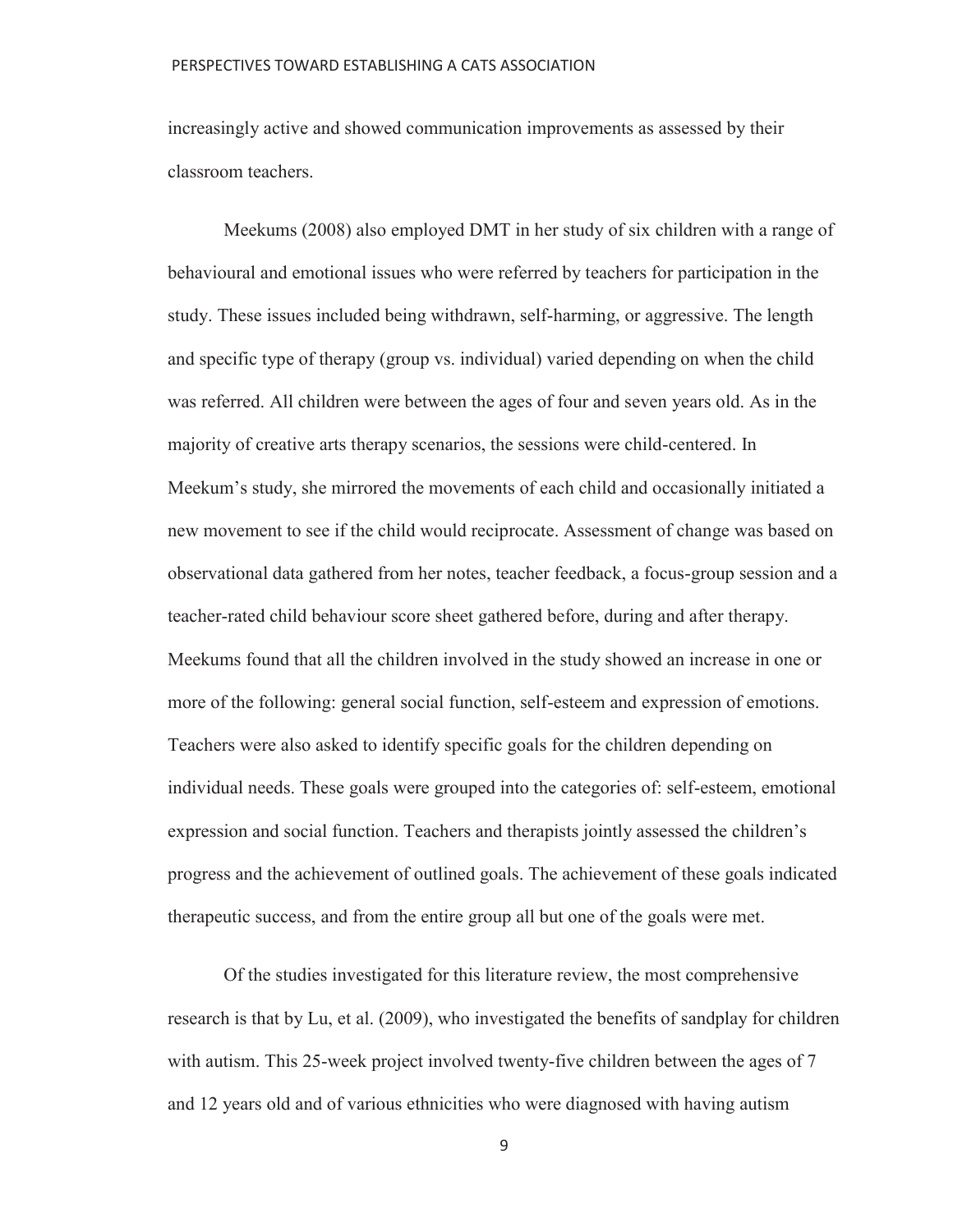increasingly active and showed communication improvements as assessed by their classroom teachers.

Meekums (2008) also employed DMT in her study of six children with a range of behavioural and emotional issues who were referred by teachers for participation in the study. These issues included being withdrawn, self-harming, or aggressive. The length and specific type of therapy (group vs. individual) varied depending on when the child was referred. All children were between the ages of four and seven years old. As in the majority of creative arts therapy scenarios, the sessions were child-centered. In Meekum's study, she mirrored the movements of each child and occasionally initiated a new movement to see if the child would reciprocate. Assessment of change was based on observational data gathered from her notes, teacher feedback, a focus-group session and a teacher-rated child behaviour score sheet gathered before, during and after therapy. Meekums found that all the children involved in the study showed an increase in one or more of the following: general social function, self-esteem and expression of emotions. Teachers were also asked to identify specific goals for the children depending on individual needs. These goals were grouped into the categories of: self-esteem, emotional expression and social function. Teachers and therapists jointly assessed the children's progress and the achievement of outlined goals. The achievement of these goals indicated therapeutic success, and from the entire group all but one of the goals were met.

Of the studies investigated for this literature review, the most comprehensive research is that by Lu, et al. (2009), who investigated the benefits of sandplay for children with autism. This 25-week project involved twenty-five children between the ages of 7 and 12 years old and of various ethnicities who were diagnosed with having autism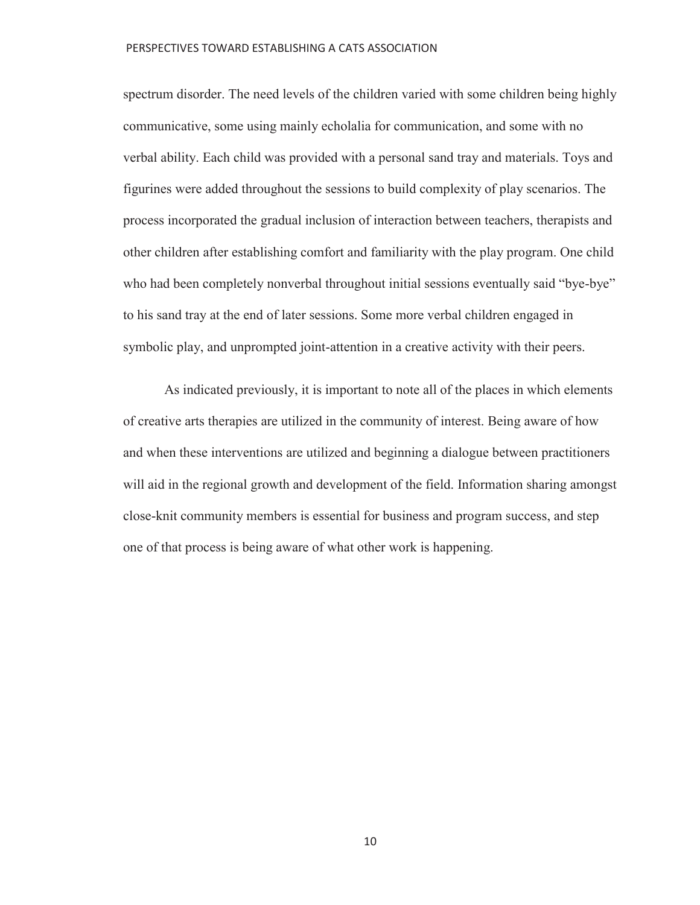spectrum disorder. The need levels of the children varied with some children being highly communicative, some using mainly echolalia for communication, and some with no verbal ability. Each child was provided with a personal sand tray and materials. Toys and figurines were added throughout the sessions to build complexity of play scenarios. The process incorporated the gradual inclusion of interaction between teachers, therapists and other children after establishing comfort and familiarity with the play program. One child who had been completely nonverbal throughout initial sessions eventually said "bye-bye" to his sand tray at the end of later sessions. Some more verbal children engaged in symbolic play, and unprompted joint-attention in a creative activity with their peers.

As indicated previously, it is important to note all of the places in which elements of creative arts therapies are utilized in the community of interest. Being aware of how and when these interventions are utilized and beginning a dialogue between practitioners will aid in the regional growth and development of the field. Information sharing amongst close-knit community members is essential for business and program success, and step one of that process is being aware of what other work is happening.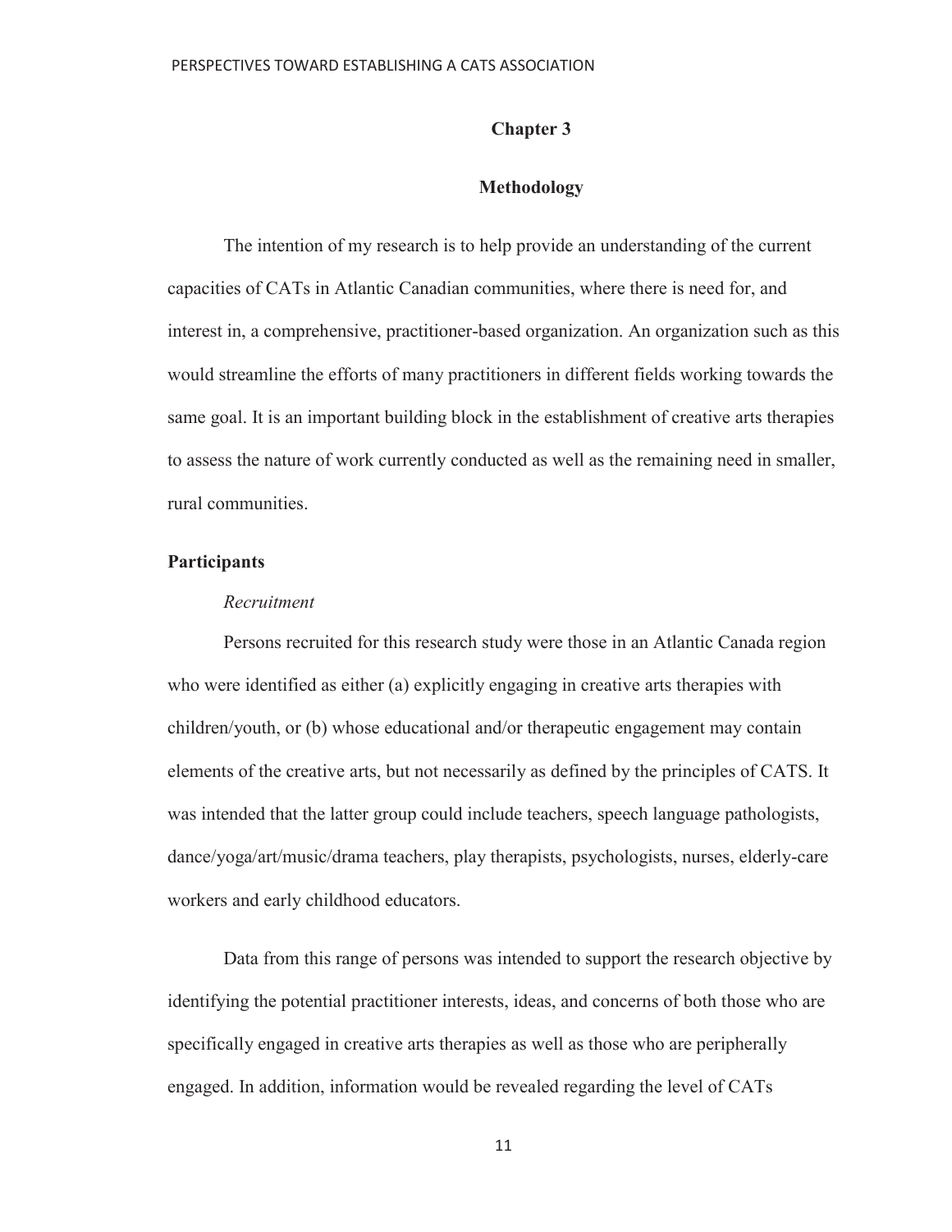# Chapter 3

## Methodology

The intention of my research is to help provide an understanding of the current capacities of CATs in Atlantic Canadian communities, where there is need for, and interest in, a comprehensive, practitioner-based organization. An organization such as this would streamline the efforts of many practitioners in different fields working towards the same goal. It is an important building block in the establishment of creative arts therapies to assess the nature of work currently conducted as well as the remaining need in smaller, rural communities.

### Participants

*Recruitment*

Persons recruited for this research study were those in an Atlantic Canada region who were identified as either (a) explicitly engaging in creative arts therapies with children/youth, or (b) whose educational and/or therapeutic engagement may contain elements of the creative arts, but not necessarily as defined by the principles of CATS. It was intended that the latter group could include teachers, speech language pathologists, dance/yoga/art/music/drama teachers, play therapists, psychologists, nurses, elderly-care workers and early childhood educators.

Data from this range of persons was intended to support the research objective by identifying the potential practitioner interests, ideas, and concerns of both those who are specifically engaged in creative arts therapies as well as those who are peripherally engaged. In addition, information would be revealed regarding the level of CATs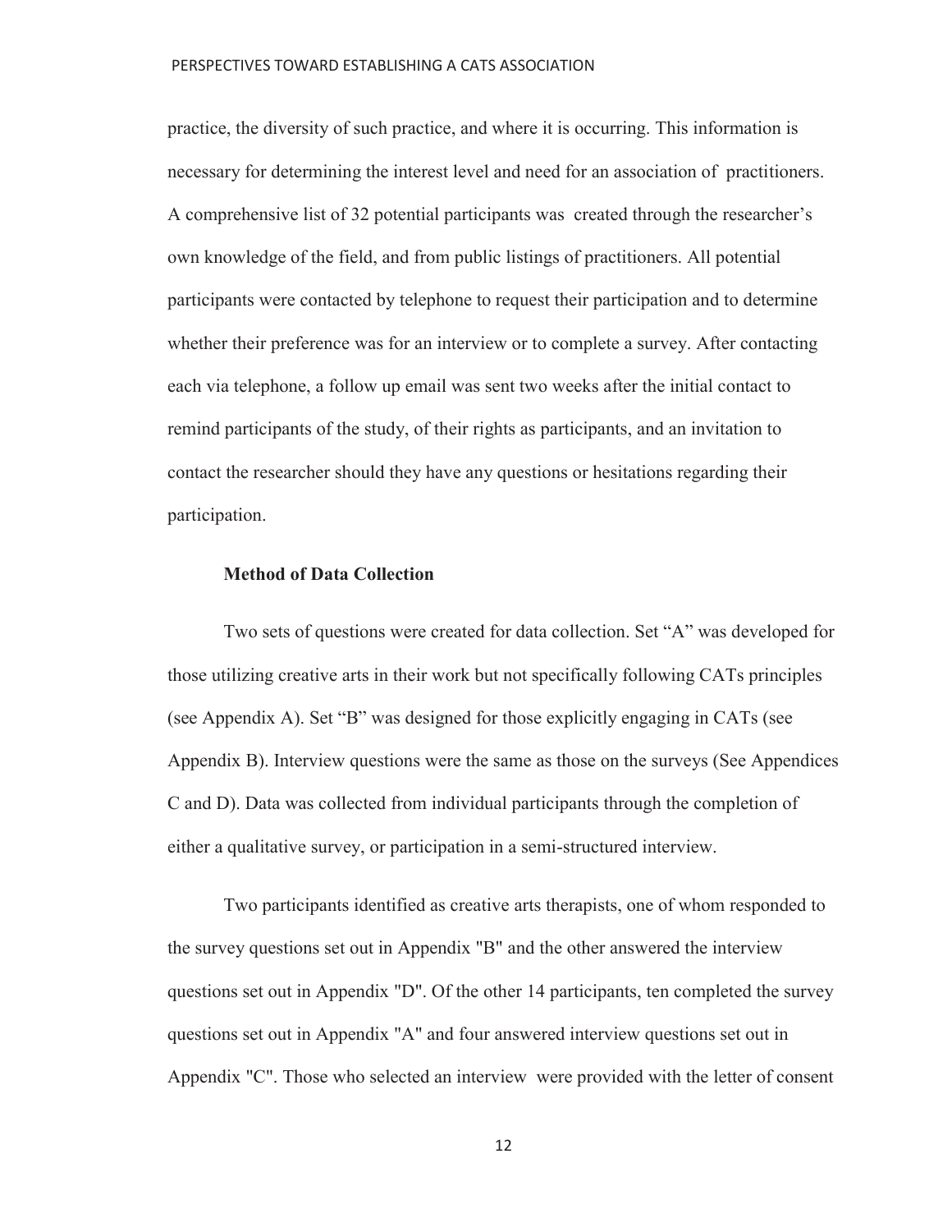practice, the diversity of such practice, and where it is occurring. This information is necessary for determining the interest level and need for an association of practitioners. A comprehensive list of 32 potential participants was created through the researcher's own knowledge of the field, and from public listings of practitioners. All potential participants were contacted by telephone to request their participation and to determine whether their preference was for an interview or to complete a survey. After contacting each via telephone, a follow up email was sent two weeks after the initial contact to remind participants of the study, of their rights as participants, and an invitation to contact the researcher should they have any questions or hesitations regarding their participation.

### Method of Data Collection

Two sets of questions were created for data collection. Set "A" was developed for those utilizing creative arts in their work but not specifically following CATs principles (see Appendix A). Set "B" was designed for those explicitly engaging in CATs (see Appendix B). Interview questions were the same as those on the surveys (See Appendices C and D). Data was collected from individual participants through the completion of either a qualitative survey, or participation in a semi-structured interview.

Two participants identified as creative arts therapists, one of whom responded to the survey questions set out in Appendix "B" and the other answered the interview questions set out in Appendix "D". Of the other 14 participants, ten completed the survey questions set out in Appendix "A" and four answered interview questions set out in Appendix "C". Those who selected an interview were provided with the letter of consent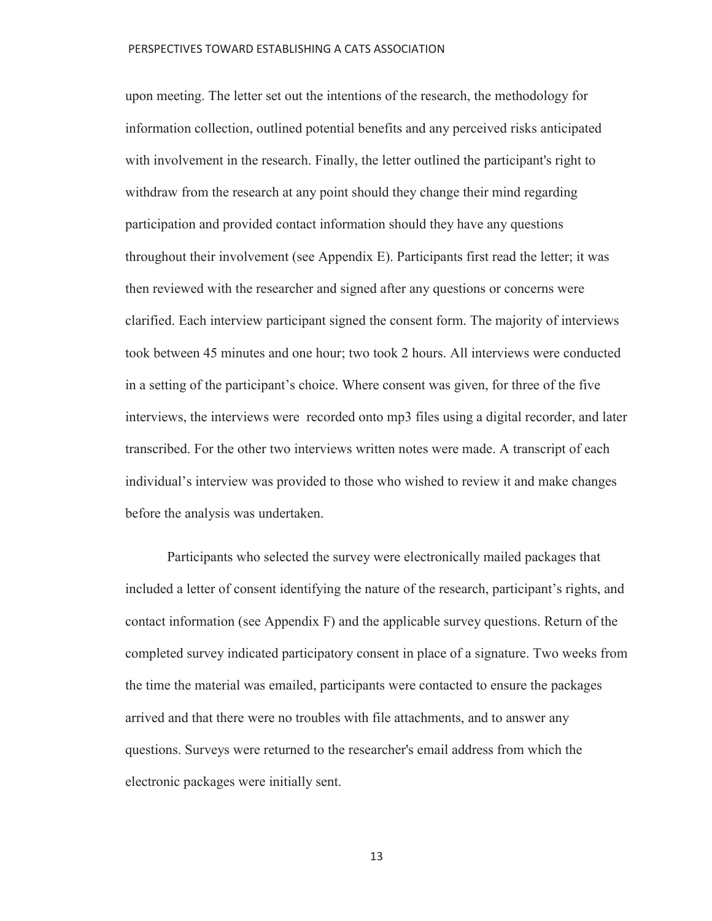upon meeting. The letter set out the intentions of the research, the methodology for information collection, outlined potential benefits and any perceived risks anticipated with involvement in the research. Finally, the letter outlined the participant's right to withdraw from the research at any point should they change their mind regarding participation and provided contact information should they have any questions throughout their involvement (see Appendix E). Participants first read the letter; it was then reviewed with the researcher and signed after any questions or concerns were clarified. Each interview participant signed the consent form. The majority of interviews took between 45 minutes and one hour; two took 2 hours. All interviews were conducted in a setting of the participant's choice. Where consent was given, for three of the five interviews, the interviews were recorded onto mp3 files using a digital recorder, and later transcribed. For the other two interviews written notes were made. A transcript of each individual's interview was provided to those who wished to review it and make changes before the analysis was undertaken.

Participants who selected the survey were electronically mailed packages that included a letter of consent identifying the nature of the research, participant's rights, and contact information (see Appendix F) and the applicable survey questions. Return of the completed survey indicated participatory consent in place of a signature. Two weeks from the time the material was emailed, participants were contacted to ensure the packages arrived and that there were no troubles with file attachments, and to answer any questions. Surveys were returned to the researcher's email address from which the electronic packages were initially sent.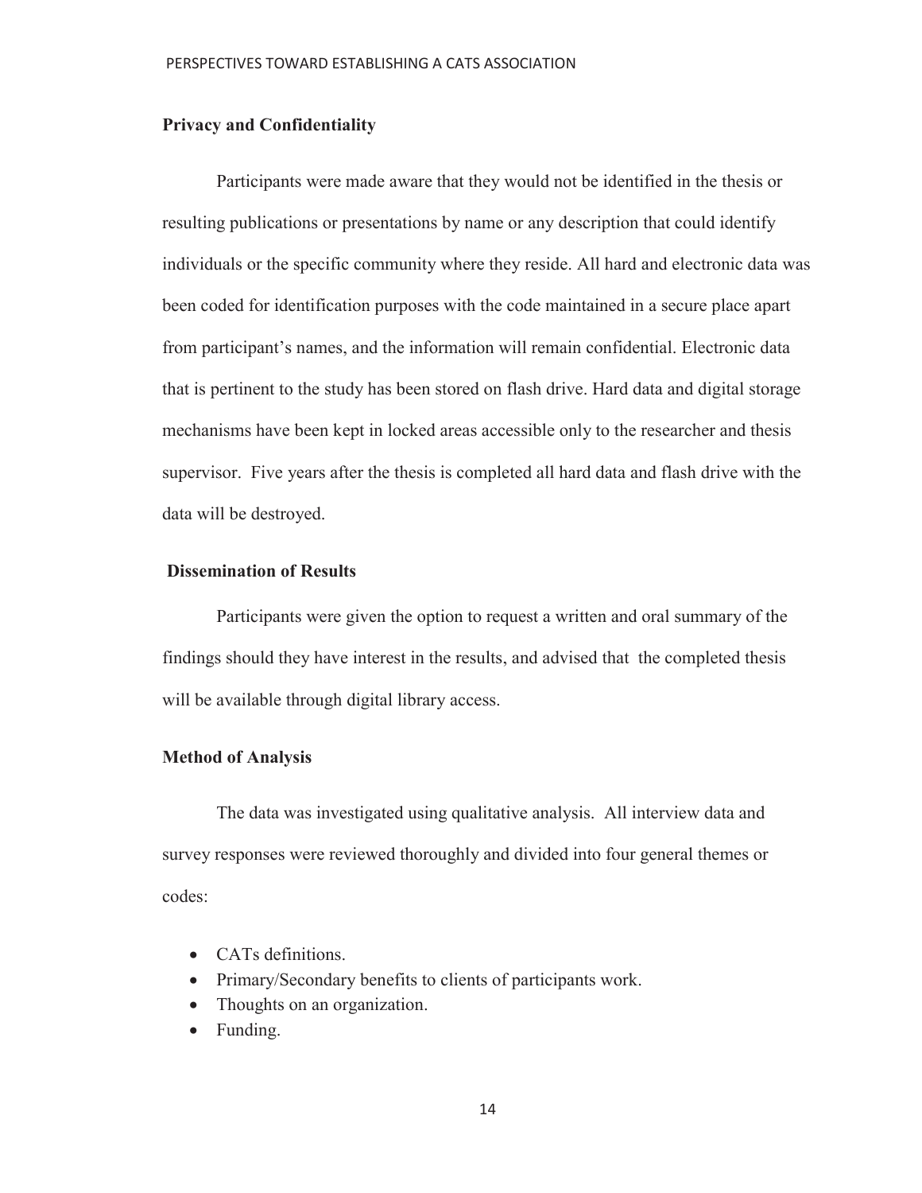### Privacy and Confidentiality

Participants were made aware that they would not be identified in the thesis or resulting publications or presentations by name or any description that could identify individuals or the specific community where they reside. All hard and electronic data was been coded for identification purposes with the code maintained in a secure place apart from participant's names, and the information will remain confidential. Electronic data that is pertinent to the study has been stored on flash drive. Hard data and digital storage mechanisms have been kept in locked areas accessible only to the researcher and thesis supervisor. Five years after the thesis is completed all hard data and flash drive with the data will be destroyed.

### Dissemination of Results

Participants were given the option to request a written and oral summary of the findings should they have interest in the results, and advised that the completed thesis will be available through digital library access.

### Method of Analysis

The data was investigated using qualitative analysis. All interview data and survey responses were reviewed thoroughly and divided into four general themes or codes:

- CATs definitions.
- Primary/Secondary benefits to clients of participants work.
- Thoughts on an organization.
- Funding.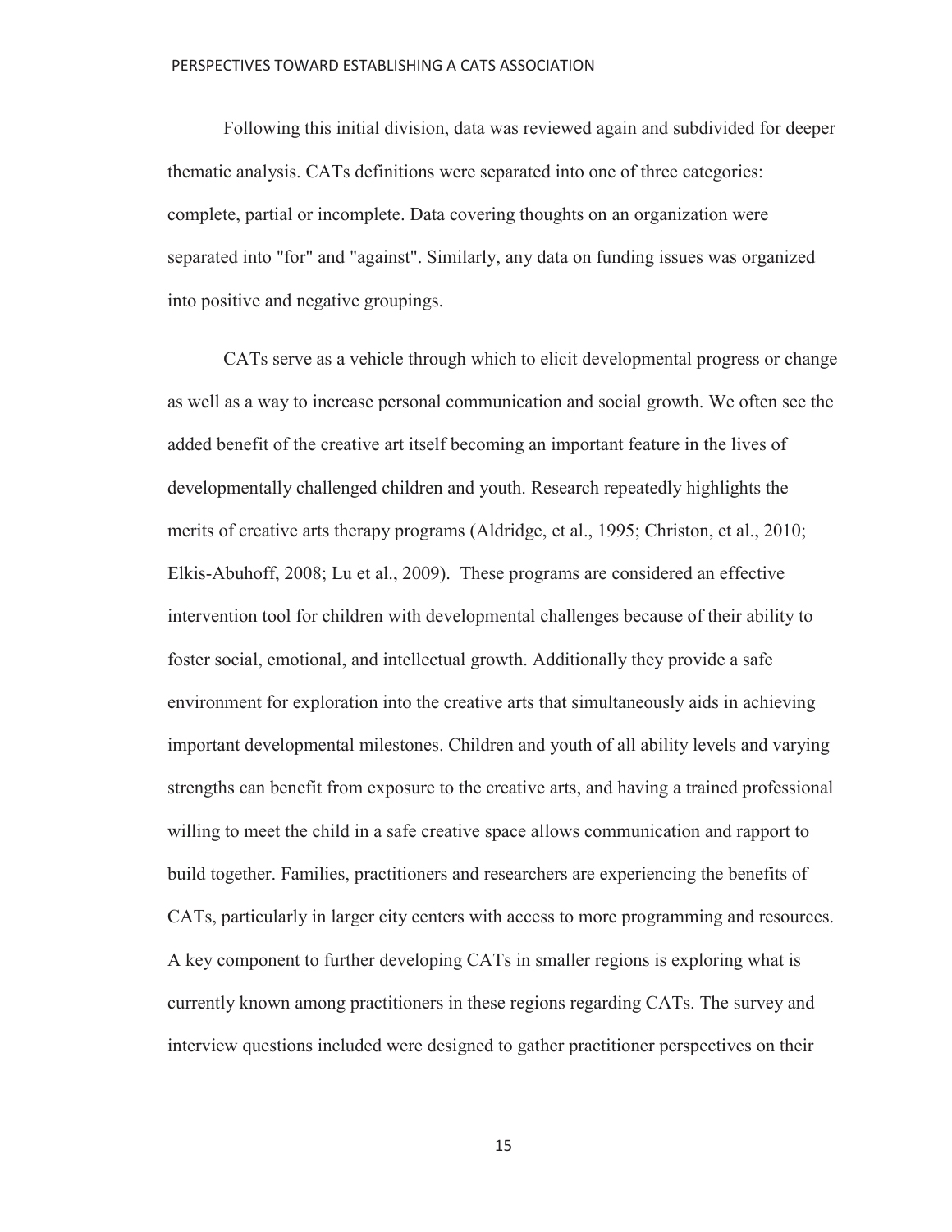Following this initial division, data was reviewed again and subdivided for deeper thematic analysis. CATs definitions were separated into one of three categories: complete, partial or incomplete. Data covering thoughts on an organization were separated into "for" and "against". Similarly, any data on funding issues was organized into positive and negative groupings.

CATs serve as a vehicle through which to elicit developmental progress or change as well as a way to increase personal communication and social growth. We often see the added benefit of the creative art itself becoming an important feature in the lives of developmentally challenged children and youth. Research repeatedly highlights the merits of creative arts therapy programs (Aldridge, et al., 1995; Christon, et al., 2010; Elkis-Abuhoff, 2008; Lu et al., 2009). These programs are considered an effective intervention tool for children with developmental challenges because of their ability to foster social, emotional, and intellectual growth. Additionally they provide a safe environment for exploration into the creative arts that simultaneously aids in achieving important developmental milestones. Children and youth of all ability levels and varying strengths can benefit from exposure to the creative arts, and having a trained professional willing to meet the child in a safe creative space allows communication and rapport to build together. Families, practitioners and researchers are experiencing the benefits of CATs, particularly in larger city centers with access to more programming and resources. A key component to further developing CATs in smaller regions is exploring what is currently known among practitioners in these regions regarding CATs. The survey and interview questions included were designed to gather practitioner perspectives on their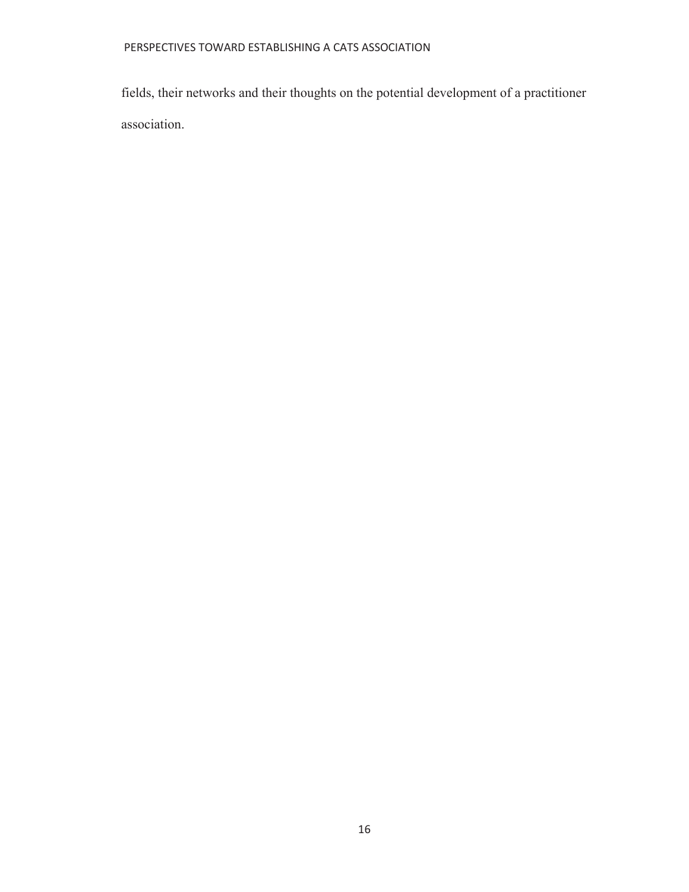fields, their networks and their thoughts on the potential development of a practitioner association.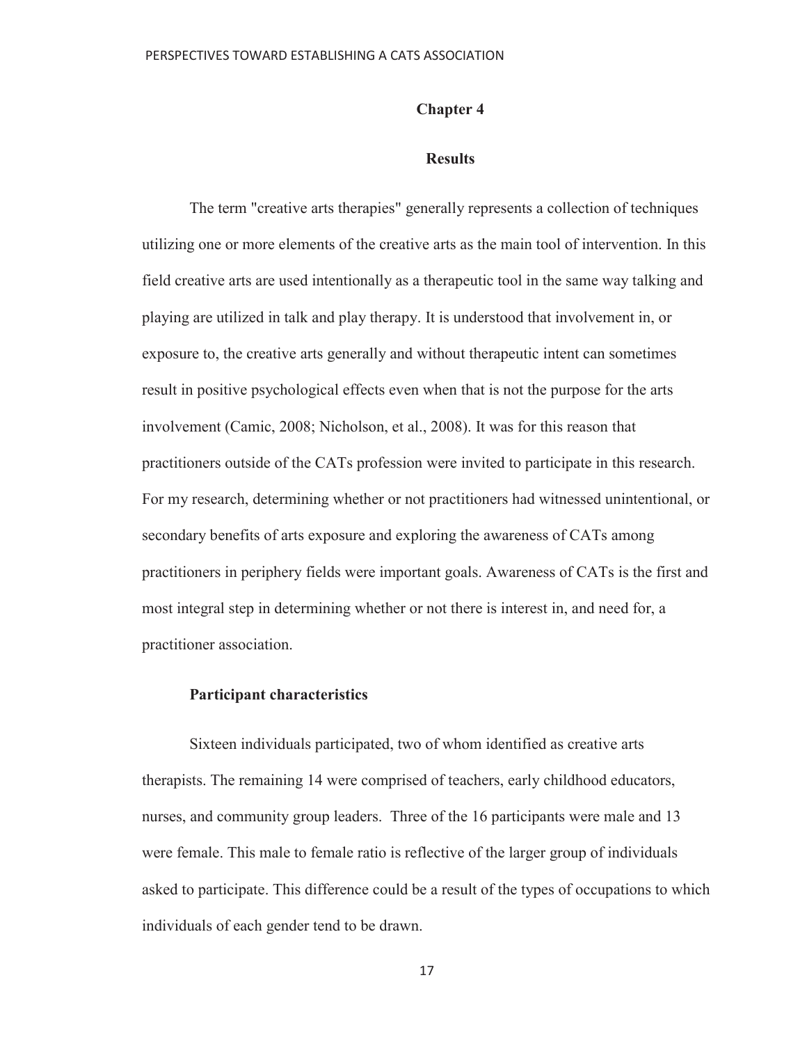# Chapter 4

## Results

The term "creative arts therapies" generally represents a collection of techniques utilizing one or more elements of the creative arts as the main tool of intervention. In this field creative arts are used intentionally as a therapeutic tool in the same way talking and playing are utilized in talk and play therapy. It is understood that involvement in, or exposure to, the creative arts generally and without therapeutic intent can sometimes result in positive psychological effects even when that is not the purpose for the arts involvement (Camic, 2008; Nicholson, et al., 2008). It was for this reason that practitioners outside of the CATs profession were invited to participate in this research. For my research, determining whether or not practitioners had witnessed unintentional, or secondary benefits of arts exposure and exploring the awareness of CATs among practitioners in periphery fields were important goals. Awareness of CATs is the first and most integral step in determining whether or not there is interest in, and need for, a practitioner association.

### Participant characteristics

Sixteen individuals participated, two of whom identified as creative arts therapists. The remaining 14 were comprised of teachers, early childhood educators, nurses, and community group leaders. Three of the 16 participants were male and 13 were female. This male to female ratio is reflective of the larger group of individuals asked to participate. This difference could be a result of the types of occupations to which individuals of each gender tend to be drawn.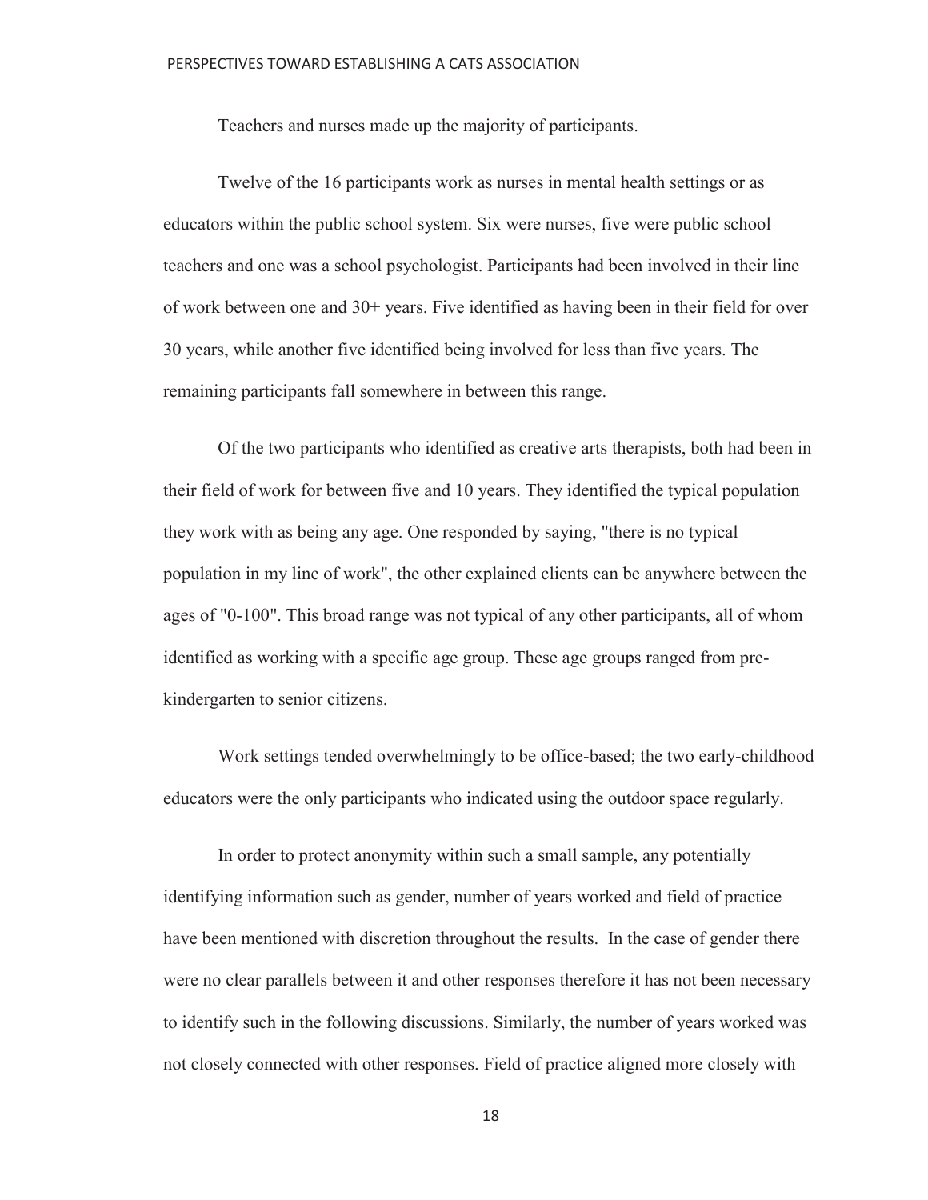Teachers and nurses made up the majority of participants.

Twelve of the 16 participants work as nurses in mental health settings or as educators within the public school system. Six were nurses, five were public school teachers and one was a school psychologist. Participants had been involved in their line of work between one and 30+ years. Five identified as having been in their field for over 30 years, while another five identified being involved for less than five years. The remaining participants fall somewhere in between this range.

Of the two participants who identified as creative arts therapists, both had been in their field of work for between five and 10 years. They identified the typical population they work with as being any age. One responded by saying, "there is no typical population in my line of work", the other explained clients can be anywhere between the ages of "0-100". This broad range was not typical of any other participants, all of whom identified as working with a specific age group. These age groups ranged from pre-kindergarten to senior citizens.

Work settings tended overwhelmingly to be office-based; the two early-childhood educators were the only participants who indicated using the outdoor space regularly.

In order to protect anonymity within such a small sample, any potentially identifying information such as gender, number of years worked and field of practice have been mentioned with discretion throughout the results. In the case of gender there were no clear parallels between it and other responses therefore it has not been necessary to identify such in the following discussions. Similarly, the number of years worked was not closely connected with other responses. Field of practice aligned more closely with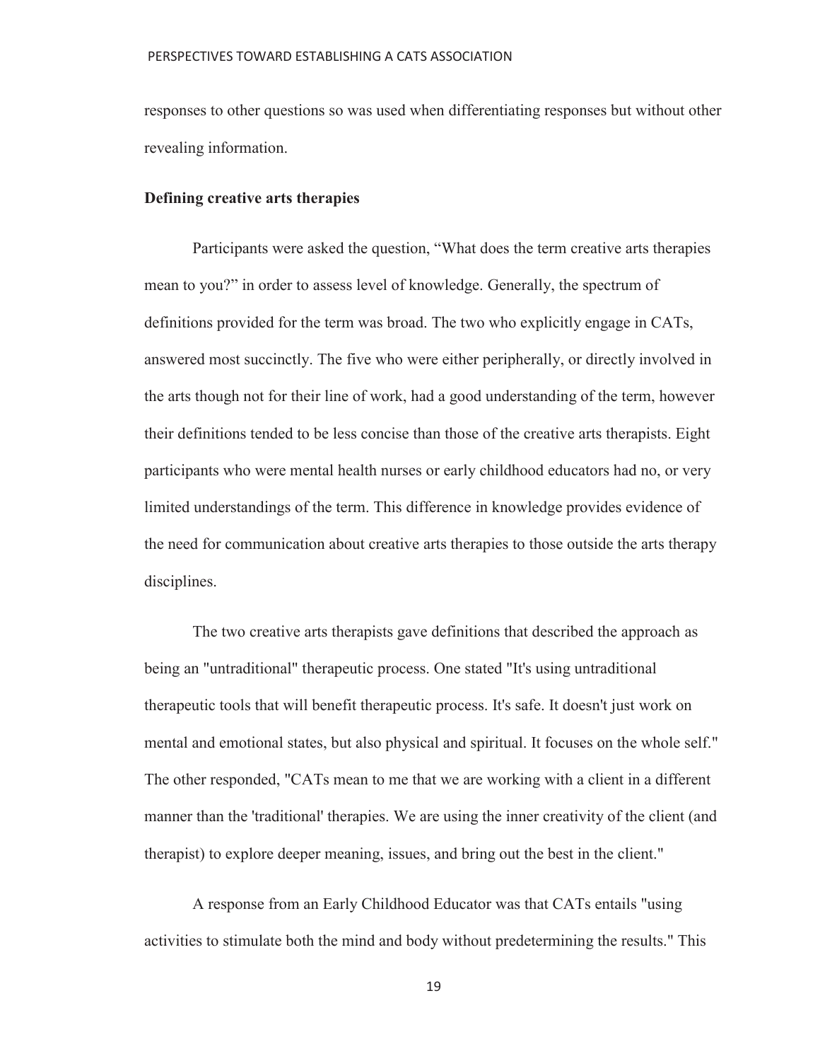responses to other questions so was used when differentiating responses but without other revealing information.

**Defining creative arts therapies**

Participants were asked the question, “What does the term creative arts therapies mean to you?” in order to assess level of knowledge. Generally, the spectrum of definitions provided for the term was broad. The two who explicitly engage in CATs, answered most succinctly. The five who were either peripherally, or directly involved in the arts though not for their line of work, had a good understanding of the term, however their definitions tended to be less concise than those of the creative arts therapists. Eight participants who were mental health nurses or early childhood educators had no, or very limited understandings of the term. This difference in knowledge provides evidence of the need for communication about creative arts therapies to those outside the arts therapy disciplines.

The two creative arts therapists gave definitions that described the approach as being an "untraditional" therapeutic process. One stated "It's using untraditional therapeutic tools that will benefit therapeutic process. It's safe. It doesn't just work on mental and emotional states, but also physical and spiritual. It focuses on the whole self." The other responded, "CATs mean to me that we are working with a client in a different manner than the 'traditional' therapies. We are using the inner creativity of the client (and therapist) to explore deeper meaning, issues, and bring out the best in the client."

A response from an Early Childhood Educator was that CATs entails "using activities to stimulate both the mind and body without predetermining the results." This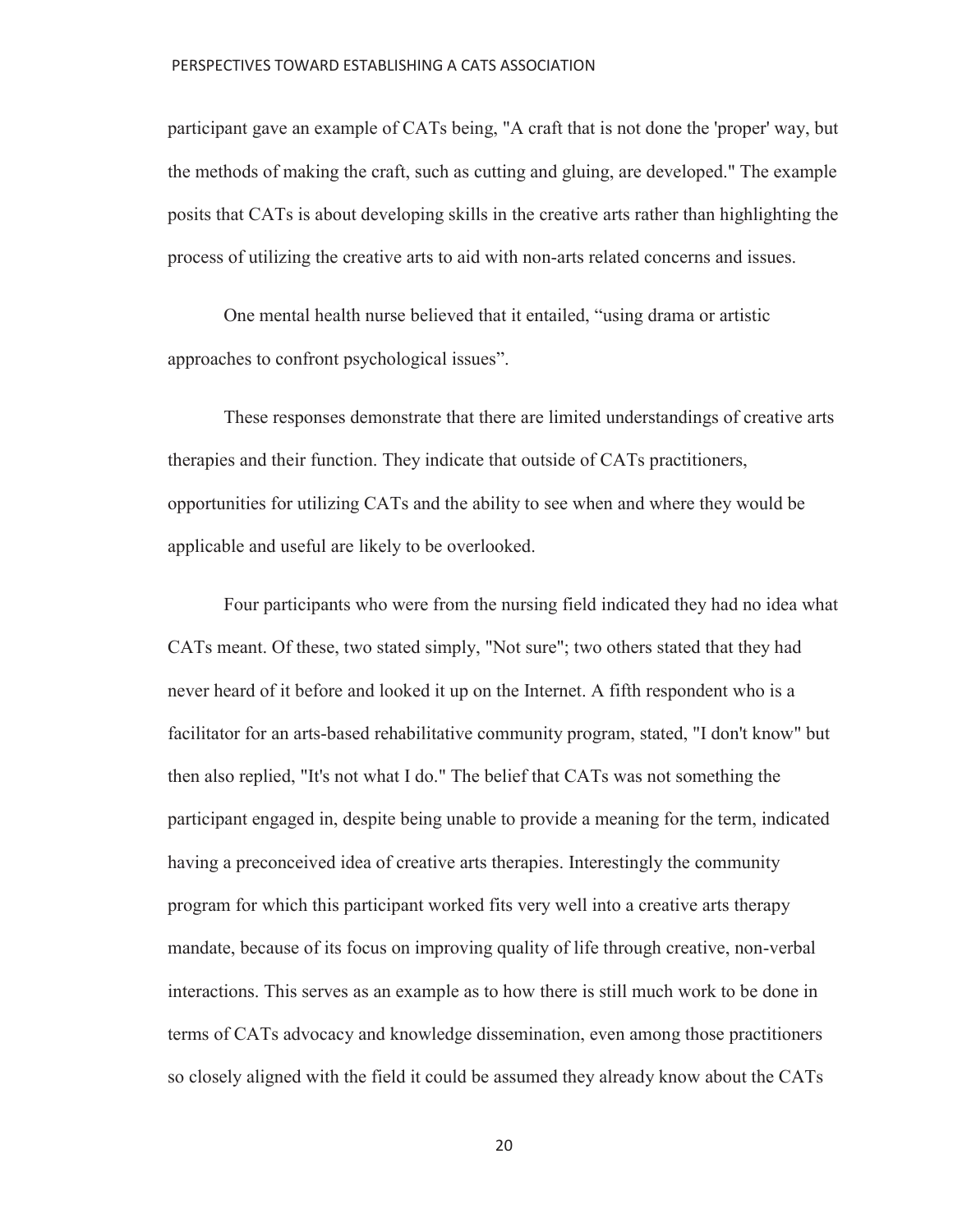participant gave an example of CATs being, "A craft that is not done the 'proper' way, but the methods of making the craft, such as cutting and gluing, are developed." The example posits that CATs is about developing skills in the creative arts rather than highlighting the process of utilizing the creative arts to aid with non-arts related concerns and issues.

One mental health nurse believed that it entailed, "using drama or artistic approaches to confront psychological issues".

These responses demonstrate that there are limited understandings of creative arts therapies and their function. They indicate that outside of CATs practitioners, opportunities for utilizing CATs and the ability to see when and where they would be applicable and useful are likely to be overlooked.

Four participants who were from the nursing field indicated they had no idea what CATs meant. Of these, two stated simply, "Not sure"; two others stated that they had never heard of it before and looked it up on the Internet. A fifth respondent who is a facilitator for an arts-based rehabilitative community program, stated, "I don't know" but then also replied, "It's not what I do." The belief that CATs was not something the participant engaged in, despite being unable to provide a meaning for the term, indicated having a preconceived idea of creative arts therapies. Interestingly the community program for which this participant worked fits very well into a creative arts therapy mandate, because of its focus on improving quality of life through creative, non-verbal interactions. This serves as an example as to how there is still much work to be done in terms of CATs advocacy and knowledge dissemination, even among those practitioners so closely aligned with the field it could be assumed they already know about the CATs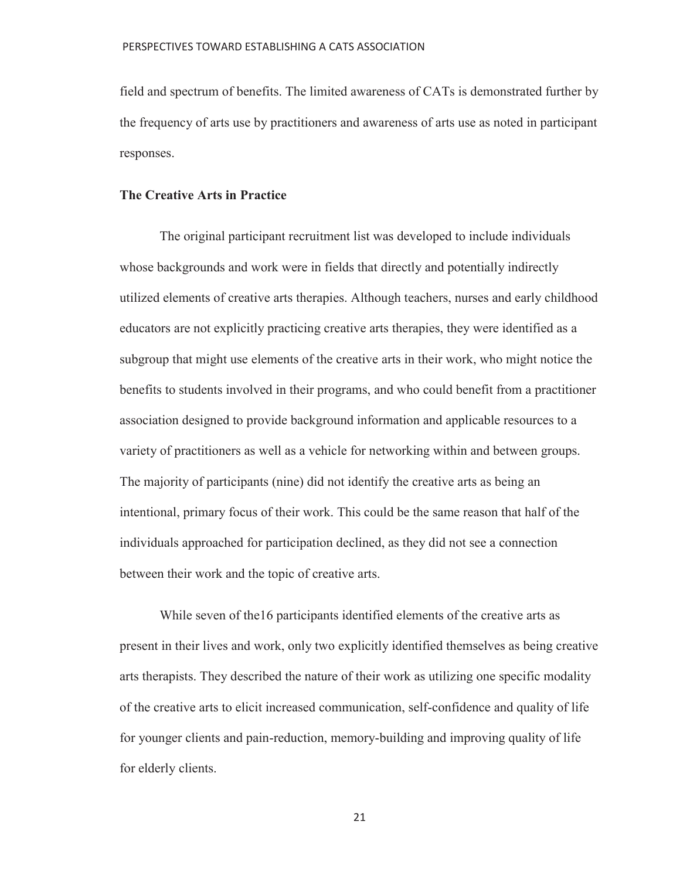field and spectrum of benefits. The limited awareness of CATs is demonstrated further by the frequency of arts use by practitioners and awareness of arts use as noted in participant responses.

**The Creative Arts in Practice**

The original participant recruitment list was developed to include individuals whose backgrounds and work were in fields that directly and potentially indirectly utilized elements of creative arts therapies. Although teachers, nurses and early childhood educators are not explicitly practicing creative arts therapies, they were identified as a subgroup that might use elements of the creative arts in their work, who might notice the benefits to students involved in their programs, and who could benefit from a practitioner association designed to provide background information and applicable resources to a variety of practitioners as well as a vehicle for networking within and between groups. The majority of participants (nine) did not identify the creative arts as being an intentional, primary focus of their work. This could be the same reason that half of the individuals approached for participation declined, as they did not see a connection between their work and the topic of creative arts.

While seven of the16 participants identified elements of the creative arts as present in their lives and work, only two explicitly identified themselves as being creative arts therapists. They described the nature of their work as utilizing one specific modality of the creative arts to elicit increased communication, self-confidence and quality of life for younger clients and pain-reduction, memory-building and improving quality of life for elderly clients.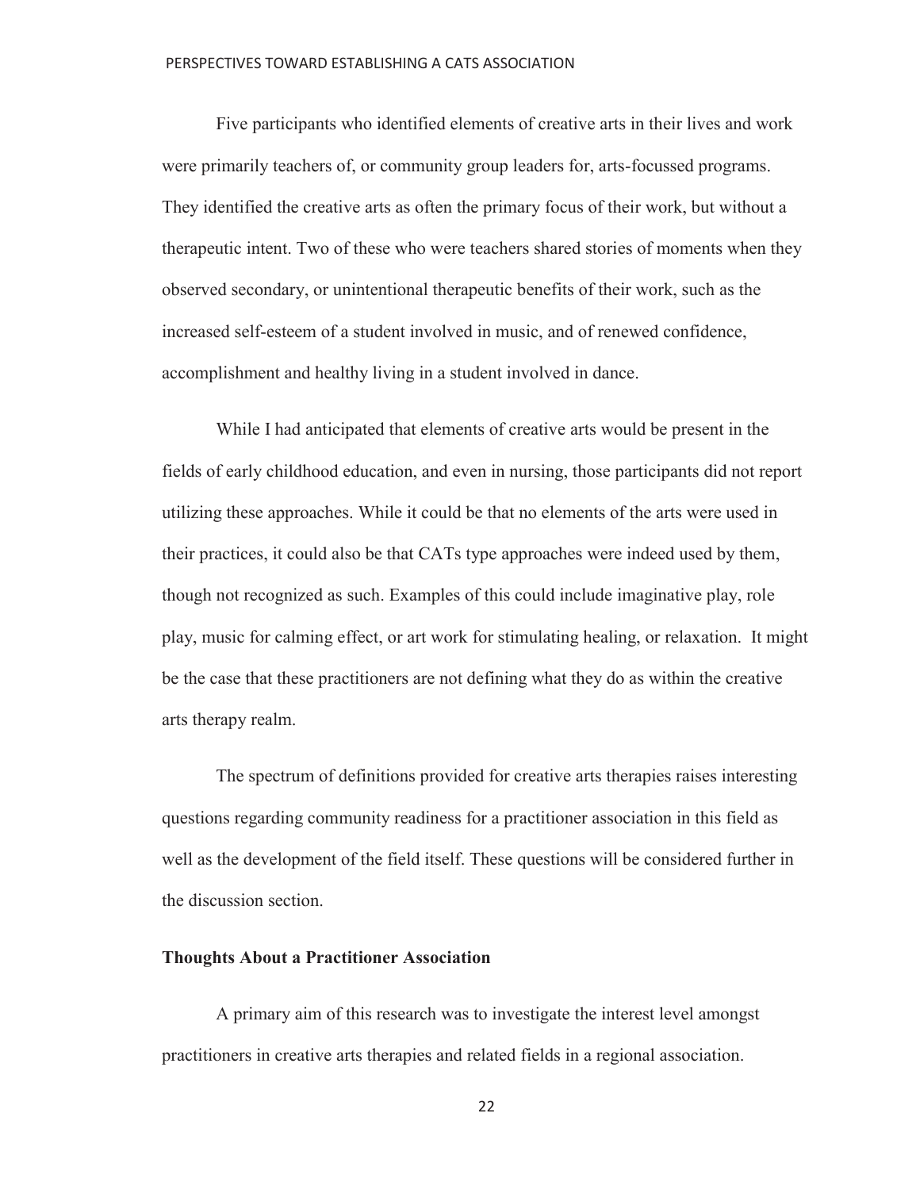Five participants who identified elements of creative arts in their lives and work were primarily teachers of, or community group leaders for, arts-focussed programs. They identified the creative arts as often the primary focus of their work, but without a therapeutic intent. Two of these who were teachers shared stories of moments when they observed secondary, or unintentional therapeutic benefits of their work, such as the increased self-esteem of a student involved in music, and of renewed confidence, accomplishment and healthy living in a student involved in dance.

While I had anticipated that elements of creative arts would be present in the fields of early childhood education, and even in nursing, those participants did not report utilizing these approaches. While it could be that no elements of the arts were used in their practices, it could also be that CATs type approaches were indeed used by them, though not recognized as such. Examples of this could include imaginative play, role play, music for calming effect, or art work for stimulating healing, or relaxation. It might be the case that these practitioners are not defining what they do as within the creative arts therapy realm.

The spectrum of definitions provided for creative arts therapies raises interesting questions regarding community readiness for a practitioner association in this field as well as the development of the field itself. These questions will be considered further in the discussion section.

**Thoughts About a Practitioner Association**

A primary aim of this research was to investigate the interest level amongst practitioners in creative arts therapies and related fields in a regional association.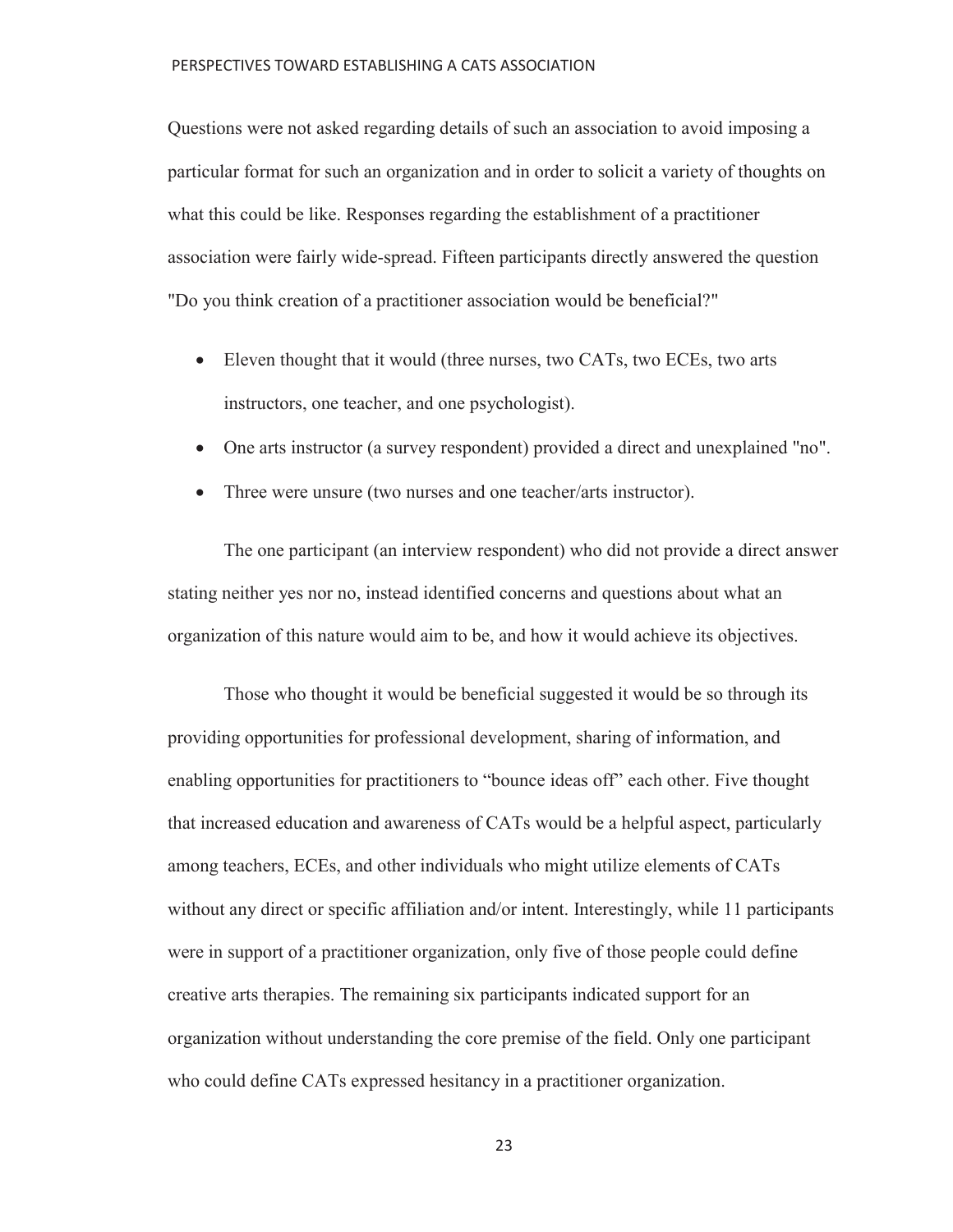Questions were not asked regarding details of such an association to avoid imposing a particular format for such an organization and in order to solicit a variety of thoughts on what this could be like. Responses regarding the establishment of a practitioner association were fairly wide-spread. Fifteen participants directly answered the question "Do you think creation of a practitioner association would be beneficial?"

- Eleven thought that it would (three nurses, two CATs, two ECEs, two arts instructors, one teacher, and one psychologist).
- One arts instructor (a survey respondent) provided a direct and unexplained "no".
- Three were unsure (two nurses and one teacher/arts instructor).

The one participant (an interview respondent) who did not provide a direct answer stating neither yes nor no, instead identified concerns and questions about what an organization of this nature would aim to be, and how it would achieve its objectives.

Those who thought it would be beneficial suggested it would be so through its providing opportunities for professional development, sharing of information, and enabling opportunities for practitioners to “bounce ideas off” each other. Five thought that increased education and awareness of CATs would be a helpful aspect, particularly among teachers, ECEs, and other individuals who might utilize elements of CATs without any direct or specific affiliation and/or intent. Interestingly, while 11 participants were in support of a practitioner organization, only five of those people could define creative arts therapies. The remaining six participants indicated support for an organization without understanding the core premise of the field. Only one participant who could define CATs expressed hesitancy in a practitioner organization.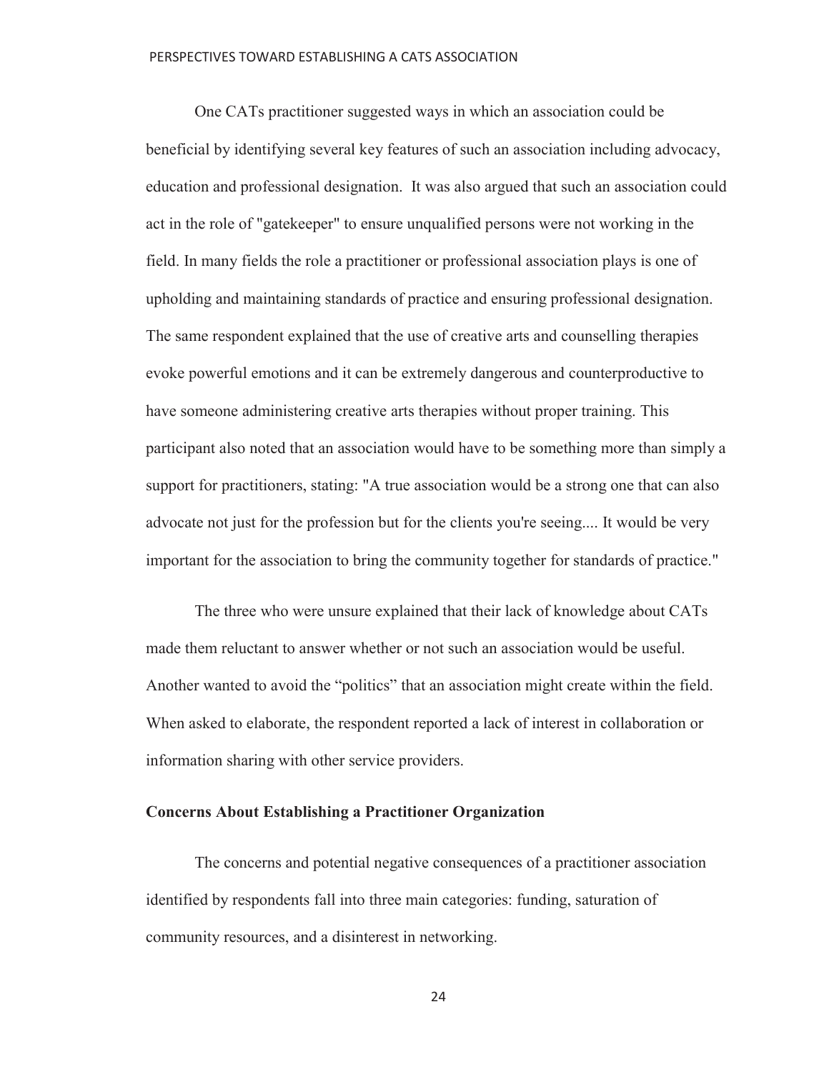One CATs practitioner suggested ways in which an association could be beneficial by identifying several key features of such an association including advocacy, education and professional designation. It was also argued that such an association could act in the role of "gatekeeper" to ensure unqualified persons were not working in the field. In many fields the role a practitioner or professional association plays is one of upholding and maintaining standards of practice and ensuring professional designation. The same respondent explained that the use of creative arts and counselling therapies evoke powerful emotions and it can be extremely dangerous and counterproductive to have someone administering creative arts therapies without proper training. This participant also noted that an association would have to be something more than simply a support for practitioners, stating: "A true association would be a strong one that can also advocate not just for the profession but for the clients you're seeing.... It would be very important for the association to bring the community together for standards of practice."

The three who were unsure explained that their lack of knowledge about CATs made them reluctant to answer whether or not such an association would be useful. Another wanted to avoid the "politics" that an association might create within the field. When asked to elaborate, the respondent reported a lack of interest in collaboration or information sharing with other service providers.

### Concerns About Establishing a Practitioner Organization

The concerns and potential negative consequences of a practitioner association identified by respondents fall into three main categories: funding, saturation of community resources, and a disinterest in networking.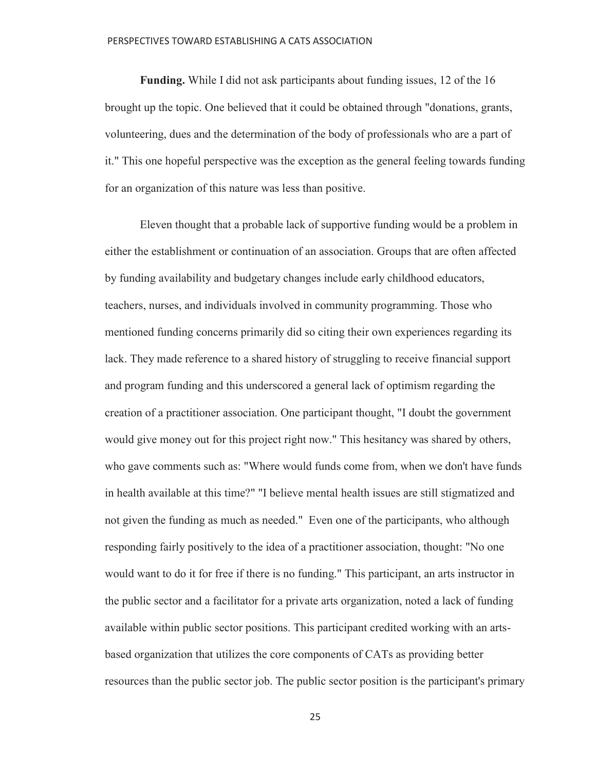**Funding.** While I did not ask participants about funding issues, 12 of the 16 brought up the topic. One believed that it could be obtained through "donations, grants, volunteering, dues and the determination of the body of professionals who are a part of it." This one hopeful perspective was the exception as the general feeling towards funding for an organization of this nature was less than positive.

Eleven thought that a probable lack of supportive funding would be a problem in either the establishment or continuation of an association. Groups that are often affected by funding availability and budgetary changes include early childhood educators, teachers, nurses, and individuals involved in community programming. Those who mentioned funding concerns primarily did so citing their own experiences regarding its lack. They made reference to a shared history of struggling to receive financial support and program funding and this underscored a general lack of optimism regarding the creation of a practitioner association. One participant thought, "I doubt the government would give money out for this project right now." This hesitancy was shared by others, who gave comments such as: "Where would funds come from, when we don't have funds in health available at this time?" "I believe mental health issues are still stigmatized and not given the funding as much as needed." Even one of the participants, who although responding fairly positively to the idea of a practitioner association, thought: "No one would want to do it for free if there is no funding." This participant, an arts instructor in the public sector and a facilitator for a private arts organization, noted a lack of funding available within public sector positions. This participant credited working with an arts-based organization that utilizes the core components of CATs as providing better resources than the public sector job. The public sector position is the participant's primary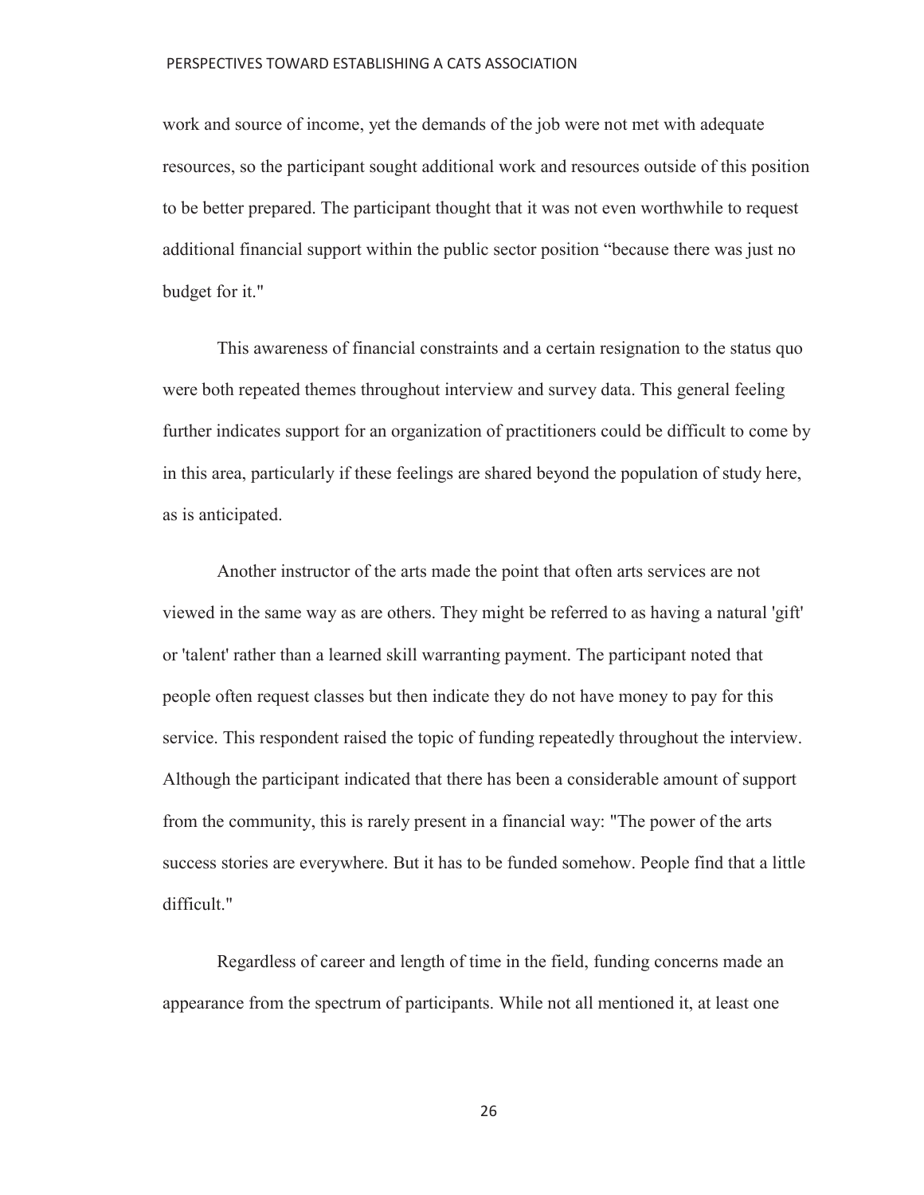work and source of income, yet the demands of the job were not met with adequate resources, so the participant sought additional work and resources outside of this position to be better prepared. The participant thought that it was not even worthwhile to request additional financial support within the public sector position “because there was just no budget for it."

This awareness of financial constraints and a certain resignation to the status quo were both repeated themes throughout interview and survey data. This general feeling further indicates support for an organization of practitioners could be difficult to come by in this area, particularly if these feelings are shared beyond the population of study here, as is anticipated.

Another instructor of the arts made the point that often arts services are not viewed in the same way as are others. They might be referred to as having a natural 'gift' or 'talent' rather than a learned skill warranting payment. The participant noted that people often request classes but then indicate they do not have money to pay for this service. This respondent raised the topic of funding repeatedly throughout the interview. Although the participant indicated that there has been a considerable amount of support from the community, this is rarely present in a financial way: "The power of the arts success stories are everywhere. But it has to be funded somehow. People find that a little difficult."

Regardless of career and length of time in the field, funding concerns made an appearance from the spectrum of participants. While not all mentioned it, at least one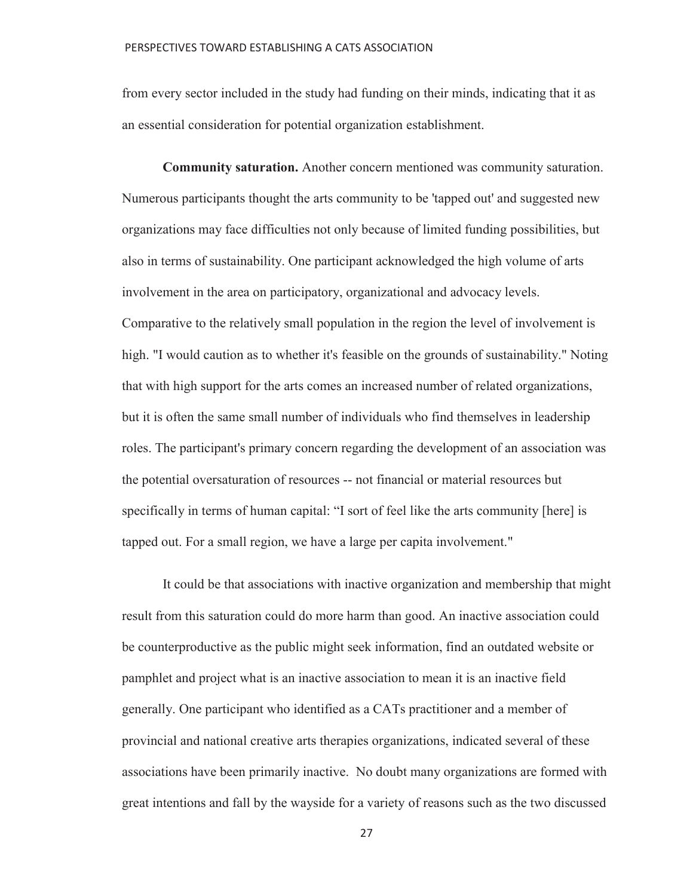from every sector included in the study had funding on their minds, indicating that it as an essential consideration for potential organization establishment.

**Community saturation.** Another concern mentioned was community saturation. Numerous participants thought the arts community to be 'tapped out' and suggested new organizations may face difficulties not only because of limited funding possibilities, but also in terms of sustainability. One participant acknowledged the high volume of arts involvement in the area on participatory, organizational and advocacy levels. Comparative to the relatively small population in the region the level of involvement is high. "I would caution as to whether it's feasible on the grounds of sustainability." Noting that with high support for the arts comes an increased number of related organizations, but it is often the same small number of individuals who find themselves in leadership roles. The participant's primary concern regarding the development of an association was the potential oversaturation of resources -- not financial or material resources but specifically in terms of human capital: "I sort of feel like the arts community [here] is tapped out. For a small region, we have a large per capita involvement."

It could be that associations with inactive organization and membership that might result from this saturation could do more harm than good. An inactive association could be counterproductive as the public might seek information, find an outdated website or pamphlet and project what is an inactive association to mean it is an inactive field generally. One participant who identified as a CATs practitioner and a member of provincial and national creative arts therapies organizations, indicated several of these associations have been primarily inactive. No doubt many organizations are formed with great intentions and fall by the wayside for a variety of reasons such as the two discussed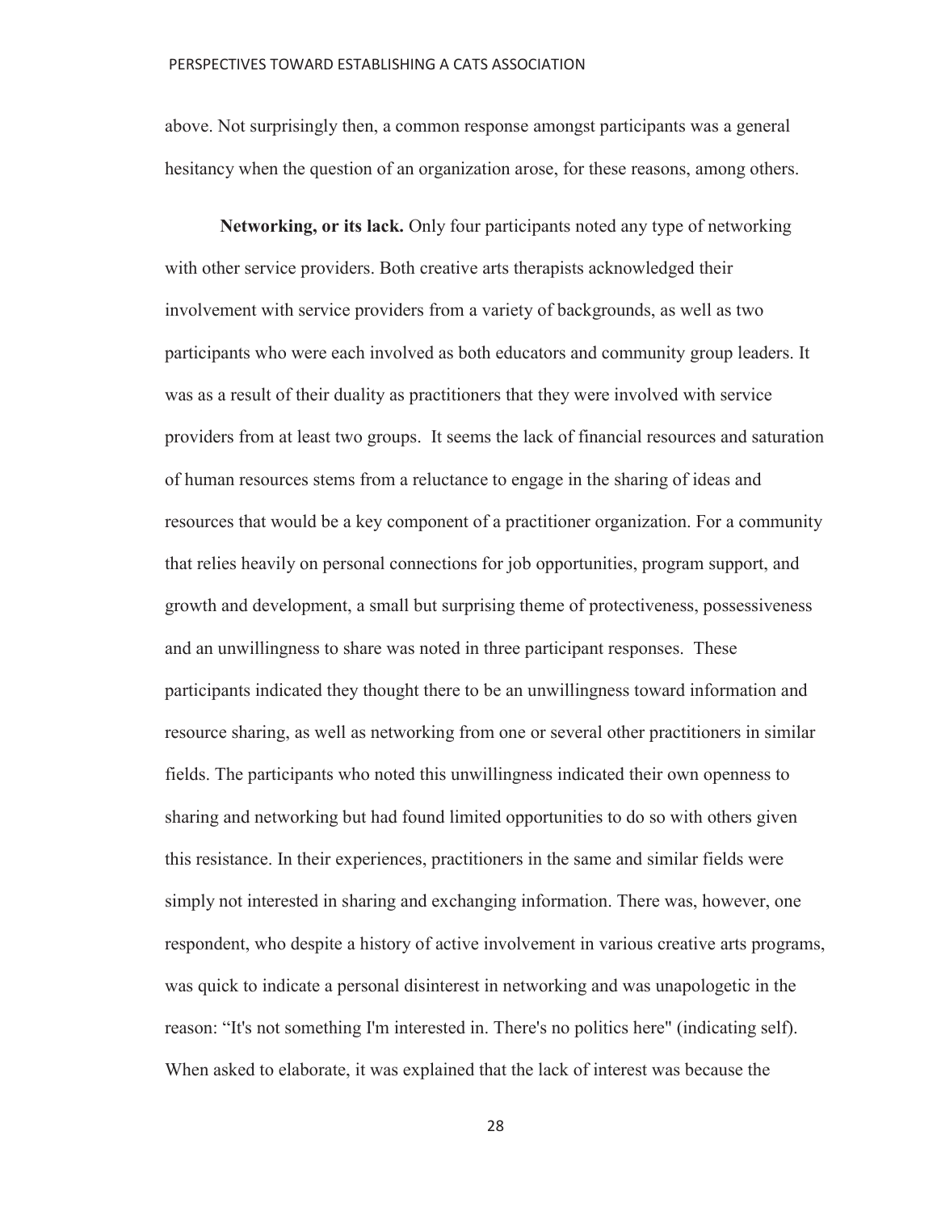above. Not surprisingly then, a common response amongst participants was a general hesitancy when the question of an organization arose, for these reasons, among others.

**Networking, or its lack.** Only four participants noted any type of networking with other service providers. Both creative arts therapists acknowledged their involvement with service providers from a variety of backgrounds, as well as two participants who were each involved as both educators and community group leaders. It was as a result of their duality as practitioners that they were involved with service providers from at least two groups. It seems the lack of financial resources and saturation of human resources stems from a reluctance to engage in the sharing of ideas and resources that would be a key component of a practitioner organization. For a community that relies heavily on personal connections for job opportunities, program support, and growth and development, a small but surprising theme of protectiveness, possessiveness and an unwillingness to share was noted in three participant responses. These participants indicated they thought there to be an unwillingness toward information and resource sharing, as well as networking from one or several other practitioners in similar fields. The participants who noted this unwillingness indicated their own openness to sharing and networking but had found limited opportunities to do so with others given this resistance. In their experiences, practitioners in the same and similar fields were simply not interested in sharing and exchanging information. There was, however, one respondent, who despite a history of active involvement in various creative arts programs, was quick to indicate a personal disinterest in networking and was unapologetic in the reason: "It's not something I'm interested in. There's no politics here" (indicating self). When asked to elaborate, it was explained that the lack of interest was because the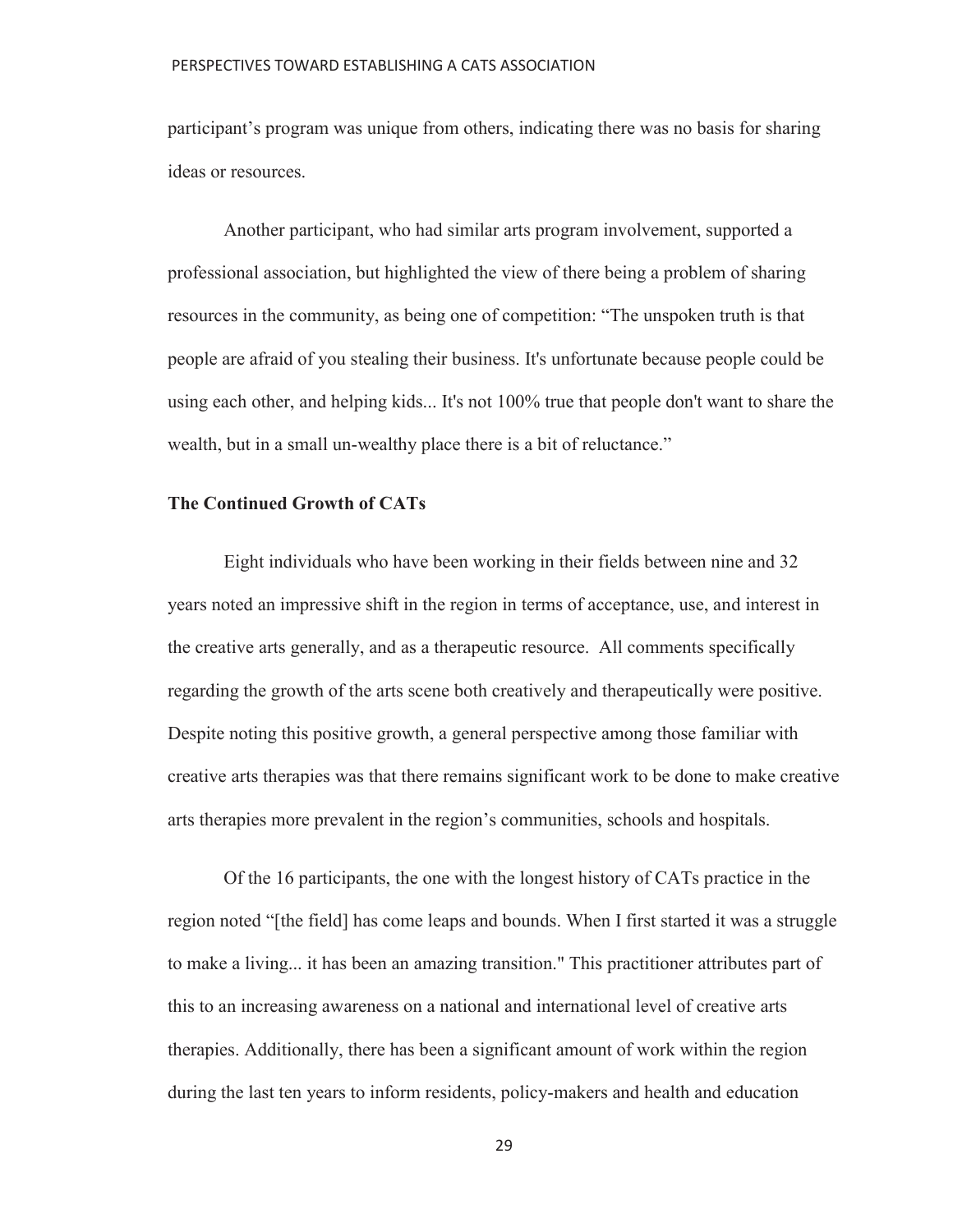participant's program was unique from others, indicating there was no basis for sharing ideas or resources.

Another participant, who had similar arts program involvement, supported a professional association, but highlighted the view of there being a problem of sharing resources in the community, as being one of competition: "The unspoken truth is that people are afraid of you stealing their business. It's unfortunate because people could be using each other, and helping kids... It's not 100% true that people don't want to share the wealth, but in a small un-wealthy place there is a bit of reluctance."

**The Continued Growth of CATs**

Eight individuals who have been working in their fields between nine and 32 years noted an impressive shift in the region in terms of acceptance, use, and interest in the creative arts generally, and as a therapeutic resource. All comments specifically regarding the growth of the arts scene both creatively and therapeutically were positive. Despite noting this positive growth, a general perspective among those familiar with creative arts therapies was that there remains significant work to be done to make creative arts therapies more prevalent in the region's communities, schools and hospitals.

Of the 16 participants, the one with the longest history of CATs practice in the region noted "[the field] has come leaps and bounds. When I first started it was a struggle to make a living... it has been an amazing transition." This practitioner attributes part of this to an increasing awareness on a national and international level of creative arts therapies. Additionally, there has been a significant amount of work within the region during the last ten years to inform residents, policy-makers and health and education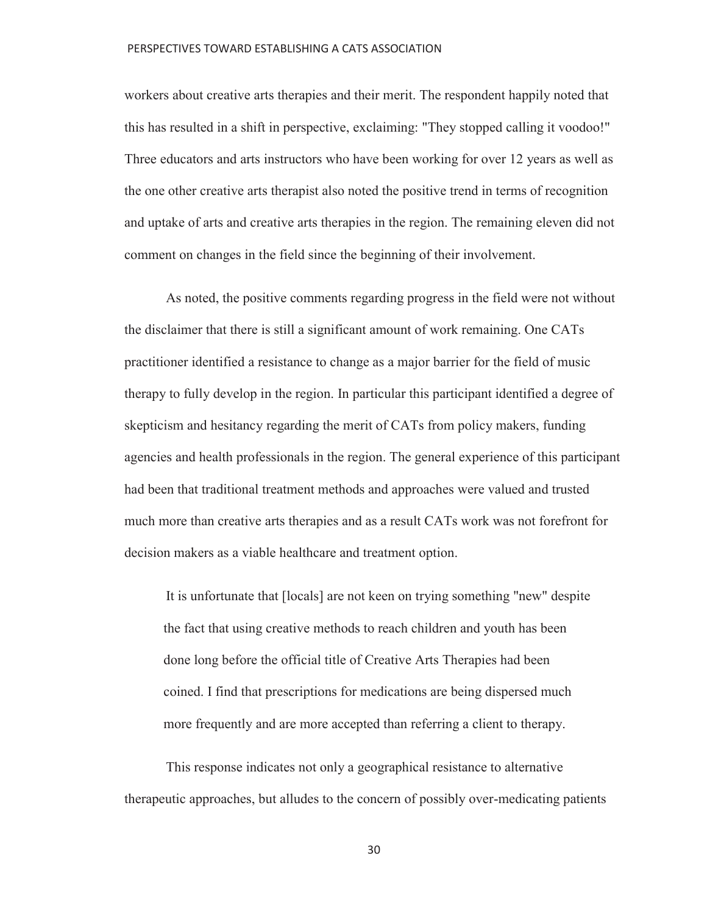workers about creative arts therapies and their merit. The respondent happily noted that this has resulted in a shift in perspective, exclaiming: "They stopped calling it voodoo!" Three educators and arts instructors who have been working for over 12 years as well as the one other creative arts therapist also noted the positive trend in terms of recognition and uptake of arts and creative arts therapies in the region. The remaining eleven did not comment on changes in the field since the beginning of their involvement.

As noted, the positive comments regarding progress in the field were not without the disclaimer that there is still a significant amount of work remaining. One CATs practitioner identified a resistance to change as a major barrier for the field of music therapy to fully develop in the region. In particular this participant identified a degree of skepticism and hesitancy regarding the merit of CATs from policy makers, funding agencies and health professionals in the region. The general experience of this participant had been that traditional treatment methods and approaches were valued and trusted much more than creative arts therapies and as a result CATs work was not forefront for decision makers as a viable healthcare and treatment option.

> It is unfortunate that [locals] are not keen on trying something "new" despite the fact that using creative methods to reach children and youth has been done long before the official title of Creative Arts Therapies had been coined. I find that prescriptions for medications are being dispersed much more frequently and are more accepted than referring a client to therapy.

This response indicates not only a geographical resistance to alternative therapeutic approaches, but alludes to the concern of possibly over-medicating patients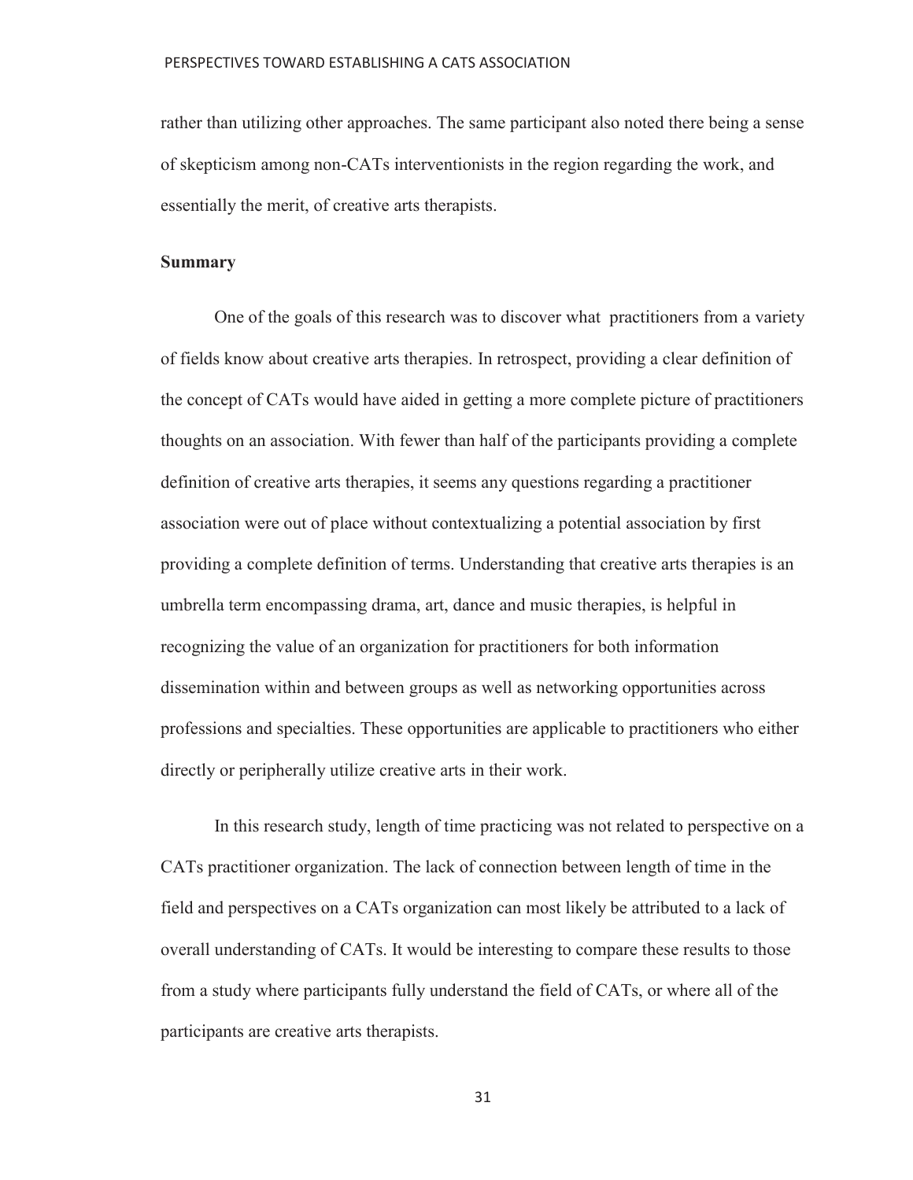rather than utilizing other approaches. The same participant also noted there being a sense of skepticism among non-CATs interventionists in the region regarding the work, and essentially the merit, of creative arts therapists.

## Summary

One of the goals of this research was to discover what practitioners from a variety of fields know about creative arts therapies. In retrospect, providing a clear definition of the concept of CATs would have aided in getting a more complete picture of practitioners thoughts on an association. With fewer than half of the participants providing a complete definition of creative arts therapies, it seems any questions regarding a practitioner association were out of place without contextualizing a potential association by first providing a complete definition of terms. Understanding that creative arts therapies is an umbrella term encompassing drama, art, dance and music therapies, is helpful in recognizing the value of an organization for practitioners for both information dissemination within and between groups as well as networking opportunities across professions and specialties. These opportunities are applicable to practitioners who either directly or peripherally utilize creative arts in their work.

In this research study, length of time practicing was not related to perspective on a CATs practitioner organization. The lack of connection between length of time in the field and perspectives on a CATs organization can most likely be attributed to a lack of overall understanding of CATs. It would be interesting to compare these results to those from a study where participants fully understand the field of CATs, or where all of the participants are creative arts therapists.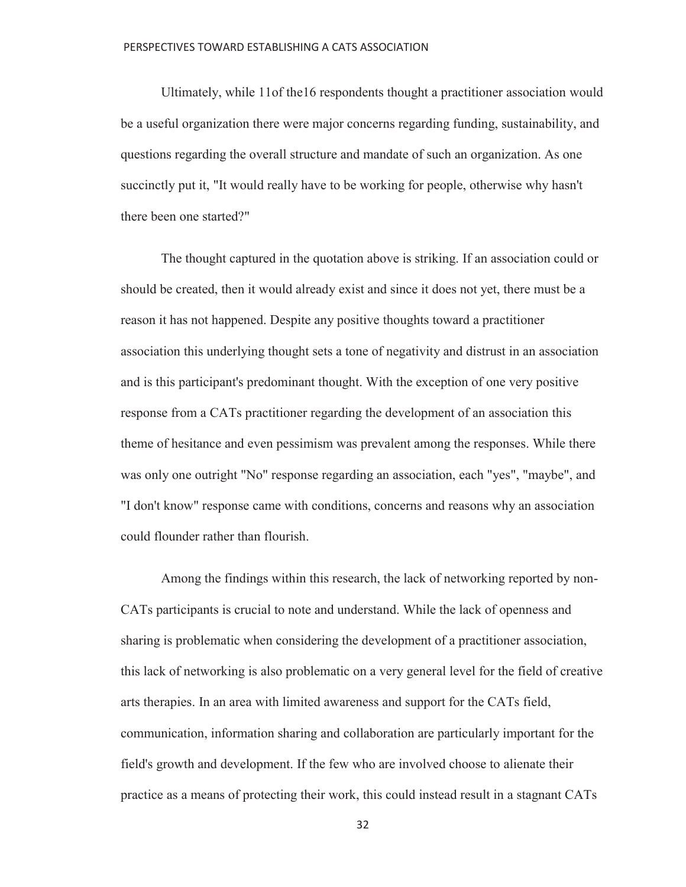Ultimately, while 11of the16 respondents thought a practitioner association would be a useful organization there were major concerns regarding funding, sustainability, and questions regarding the overall structure and mandate of such an organization. As one succinctly put it, "It would really have to be working for people, otherwise why hasn't there been one started?"

The thought captured in the quotation above is striking. If an association could or should be created, then it would already exist and since it does not yet, there must be a reason it has not happened. Despite any positive thoughts toward a practitioner association this underlying thought sets a tone of negativity and distrust in an association and is this participant's predominant thought. With the exception of one very positive response from a CATs practitioner regarding the development of an association this theme of hesitance and even pessimism was prevalent among the responses. While there was only one outright "No" response regarding an association, each "yes", "maybe", and "I don't know" response came with conditions, concerns and reasons why an association could flounder rather than flourish.

Among the findings within this research, the lack of networking reported by non-CATs participants is crucial to note and understand. While the lack of openness and sharing is problematic when considering the development of a practitioner association, this lack of networking is also problematic on a very general level for the field of creative arts therapies. In an area with limited awareness and support for the CATs field, communication, information sharing and collaboration are particularly important for the field's growth and development. If the few who are involved choose to alienate their practice as a means of protecting their work, this could instead result in a stagnant CATs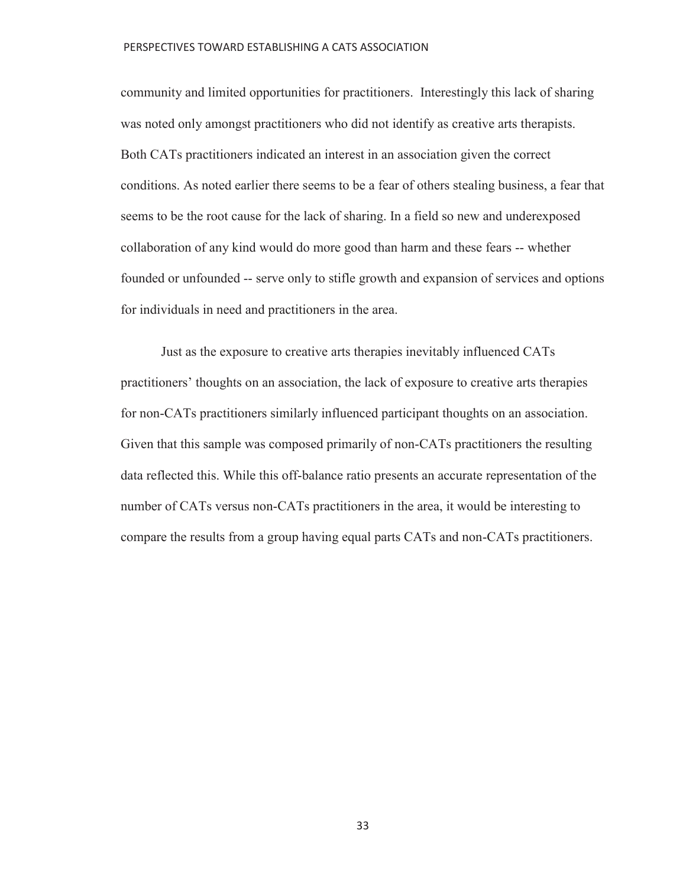community and limited opportunities for practitioners.  Interestingly this lack of sharing was noted only amongst practitioners who did not identify as creative arts therapists. Both CATs practitioners indicated an interest in an association given the correct conditions. As noted earlier there seems to be a fear of others stealing business, a fear that seems to be the root cause for the lack of sharing. In a field so new and underexposed collaboration of any kind would do more good than harm and these fears -- whether founded or unfounded -- serve only to stifle growth and expansion of services and options for individuals in need and practitioners in the area.

Just as the exposure to creative arts therapies inevitably influenced CATs practitioners' thoughts on an association, the lack of exposure to creative arts therapies for non-CATs practitioners similarly influenced participant thoughts on an association. Given that this sample was composed primarily of non-CATs practitioners the resulting data reflected this. While this off-balance ratio presents an accurate representation of the number of CATs versus non-CATs practitioners in the area, it would be interesting to compare the results from a group having equal parts CATs and non-CATs practitioners.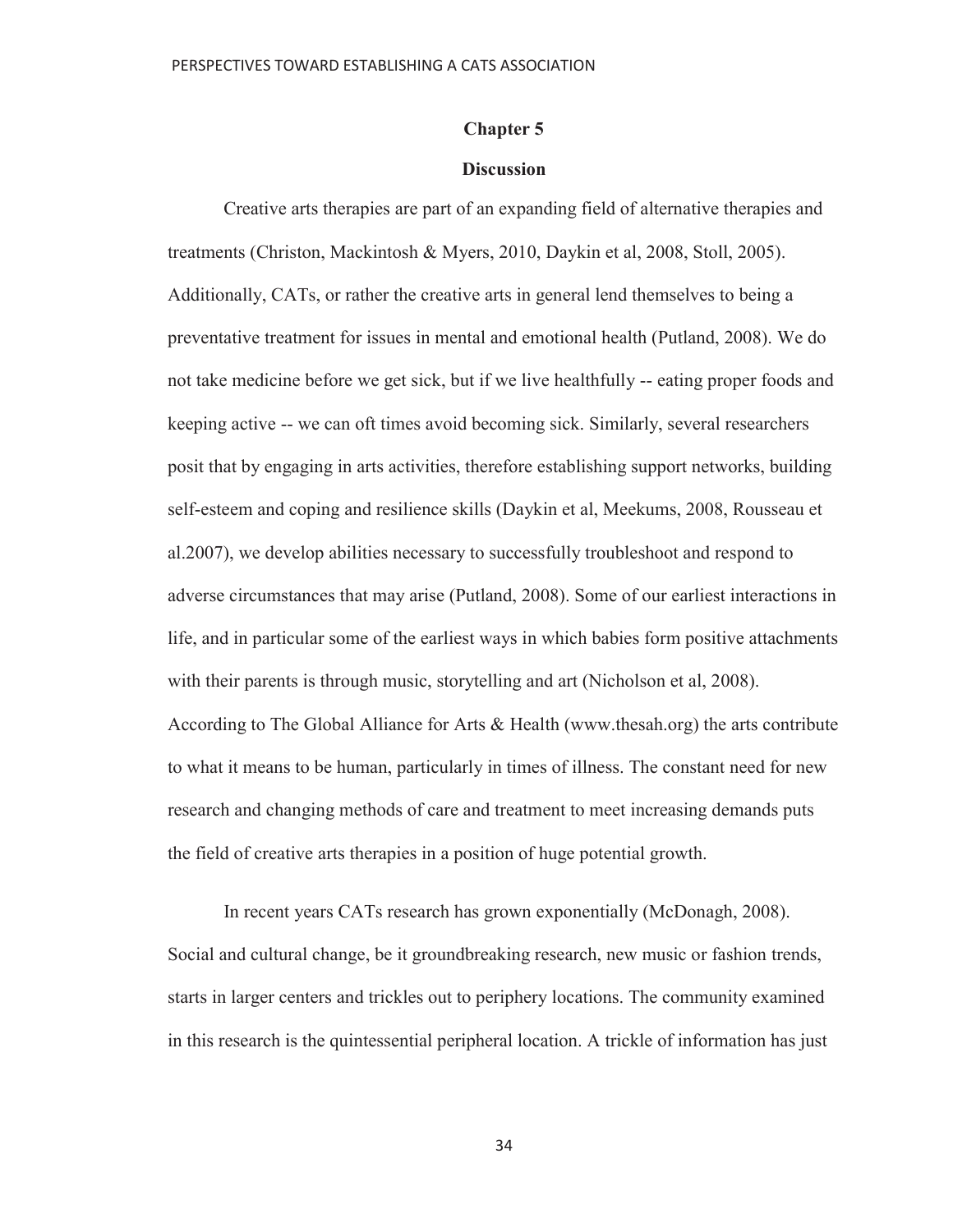# Chapter 5

## Discussion

Creative arts therapies are part of an expanding field of alternative therapies and treatments (Christon, Mackintosh & Myers, 2010, Daykin et al, 2008, Stoll, 2005). Additionally, CATs, or rather the creative arts in general lend themselves to being a preventative treatment for issues in mental and emotional health (Putland, 2008). We do not take medicine before we get sick, but if we live healthfully -- eating proper foods and keeping active -- we can oft times avoid becoming sick. Similarly, several researchers posit that by engaging in arts activities, therefore establishing support networks, building self-esteem and coping and resilience skills (Daykin et al, Meekums, 2008, Rousseau et al.2007), we develop abilities necessary to successfully troubleshoot and respond to adverse circumstances that may arise (Putland, 2008). Some of our earliest interactions in life, and in particular some of the earliest ways in which babies form positive attachments with their parents is through music, storytelling and art (Nicholson et al, 2008). According to The Global Alliance for Arts & Health (www.thesah.org) the arts contribute to what it means to be human, particularly in times of illness. The constant need for new research and changing methods of care and treatment to meet increasing demands puts the field of creative arts therapies in a position of huge potential growth.

In recent years CATs research has grown exponentially (McDonagh, 2008). Social and cultural change, be it groundbreaking research, new music or fashion trends, starts in larger centers and trickles out to periphery locations. The community examined in this research is the quintessential peripheral location. A trickle of information has just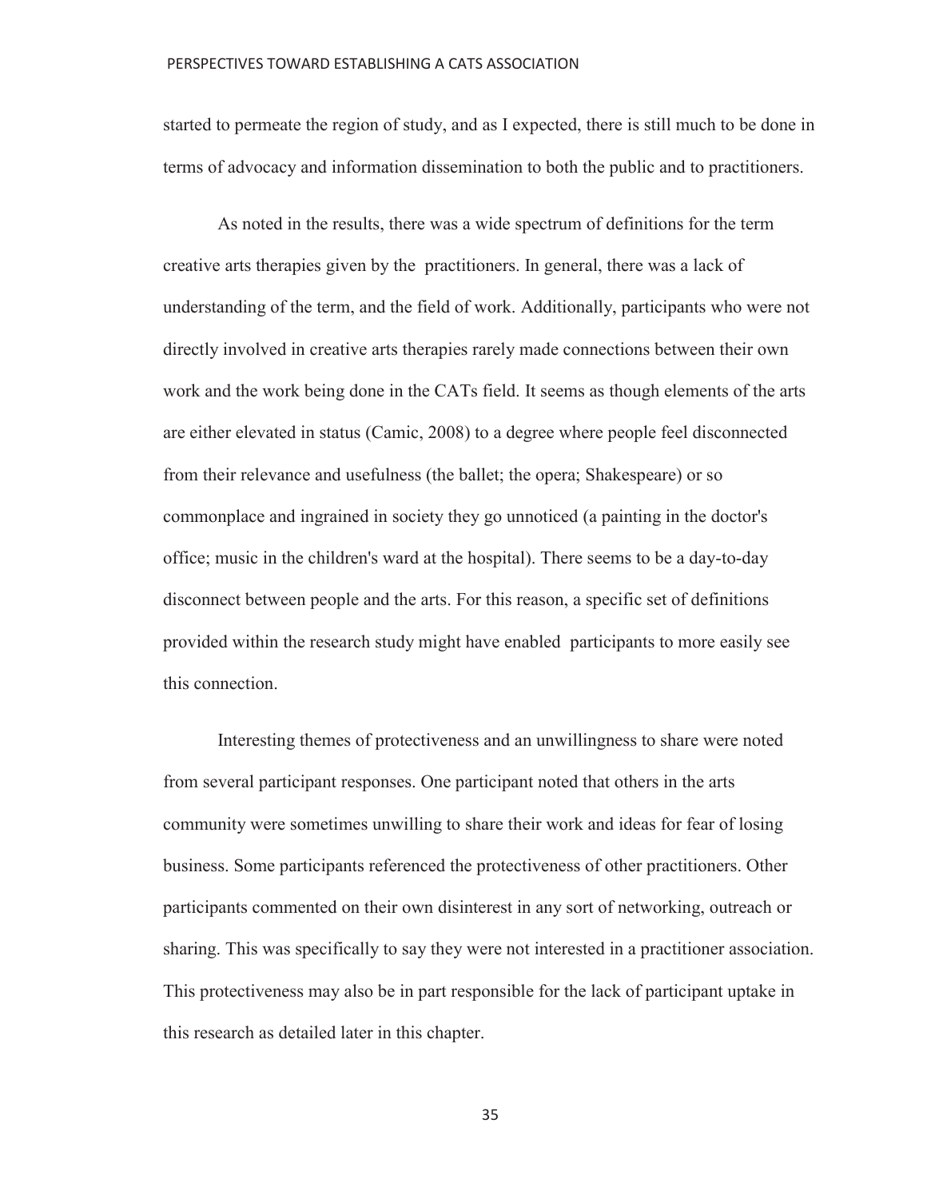started to permeate the region of study, and as I expected, there is still much to be done in terms of advocacy and information dissemination to both the public and to practitioners.

As noted in the results, there was a wide spectrum of definitions for the term creative arts therapies given by the practitioners. In general, there was a lack of understanding of the term, and the field of work. Additionally, participants who were not directly involved in creative arts therapies rarely made connections between their own work and the work being done in the CATs field. It seems as though elements of the arts are either elevated in status (Camic, 2008) to a degree where people feel disconnected from their relevance and usefulness (the ballet; the opera; Shakespeare) or so commonplace and ingrained in society they go unnoticed (a painting in the doctor's office; music in the children's ward at the hospital). There seems to be a day-to-day disconnect between people and the arts. For this reason, a specific set of definitions provided within the research study might have enabled participants to more easily see this connection.

Interesting themes of protectiveness and an unwillingness to share were noted from several participant responses. One participant noted that others in the arts community were sometimes unwilling to share their work and ideas for fear of losing business. Some participants referenced the protectiveness of other practitioners. Other participants commented on their own disinterest in any sort of networking, outreach or sharing. This was specifically to say they were not interested in a practitioner association. This protectiveness may also be in part responsible for the lack of participant uptake in this research as detailed later in this chapter.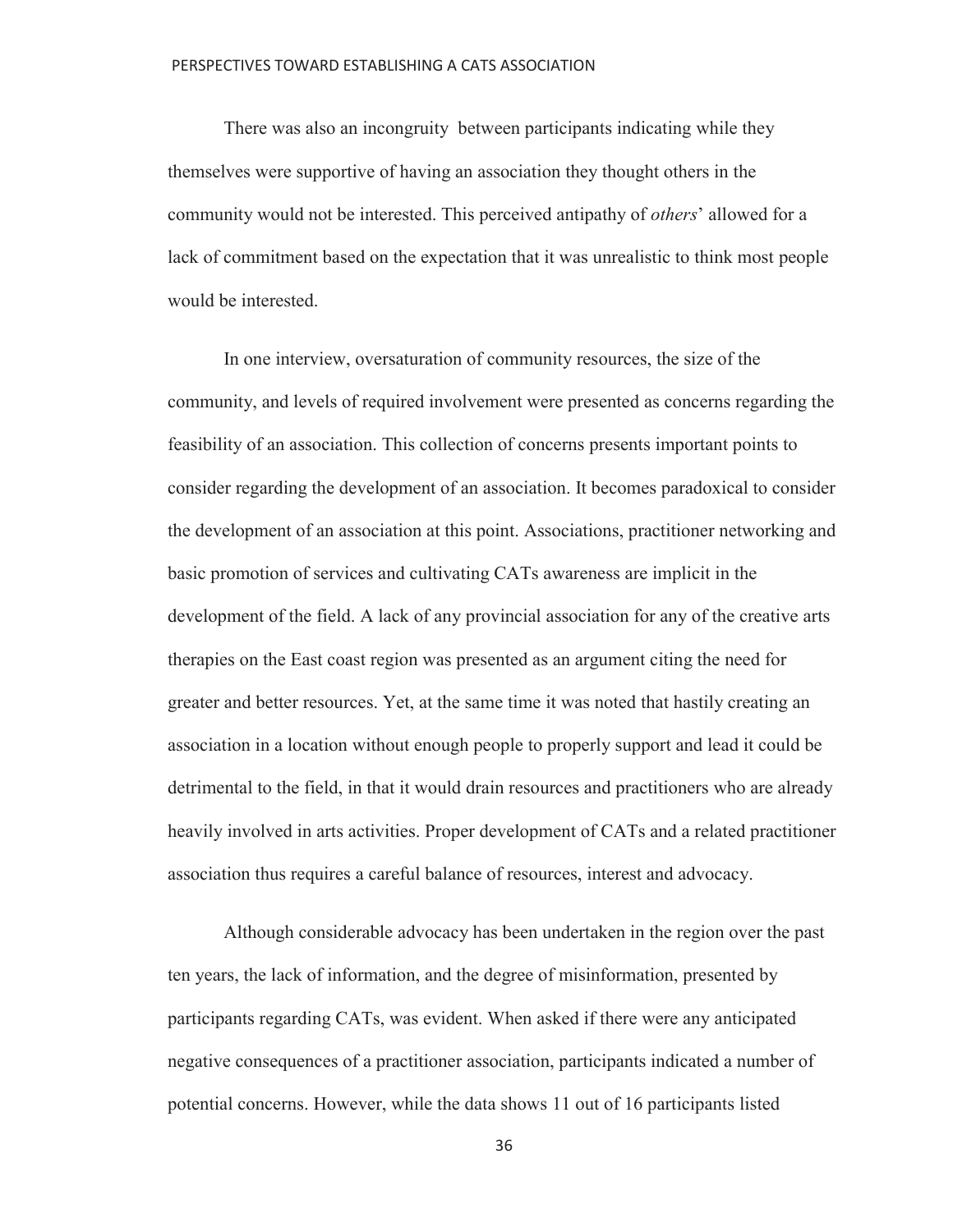There was also an incongruity between participants indicating while they themselves were supportive of having an association they thought others in the community would not be interested. This perceived antipathy of *others*' allowed for a lack of commitment based on the expectation that it was unrealistic to think most people would be interested.

In one interview, oversaturation of community resources, the size of the community, and levels of required involvement were presented as concerns regarding the feasibility of an association. This collection of concerns presents important points to consider regarding the development of an association. It becomes paradoxical to consider the development of an association at this point. Associations, practitioner networking and basic promotion of services and cultivating CATs awareness are implicit in the development of the field. A lack of any provincial association for any of the creative arts therapies on the East coast region was presented as an argument citing the need for greater and better resources. Yet, at the same time it was noted that hastily creating an association in a location without enough people to properly support and lead it could be detrimental to the field, in that it would drain resources and practitioners who are already heavily involved in arts activities. Proper development of CATs and a related practitioner association thus requires a careful balance of resources, interest and advocacy.

Although considerable advocacy has been undertaken in the region over the past ten years, the lack of information, and the degree of misinformation, presented by participants regarding CATs, was evident. When asked if there were any anticipated negative consequences of a practitioner association, participants indicated a number of potential concerns. However, while the data shows 11 out of 16 participants listed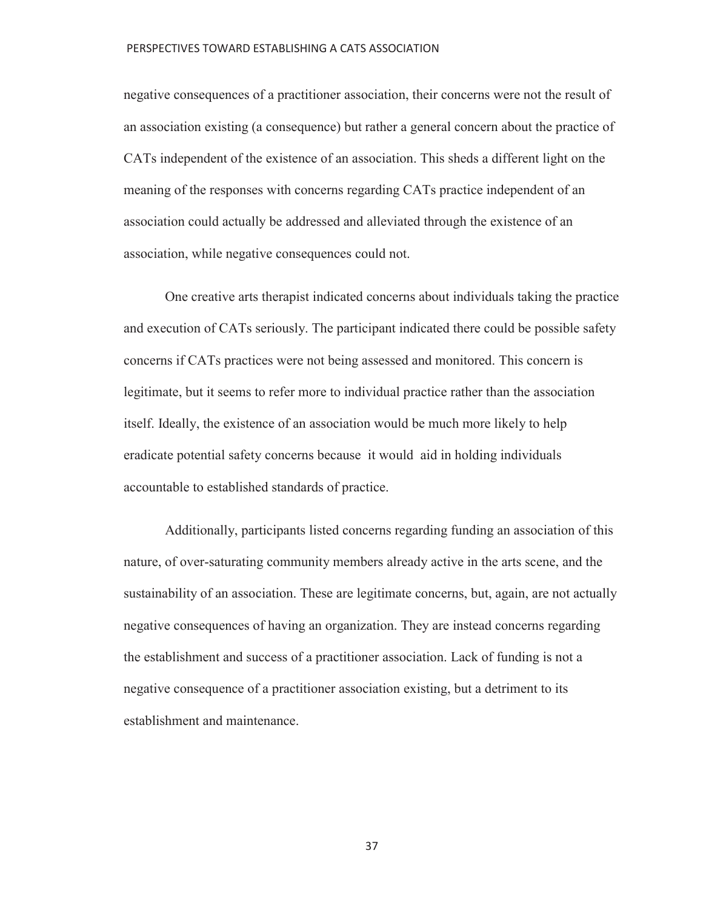negative consequences of a practitioner association, their concerns were not the result of an association existing (a consequence) but rather a general concern about the practice of CATs independent of the existence of an association. This sheds a different light on the meaning of the responses with concerns regarding CATs practice independent of an association could actually be addressed and alleviated through the existence of an association, while negative consequences could not.

One creative arts therapist indicated concerns about individuals taking the practice and execution of CATs seriously. The participant indicated there could be possible safety concerns if CATs practices were not being assessed and monitored. This concern is legitimate, but it seems to refer more to individual practice rather than the association itself. Ideally, the existence of an association would be much more likely to help eradicate potential safety concerns because it would aid in holding individuals accountable to established standards of practice.

Additionally, participants listed concerns regarding funding an association of this nature, of over-saturating community members already active in the arts scene, and the sustainability of an association. These are legitimate concerns, but, again, are not actually negative consequences of having an organization. They are instead concerns regarding the establishment and success of a practitioner association. Lack of funding is not a negative consequence of a practitioner association existing, but a detriment to its establishment and maintenance.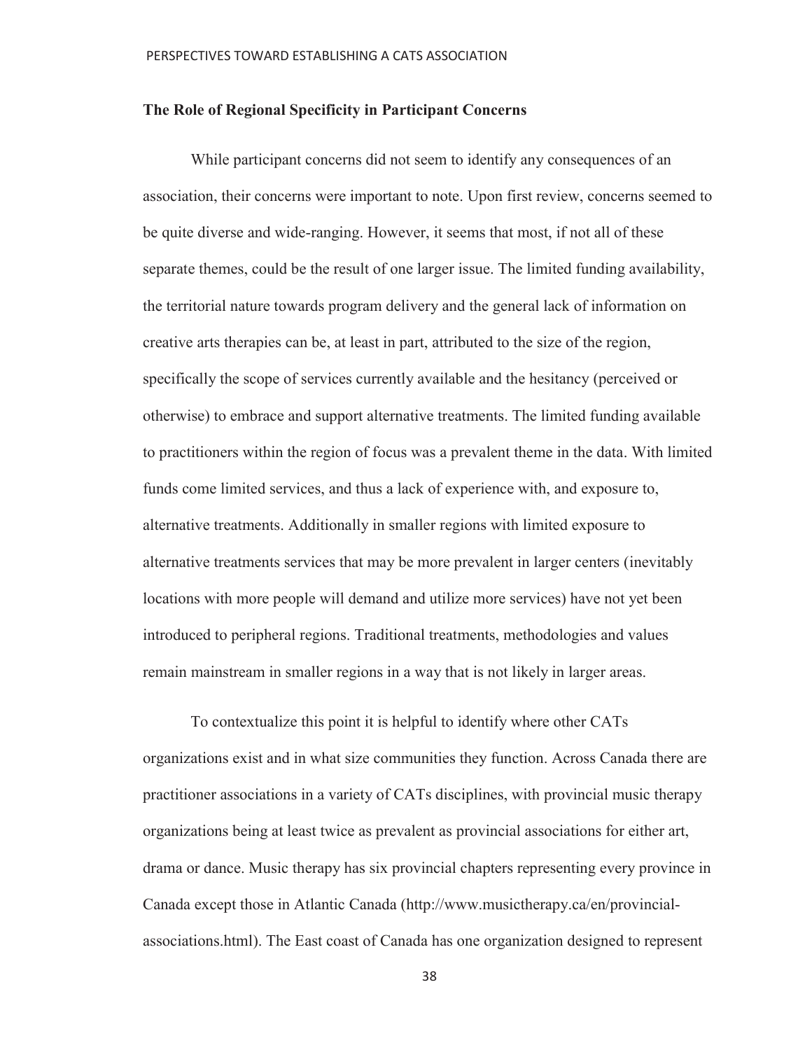### The Role of Regional Specificity in Participant Concerns

While participant concerns did not seem to identify any consequences of an association, their concerns were important to note. Upon first review, concerns seemed to be quite diverse and wide-ranging. However, it seems that most, if not all of these separate themes, could be the result of one larger issue. The limited funding availability, the territorial nature towards program delivery and the general lack of information on creative arts therapies can be, at least in part, attributed to the size of the region, specifically the scope of services currently available and the hesitancy (perceived or otherwise) to embrace and support alternative treatments. The limited funding available to practitioners within the region of focus was a prevalent theme in the data. With limited funds come limited services, and thus a lack of experience with, and exposure to, alternative treatments. Additionally in smaller regions with limited exposure to alternative treatments services that may be more prevalent in larger centers (inevitably locations with more people will demand and utilize more services) have not yet been introduced to peripheral regions. Traditional treatments, methodologies and values remain mainstream in smaller regions in a way that is not likely in larger areas.

To contextualize this point it is helpful to identify where other CATs organizations exist and in what size communities they function. Across Canada there are practitioner associations in a variety of CATs disciplines, with provincial music therapy organizations being at least twice as prevalent as provincial associations for either art, drama or dance. Music therapy has six provincial chapters representing every province in Canada except those in Atlantic Canada (http://www.musictherapy.ca/en/provincial-associations.html). The East coast of Canada has one organization designed to represent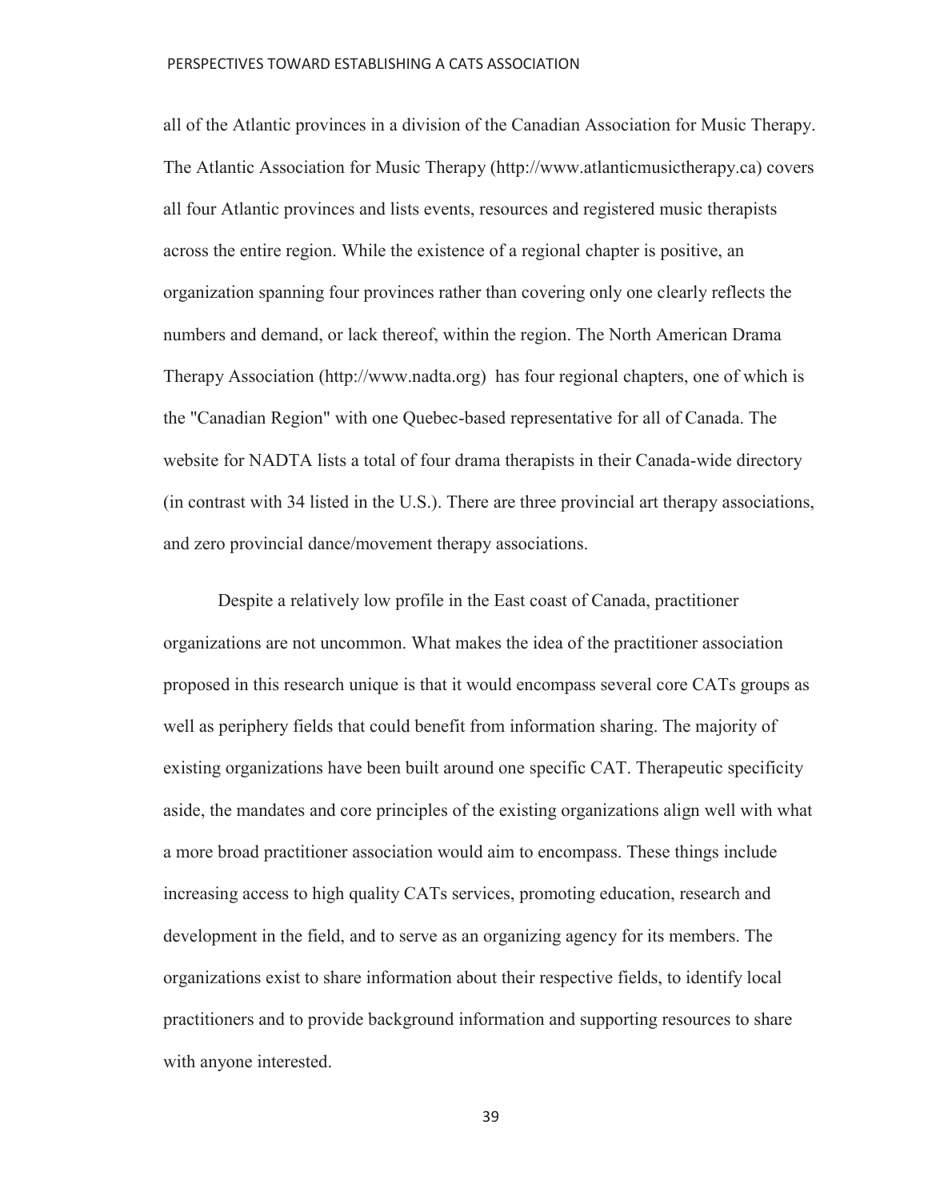all of the Atlantic provinces in a division of the Canadian Association for Music Therapy. The Atlantic Association for Music Therapy (http://www.atlanticmusictherapy.ca) covers all four Atlantic provinces and lists events, resources and registered music therapists across the entire region. While the existence of a regional chapter is positive, an organization spanning four provinces rather than covering only one clearly reflects the numbers and demand, or lack thereof, within the region. The North American Drama Therapy Association (http://www.nadta.org) has four regional chapters, one of which is the "Canadian Region" with one Quebec-based representative for all of Canada. The website for NADTA lists a total of four drama therapists in their Canada-wide directory (in contrast with 34 listed in the U.S.). There are three provincial art therapy associations, and zero provincial dance/movement therapy associations.

Despite a relatively low profile in the East coast of Canada, practitioner organizations are not uncommon. What makes the idea of the practitioner association proposed in this research unique is that it would encompass several core CATs groups as well as periphery fields that could benefit from information sharing. The majority of existing organizations have been built around one specific CAT. Therapeutic specificity aside, the mandates and core principles of the existing organizations align well with what a more broad practitioner association would aim to encompass. These things include increasing access to high quality CATs services, promoting education, research and development in the field, and to serve as an organizing agency for its members. The organizations exist to share information about their respective fields, to identify local practitioners and to provide background information and supporting resources to share with anyone interested.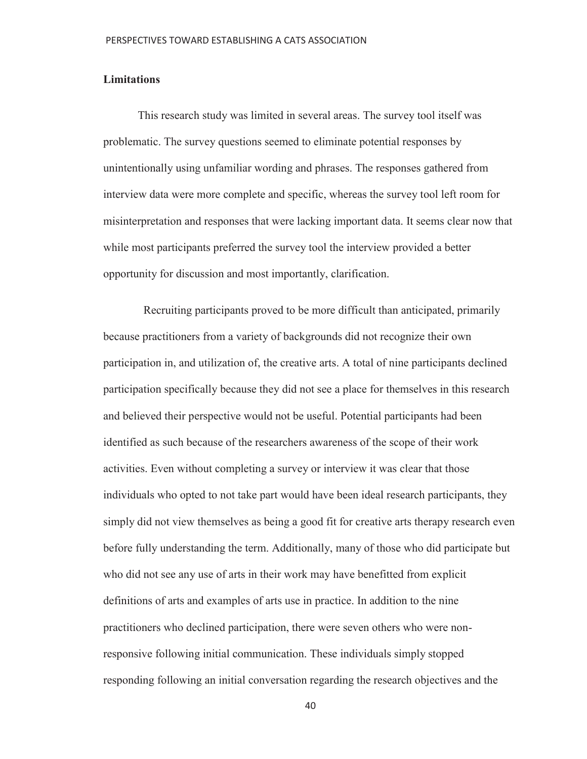## Limitations

This research study was limited in several areas. The survey tool itself was problematic. The survey questions seemed to eliminate potential responses by unintentionally using unfamiliar wording and phrases. The responses gathered from interview data were more complete and specific, whereas the survey tool left room for misinterpretation and responses that were lacking important data. It seems clear now that while most participants preferred the survey tool the interview provided a better opportunity for discussion and most importantly, clarification.

Recruiting participants proved to be more difficult than anticipated, primarily because practitioners from a variety of backgrounds did not recognize their own participation in, and utilization of, the creative arts. A total of nine participants declined participation specifically because they did not see a place for themselves in this research and believed their perspective would not be useful. Potential participants had been identified as such because of the researchers awareness of the scope of their work activities. Even without completing a survey or interview it was clear that those individuals who opted to not take part would have been ideal research participants, they simply did not view themselves as being a good fit for creative arts therapy research even before fully understanding the term. Additionally, many of those who did participate but who did not see any use of arts in their work may have benefitted from explicit definitions of arts and examples of arts use in practice. In addition to the nine practitioners who declined participation, there were seven others who were non-responsive following initial communication. These individuals simply stopped responding following an initial conversation regarding the research objectives and the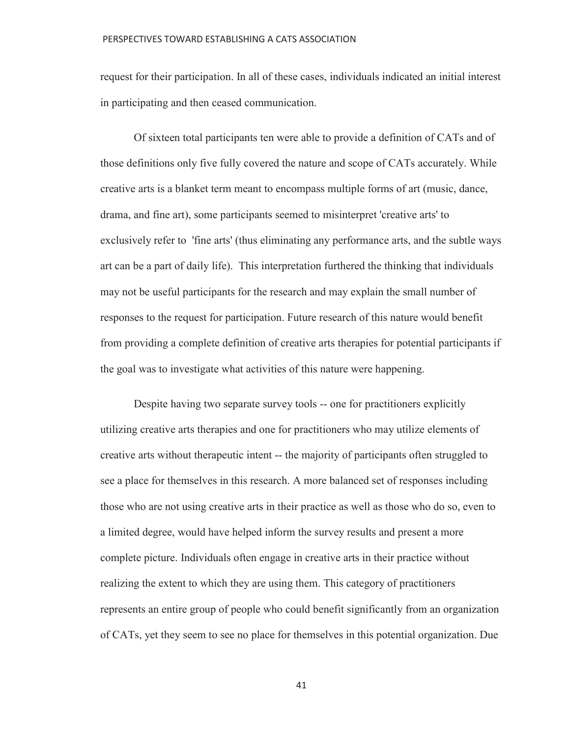request for their participation. In all of these cases, individuals indicated an initial interest in participating and then ceased communication.

Of sixteen total participants ten were able to provide a definition of CATs and of those definitions only five fully covered the nature and scope of CATs accurately. While creative arts is a blanket term meant to encompass multiple forms of art (music, dance, drama, and fine art), some participants seemed to misinterpret 'creative arts' to exclusively refer to 'fine arts' (thus eliminating any performance arts, and the subtle ways art can be a part of daily life). This interpretation furthered the thinking that individuals may not be useful participants for the research and may explain the small number of responses to the request for participation. Future research of this nature would benefit from providing a complete definition of creative arts therapies for potential participants if the goal was to investigate what activities of this nature were happening.

Despite having two separate survey tools -- one for practitioners explicitly utilizing creative arts therapies and one for practitioners who may utilize elements of creative arts without therapeutic intent -- the majority of participants often struggled to see a place for themselves in this research. A more balanced set of responses including those who are not using creative arts in their practice as well as those who do so, even to a limited degree, would have helped inform the survey results and present a more complete picture. Individuals often engage in creative arts in their practice without realizing the extent to which they are using them. This category of practitioners represents an entire group of people who could benefit significantly from an organization of CATs, yet they seem to see no place for themselves in this potential organization. Due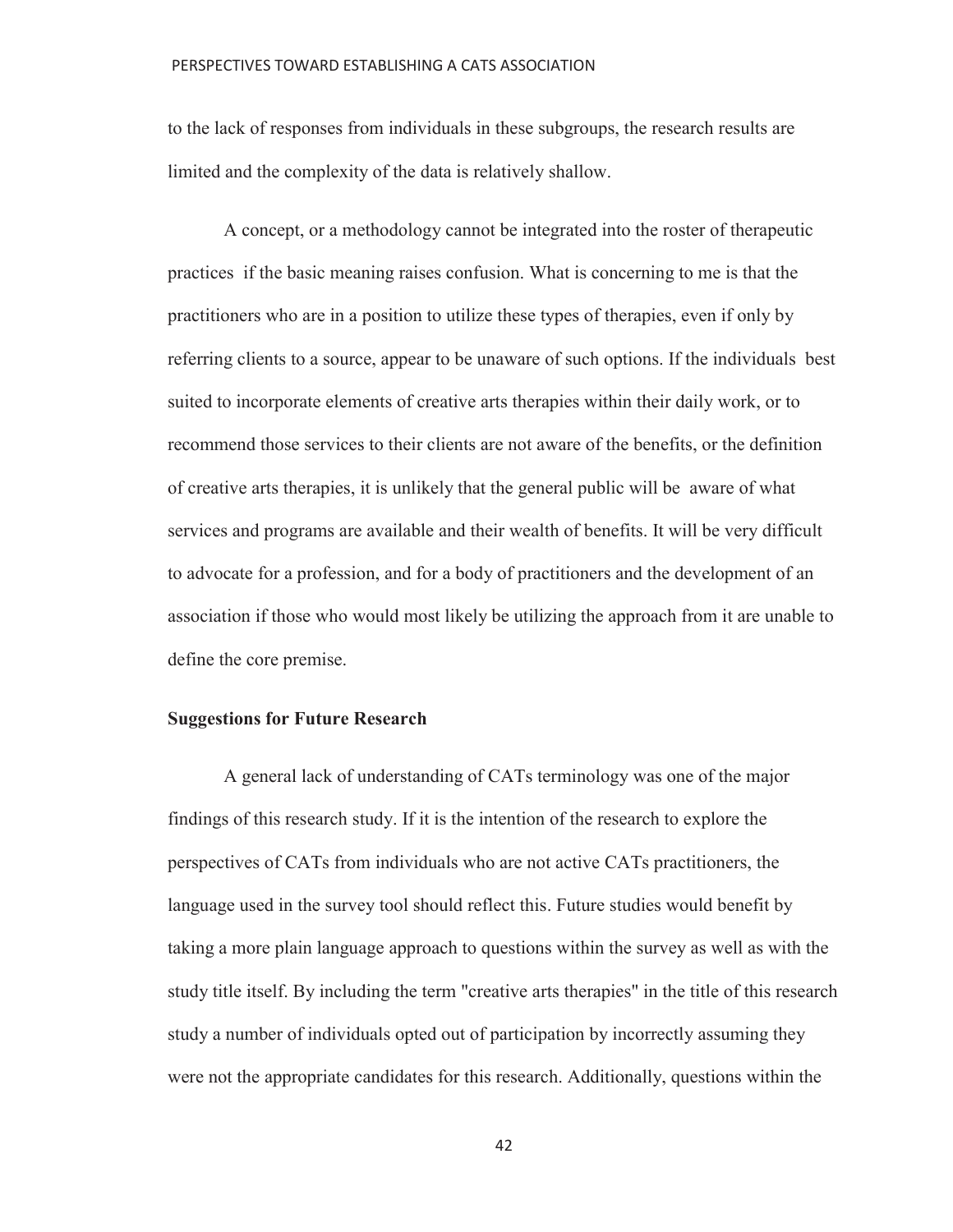to the lack of responses from individuals in these subgroups, the research results are limited and the complexity of the data is relatively shallow.

A concept, or a methodology cannot be integrated into the roster of therapeutic practices if the basic meaning raises confusion. What is concerning to me is that the practitioners who are in a position to utilize these types of therapies, even if only by referring clients to a source, appear to be unaware of such options. If the individuals best suited to incorporate elements of creative arts therapies within their daily work, or to recommend those services to their clients are not aware of the benefits, or the definition of creative arts therapies, it is unlikely that the general public will be aware of what services and programs are available and their wealth of benefits. It will be very difficult to advocate for a profession, and for a body of practitioners and the development of an association if those who would most likely be utilizing the approach from it are unable to define the core premise.

**Suggestions for Future Research**

A general lack of understanding of CATs terminology was one of the major findings of this research study. If it is the intention of the research to explore the perspectives of CATs from individuals who are not active CATs practitioners, the language used in the survey tool should reflect this. Future studies would benefit by taking a more plain language approach to questions within the survey as well as with the study title itself. By including the term "creative arts therapies" in the title of this research study a number of individuals opted out of participation by incorrectly assuming they were not the appropriate candidates for this research. Additionally, questions within the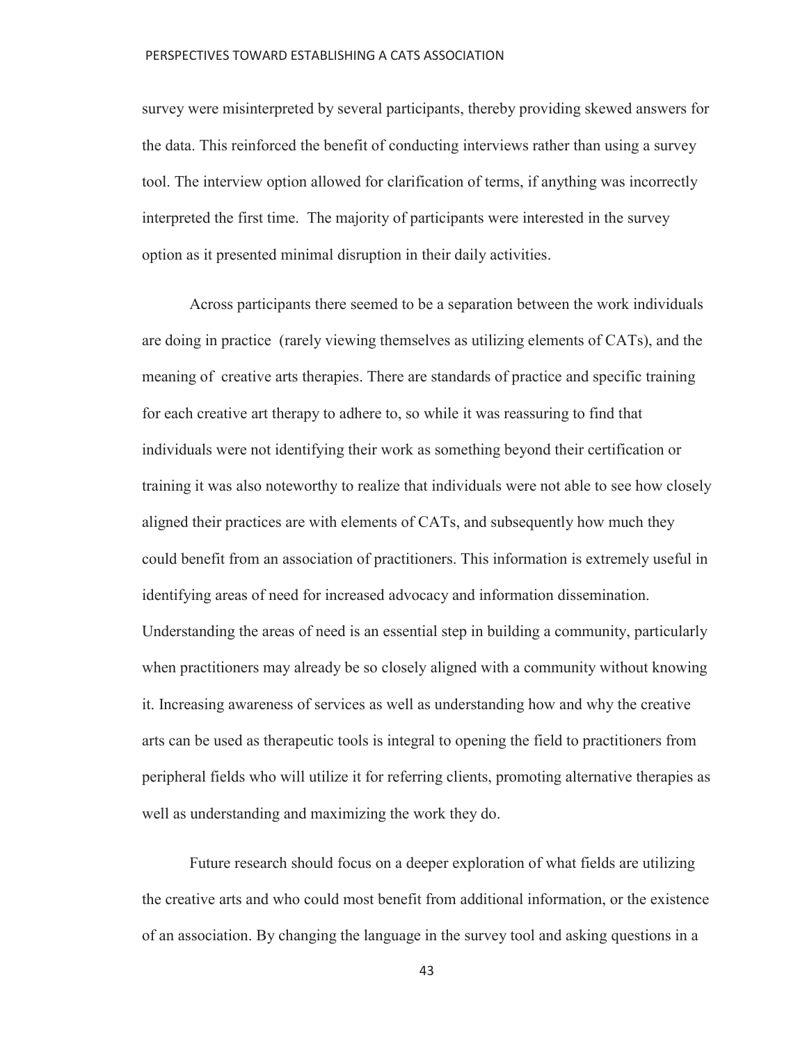survey were misinterpreted by several participants, thereby providing skewed answers for the data. This reinforced the benefit of conducting interviews rather than using a survey tool. The interview option allowed for clarification of terms, if anything was incorrectly interpreted the first time. The majority of participants were interested in the survey option as it presented minimal disruption in their daily activities.

Across participants there seemed to be a separation between the work individuals are doing in practice (rarely viewing themselves as utilizing elements of CATs), and the meaning of creative arts therapies. There are standards of practice and specific training for each creative art therapy to adhere to, so while it was reassuring to find that individuals were not identifying their work as something beyond their certification or training it was also noteworthy to realize that individuals were not able to see how closely aligned their practices are with elements of CATs, and subsequently how much they could benefit from an association of practitioners. This information is extremely useful in identifying areas of need for increased advocacy and information dissemination. Understanding the areas of need is an essential step in building a community, particularly when practitioners may already be so closely aligned with a community without knowing it. Increasing awareness of services as well as understanding how and why the creative arts can be used as therapeutic tools is integral to opening the field to practitioners from peripheral fields who will utilize it for referring clients, promoting alternative therapies as well as understanding and maximizing the work they do.

Future research should focus on a deeper exploration of what fields are utilizing the creative arts and who could most benefit from additional information, or the existence of an association. By changing the language in the survey tool and asking questions in a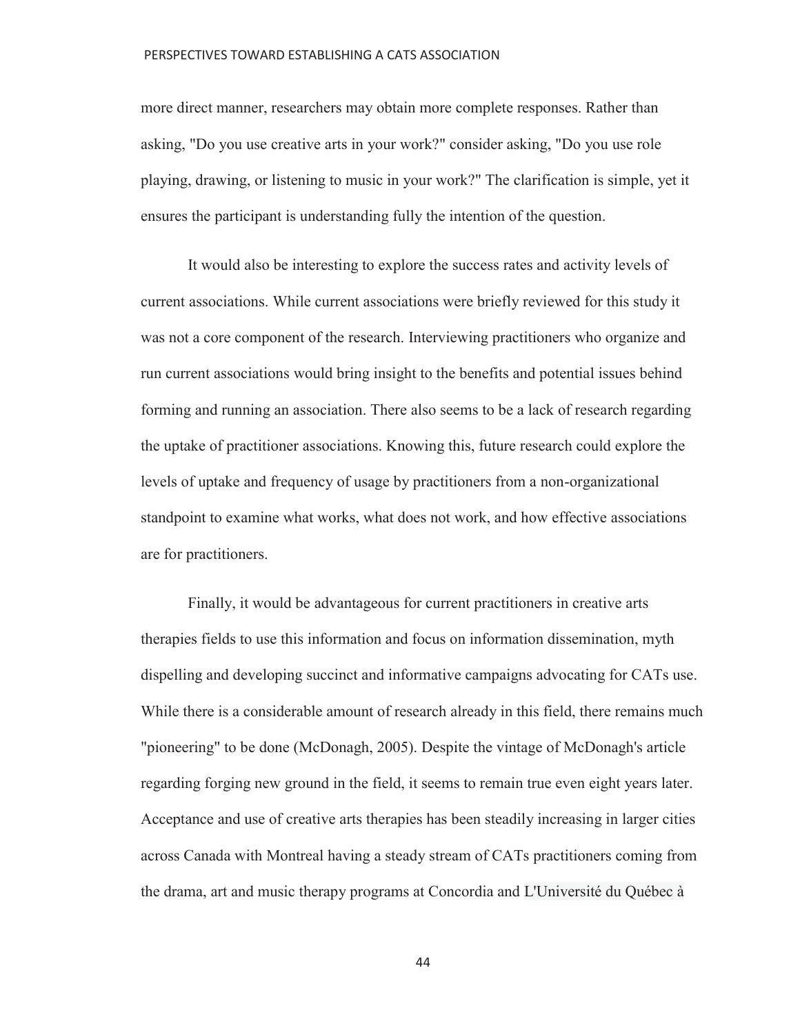more direct manner, researchers may obtain more complete responses. Rather than asking, "Do you use creative arts in your work?" consider asking, "Do you use role playing, drawing, or listening to music in your work?" The clarification is simple, yet it ensures the participant is understanding fully the intention of the question.

It would also be interesting to explore the success rates and activity levels of current associations. While current associations were briefly reviewed for this study it was not a core component of the research. Interviewing practitioners who organize and run current associations would bring insight to the benefits and potential issues behind forming and running an association. There also seems to be a lack of research regarding the uptake of practitioner associations. Knowing this, future research could explore the levels of uptake and frequency of usage by practitioners from a non-organizational standpoint to examine what works, what does not work, and how effective associations are for practitioners.

Finally, it would be advantageous for current practitioners in creative arts therapies fields to use this information and focus on information dissemination, myth dispelling and developing succinct and informative campaigns advocating for CATs use. While there is a considerable amount of research already in this field, there remains much "pioneering" to be done (McDonagh, 2005). Despite the vintage of McDonagh's article regarding forging new ground in the field, it seems to remain true even eight years later. Acceptance and use of creative arts therapies has been steadily increasing in larger cities across Canada with Montreal having a steady stream of CATs practitioners coming from the drama, art and music therapy programs at Concordia and L'Université du Québec à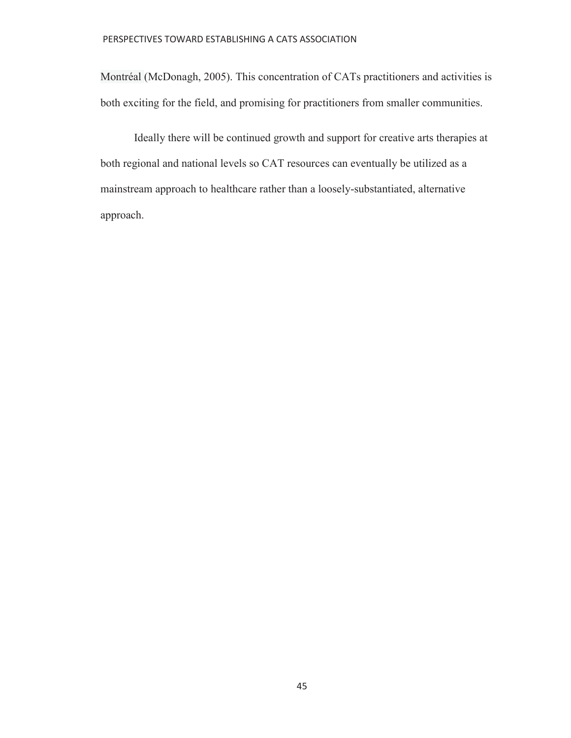Montréal (McDonagh, 2005). This concentration of CATs practitioners and activities is both exciting for the field, and promising for practitioners from smaller communities.

Ideally there will be continued growth and support for creative arts therapies at both regional and national levels so CAT resources can eventually be utilized as a mainstream approach to healthcare rather than a loosely-substantiated, alternative approach.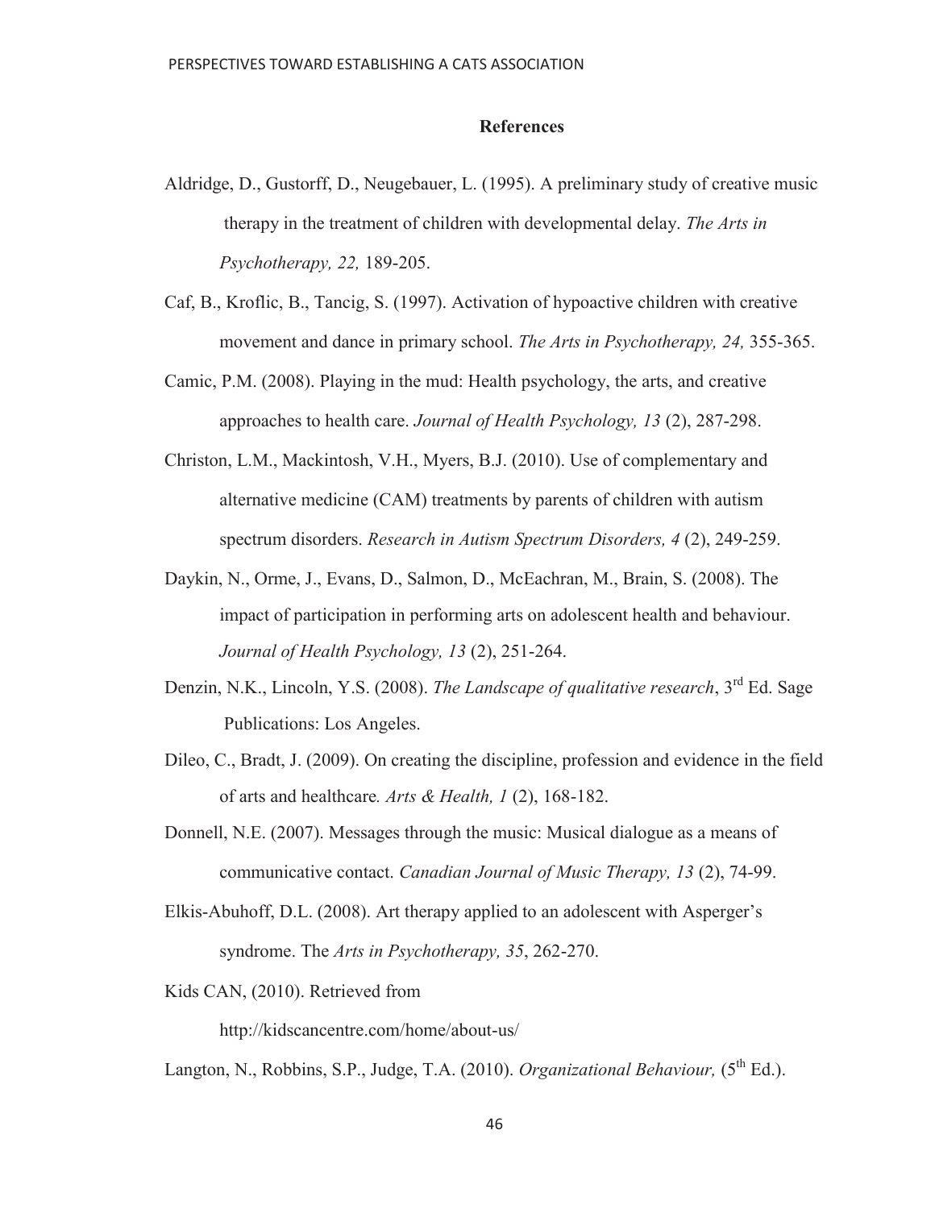## References

Aldridge, D., Gustorff, D., Neugebauer, L. (1995). A preliminary study of creative music therapy in the treatment of children with developmental delay. *The Arts in Psychotherapy, 22,* 189-205.

Caf, B., Kroflic, B., Tancig, S. (1997). Activation of hypoactive children with creative movement and dance in primary school. *The Arts in Psychotherapy, 24,* 355-365.

Camic, P.M. (2008). Playing in the mud: Health psychology, the arts, and creative approaches to health care. *Journal of Health Psychology, 13* (2), 287-298.

Christon, L.M., Mackintosh, V.H., Myers, B.J. (2010). Use of complementary and alternative medicine (CAM) treatments by parents of children with autism spectrum disorders. *Research in Autism Spectrum Disorders, 4* (2), 249-259.

Daykin, N., Orme, J., Evans, D., Salmon, D., McEachran, M., Brain, S. (2008). The impact of participation in performing arts on adolescent health and behaviour. *Journal of Health Psychology, 13* (2), 251-264.

Denzin, N.K., Lincoln, Y.S. (2008). *The Landscape of qualitative research*, 3rd Ed. Sage Publications: Los Angeles.

Dileo, C., Bradt, J. (2009). On creating the discipline, profession and evidence in the field of arts and healthcare*. Arts & Health, 1* (2), 168-182.

Donnell, N.E. (2007). Messages through the music: Musical dialogue as a means of communicative contact. *Canadian Journal of Music Therapy, 13* (2), 74-99.

Elkis-Abuhoff, D.L. (2008). Art therapy applied to an adolescent with Asperger's syndrome. The *Arts in Psychotherapy, 35*, 262-270.

Kids CAN, (2010). Retrieved from http://kidscancentre.com/home/about-us/

Langton, N., Robbins, S.P., Judge, T.A. (2010). *Organizational Behaviour,* (5th Ed.).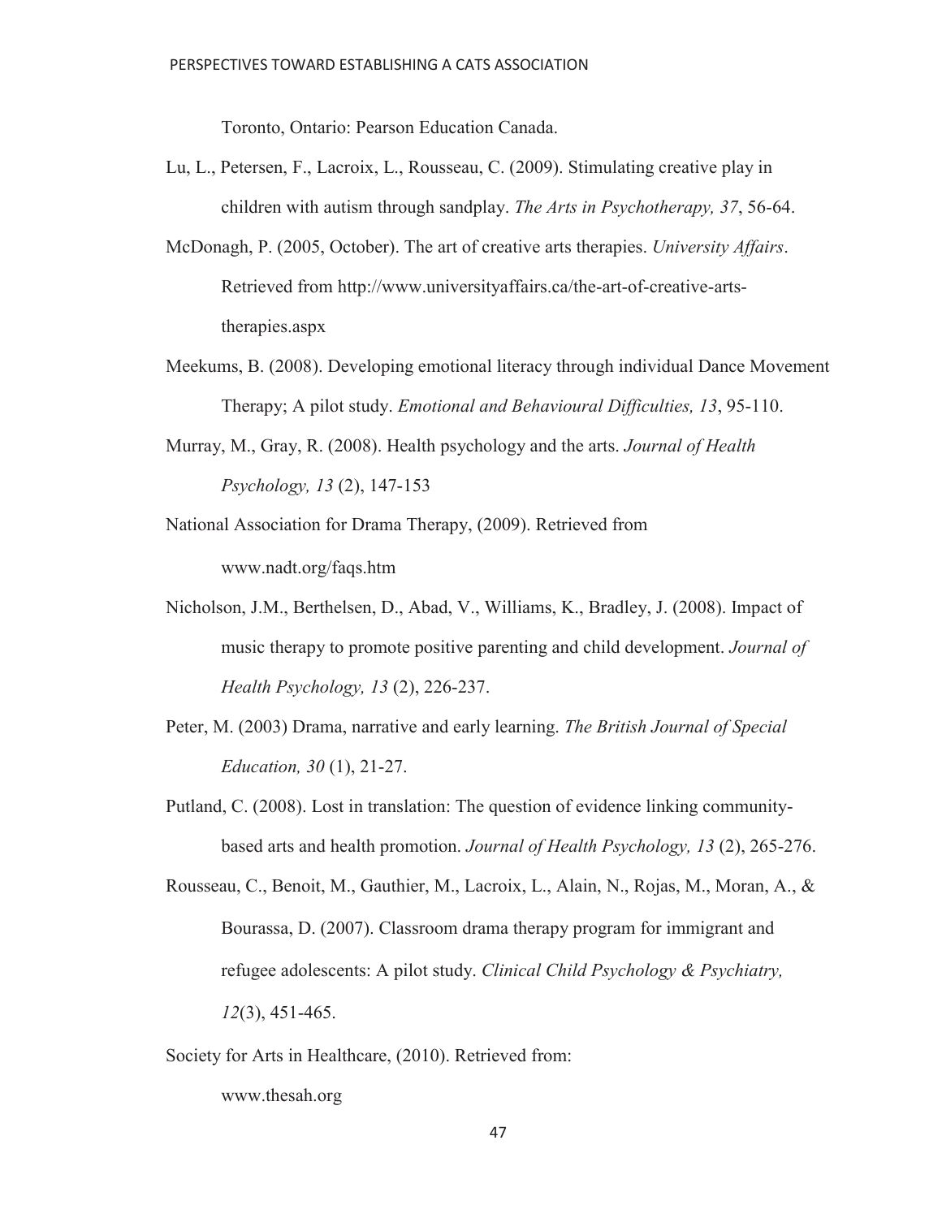Toronto, Ontario: Pearson Education Canada.

Lu, L., Petersen, F., Lacroix, L., Rousseau, C. (2009). Stimulating creative play in children with autism through sandplay. *The Arts in Psychotherapy, 37*, 56-64.

McDonagh, P. (2005, October). The art of creative arts therapies. *University Affairs*. Retrieved from http://www.universityaffairs.ca/the-art-of-creative-arts-therapies.aspx

Meekums, B. (2008). Developing emotional literacy through individual Dance Movement Therapy; A pilot study. *Emotional and Behavioural Difficulties, 13*, 95-110.

Murray, M., Gray, R. (2008). Health psychology and the arts. *Journal of Health Psychology, 13* (2), 147-153

National Association for Drama Therapy, (2009). Retrieved from www.nadt.org/faqs.htm

Nicholson, J.M., Berthelsen, D., Abad, V., Williams, K., Bradley, J. (2008). Impact of music therapy to promote positive parenting and child development. *Journal of Health Psychology, 13* (2), 226-237.

Peter, M. (2003) Drama, narrative and early learning. *The British Journal of Special Education, 30* (1), 21-27.

Putland, C. (2008). Lost in translation: The question of evidence linking community-based arts and health promotion. *Journal of Health Psychology, 13* (2), 265-276.

Rousseau, C., Benoit, M., Gauthier, M., Lacroix, L., Alain, N., Rojas, M., Moran, A., & Bourassa, D. (2007). Classroom drama therapy program for immigrant and refugee adolescents: A pilot study. *Clinical Child Psychology & Psychiatry, 12*(3), 451-465.

Society for Arts in Healthcare, (2010). Retrieved from: www.thesah.org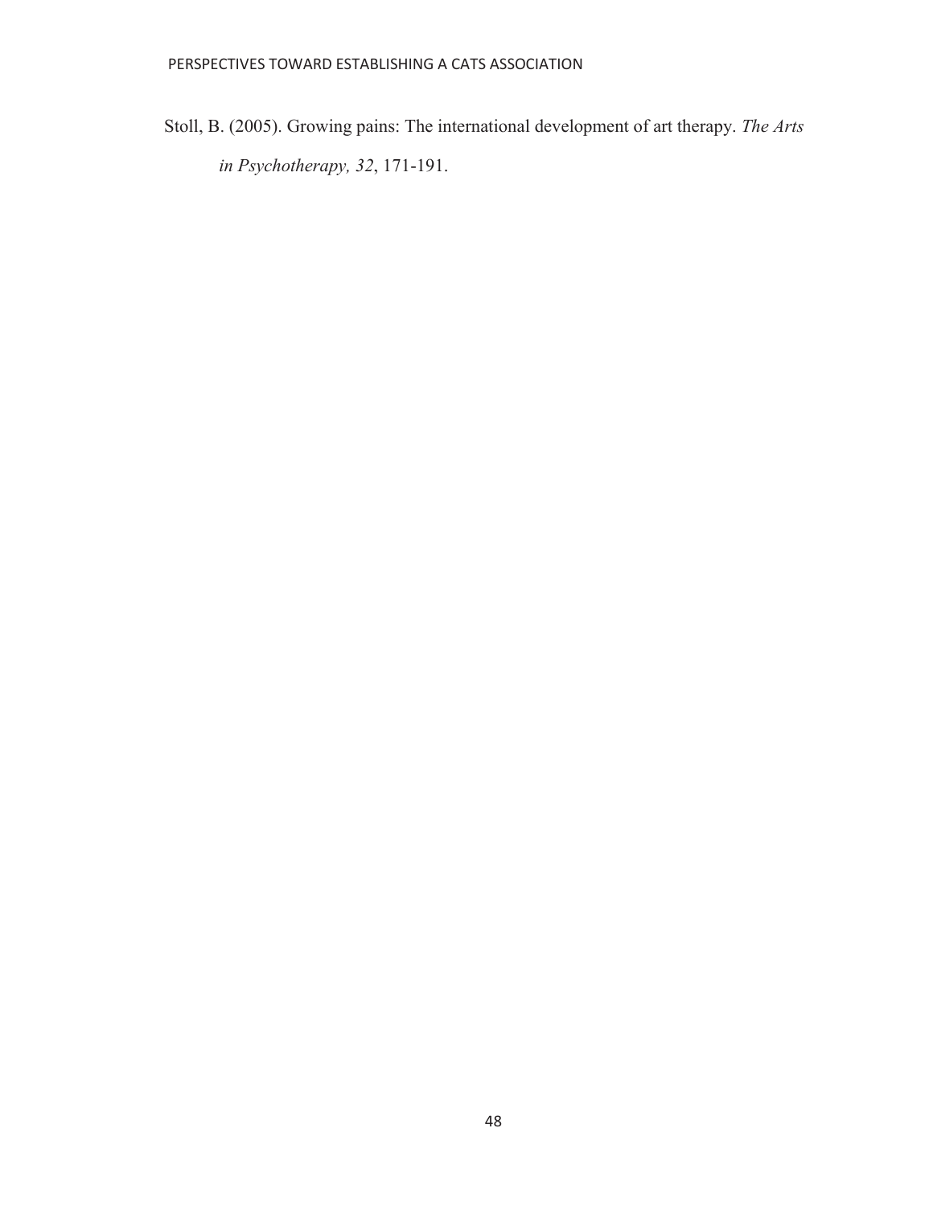Stoll, B. (2005). Growing pains: The international development of art therapy. *The Arts in Psychotherapy, 32*, 171-191.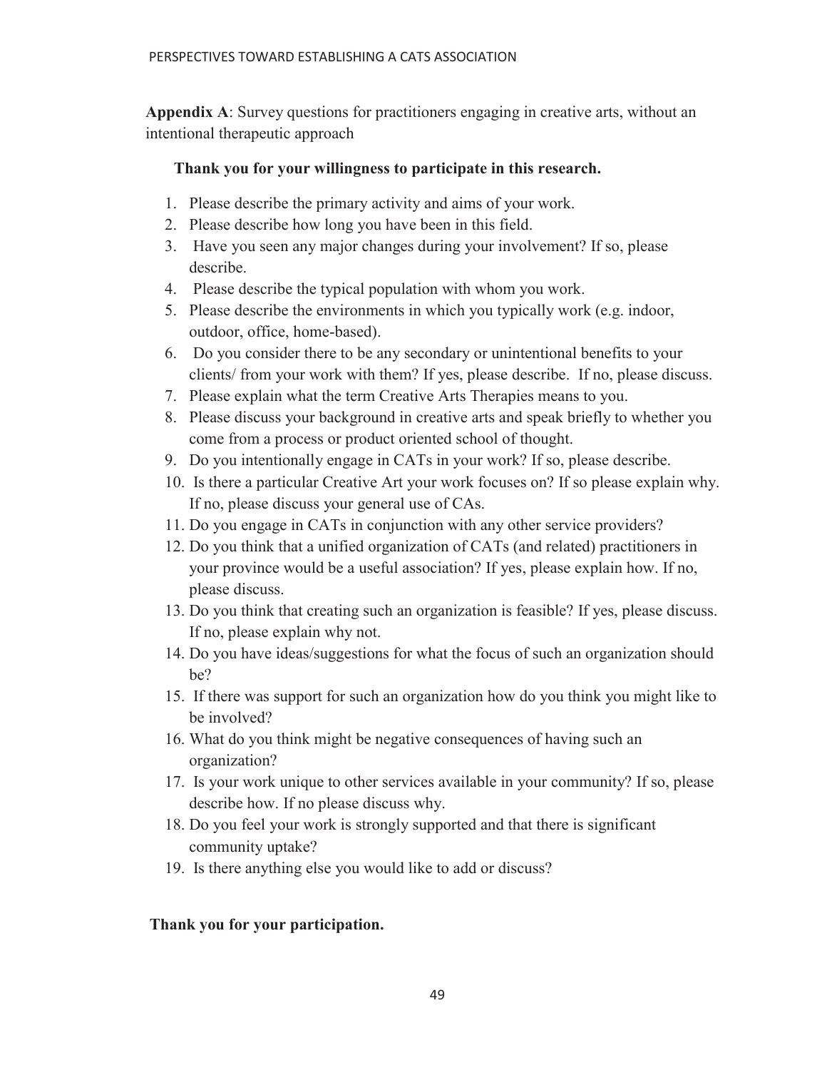**Appendix A**: Survey questions for practitioners engaging in creative arts, without an intentional therapeutic approach

**Thank you for your willingness to participate in this research.**

1. Please describe the primary activity and aims of your work.
2. Please describe how long you have been in this field.
3. Have you seen any major changes during your involvement? If so, please describe.
4. Please describe the typical population with whom you work.
5. Please describe the environments in which you typically work (e.g. indoor, outdoor, office, home-based).
6. Do you consider there to be any secondary or unintentional benefits to your clients/ from your work with them? If yes, please describe. If no, please discuss.
7. Please explain what the term Creative Arts Therapies means to you.
8. Please discuss your background in creative arts and speak briefly to whether you come from a process or product oriented school of thought.
9. Do you intentionally engage in CATs in your work? If so, please describe.
10. Is there a particular Creative Art your work focuses on? If so please explain why. If no, please discuss your general use of CAs.
11. Do you engage in CATs in conjunction with any other service providers?
12. Do you think that a unified organization of CATs (and related) practitioners in your province would be a useful association? If yes, please explain how. If no, please discuss.
13. Do you think that creating such an organization is feasible? If yes, please discuss. If no, please explain why not.
14. Do you have ideas/suggestions for what the focus of such an organization should be?
15. If there was support for such an organization how do you think you might like to be involved?
16. What do you think might be negative consequences of having such an organization?
17. Is your work unique to other services available in your community? If so, please describe how. If no please discuss why.
18. Do you feel your work is strongly supported and that there is significant community uptake?
19. Is there anything else you would like to add or discuss?

**Thank you for your participation.**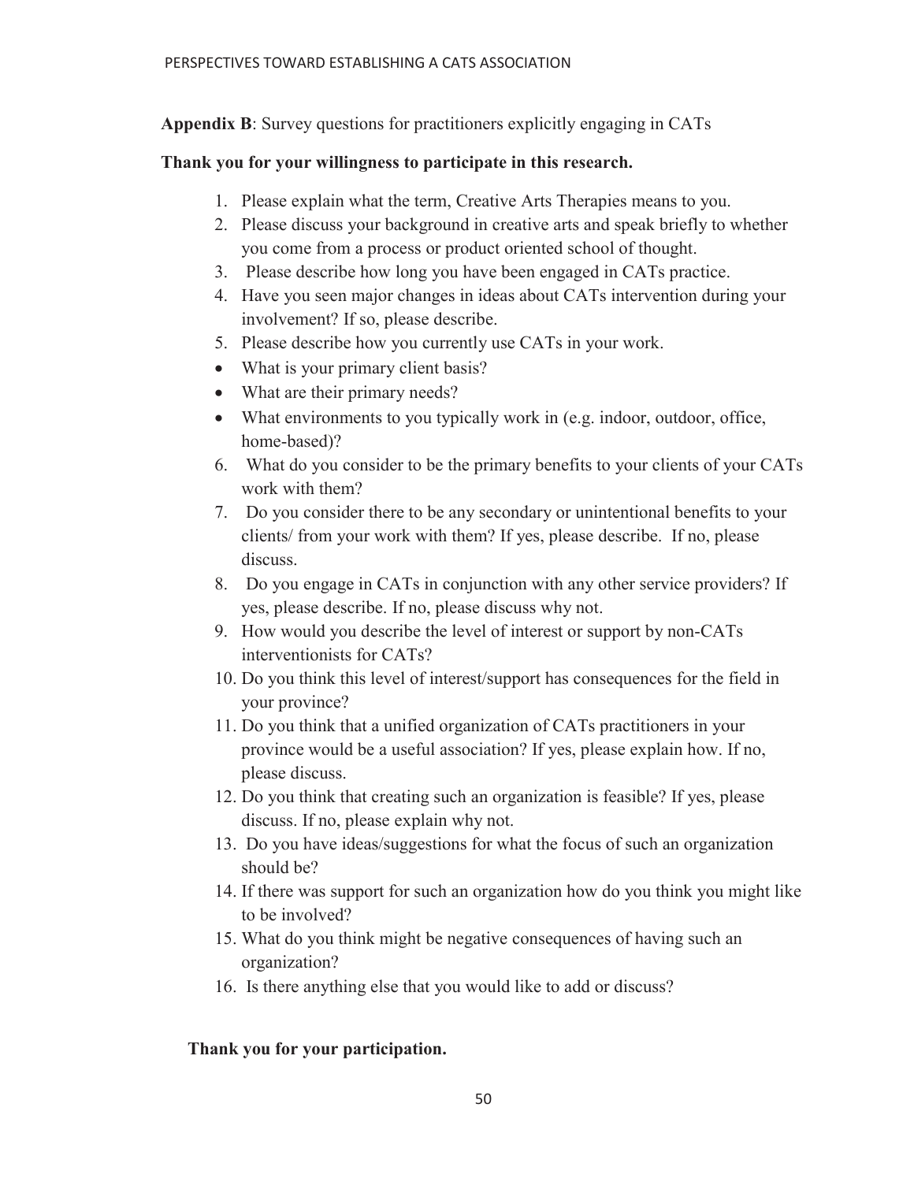**Appendix B**: Survey questions for practitioners explicitly engaging in CATs

**Thank you for your willingness to participate in this research.**

1. Please explain what the term, Creative Arts Therapies means to you.
2. Please discuss your background in creative arts and speak briefly to whether you come from a process or product oriented school of thought.
3. Please describe how long you have been engaged in CATs practice.
4. Have you seen major changes in ideas about CATs intervention during your involvement? If so, please describe.
5. Please describe how you currently use CATs in your work.

- What is your primary client basis?
- What are their primary needs?
- What environments to you typically work in (e.g. indoor, outdoor, office, home-based)?

6. What do you consider to be the primary benefits to your clients of your CATs work with them?
7. Do you consider there to be any secondary or unintentional benefits to your clients/ from your work with them? If yes, please describe. If no, please discuss.
8. Do you engage in CATs in conjunction with any other service providers? If yes, please describe. If no, please discuss why not.
9. How would you describe the level of interest or support by non-CATs interventionists for CATs?
10. Do you think this level of interest/support has consequences for the field in your province?
11. Do you think that a unified organization of CATs practitioners in your province would be a useful association? If yes, please explain how. If no, please discuss.
12. Do you think that creating such an organization is feasible? If yes, please discuss. If no, please explain why not.
13. Do you have ideas/suggestions for what the focus of such an organization should be?
14. If there was support for such an organization how do you think you might like to be involved?
15. What do you think might be negative consequences of having such an organization?
16. Is there anything else that you would like to add or discuss?

**Thank you for your participation.**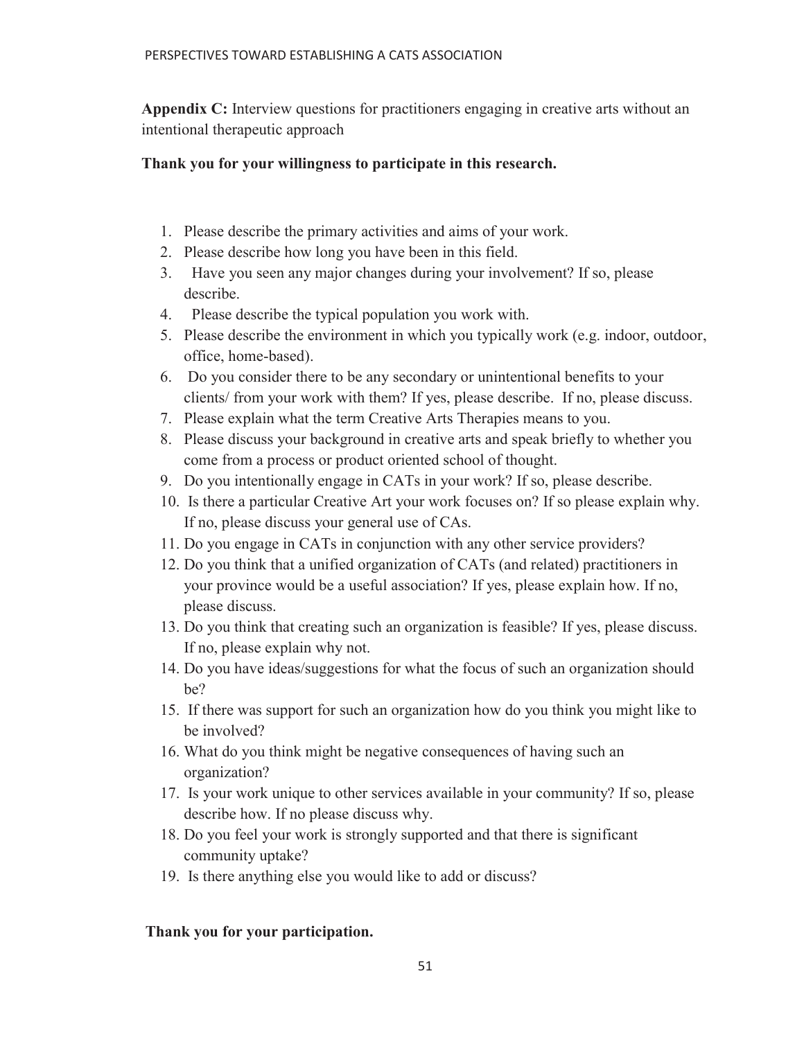**Appendix C:** Interview questions for practitioners engaging in creative arts without an intentional therapeutic approach

**Thank you for your willingness to participate in this research.**

1. Please describe the primary activities and aims of your work.
2. Please describe how long you have been in this field.
3. Have you seen any major changes during your involvement? If so, please describe.
4. Please describe the typical population you work with.
5. Please describe the environment in which you typically work (e.g. indoor, outdoor, office, home-based).
6. Do you consider there to be any secondary or unintentional benefits to your clients/ from your work with them? If yes, please describe. If no, please discuss.
7. Please explain what the term Creative Arts Therapies means to you.
8. Please discuss your background in creative arts and speak briefly to whether you come from a process or product oriented school of thought.
9. Do you intentionally engage in CATs in your work? If so, please describe.
10. Is there a particular Creative Art your work focuses on? If so please explain why. If no, please discuss your general use of CAs.
11. Do you engage in CATs in conjunction with any other service providers?
12. Do you think that a unified organization of CATs (and related) practitioners in your province would be a useful association? If yes, please explain how. If no, please discuss.
13. Do you think that creating such an organization is feasible? If yes, please discuss. If no, please explain why not.
14. Do you have ideas/suggestions for what the focus of such an organization should be?
15. If there was support for such an organization how do you think you might like to be involved?
16. What do you think might be negative consequences of having such an organization?
17. Is your work unique to other services available in your community? If so, please describe how. If no please discuss why.
18. Do you feel your work is strongly supported and that there is significant community uptake?
19. Is there anything else you would like to add or discuss?

**Thank you for your participation.**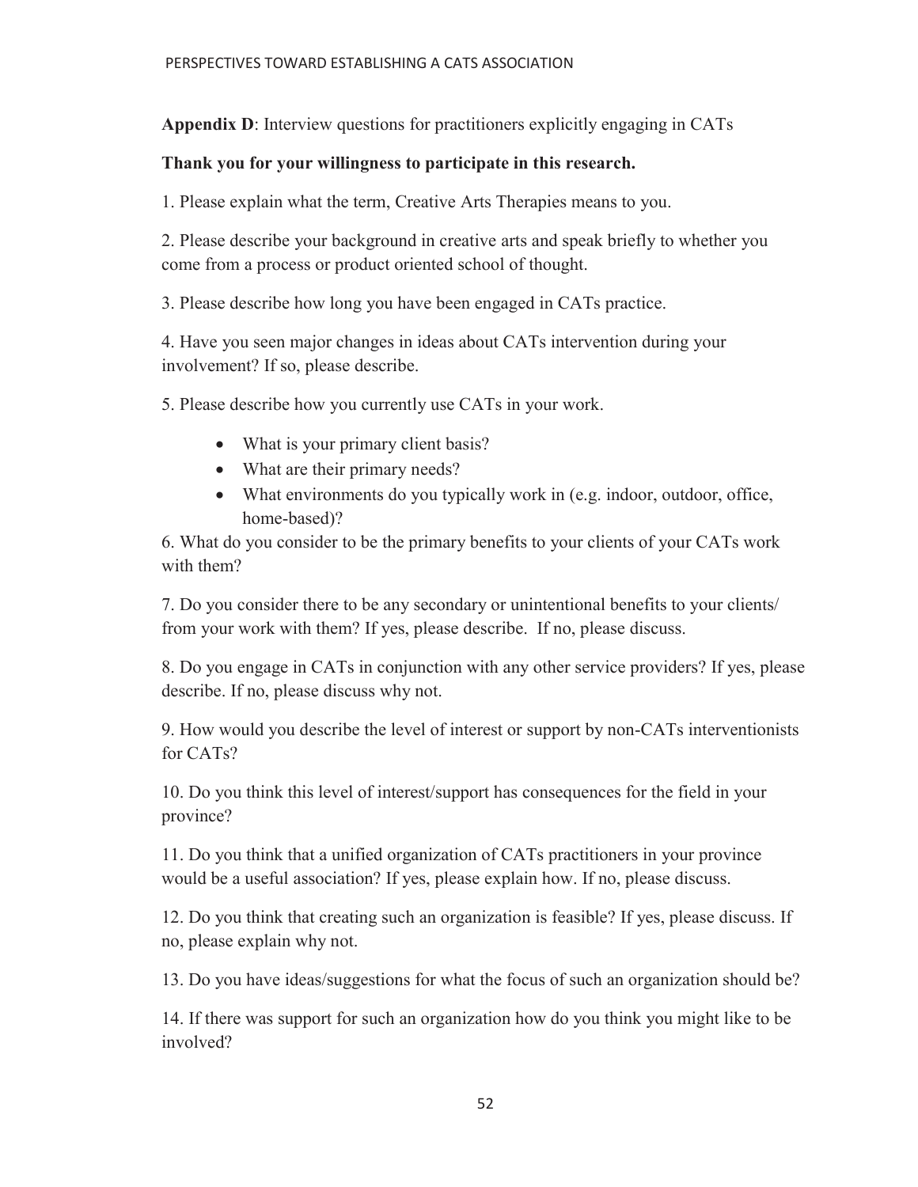**Appendix D**: Interview questions for practitioners explicitly engaging in CATs

**Thank you for your willingness to participate in this research.**

1. Please explain what the term, Creative Arts Therapies means to you.

2. Please describe your background in creative arts and speak briefly to whether you come from a process or product oriented school of thought.

3. Please describe how long you have been engaged in CATs practice.

4. Have you seen major changes in ideas about CATs intervention during your involvement? If so, please describe.

5. Please describe how you currently use CATs in your work.

- What is your primary client basis?
- What are their primary needs?
- What environments do you typically work in (e.g. indoor, outdoor, office, home-based)?

6. What do you consider to be the primary benefits to your clients of your CATs work with them?

7. Do you consider there to be any secondary or unintentional benefits to your clients/ from your work with them? If yes, please describe. If no, please discuss.

8. Do you engage in CATs in conjunction with any other service providers? If yes, please describe. If no, please discuss why not.

9. How would you describe the level of interest or support by non-CATs interventionists for CATs?

10. Do you think this level of interest/support has consequences for the field in your province?

11. Do you think that a unified organization of CATs practitioners in your province would be a useful association? If yes, please explain how. If no, please discuss.

12. Do you think that creating such an organization is feasible? If yes, please discuss. If no, please explain why not.

13. Do you have ideas/suggestions for what the focus of such an organization should be?

14. If there was support for such an organization how do you think you might like to be involved?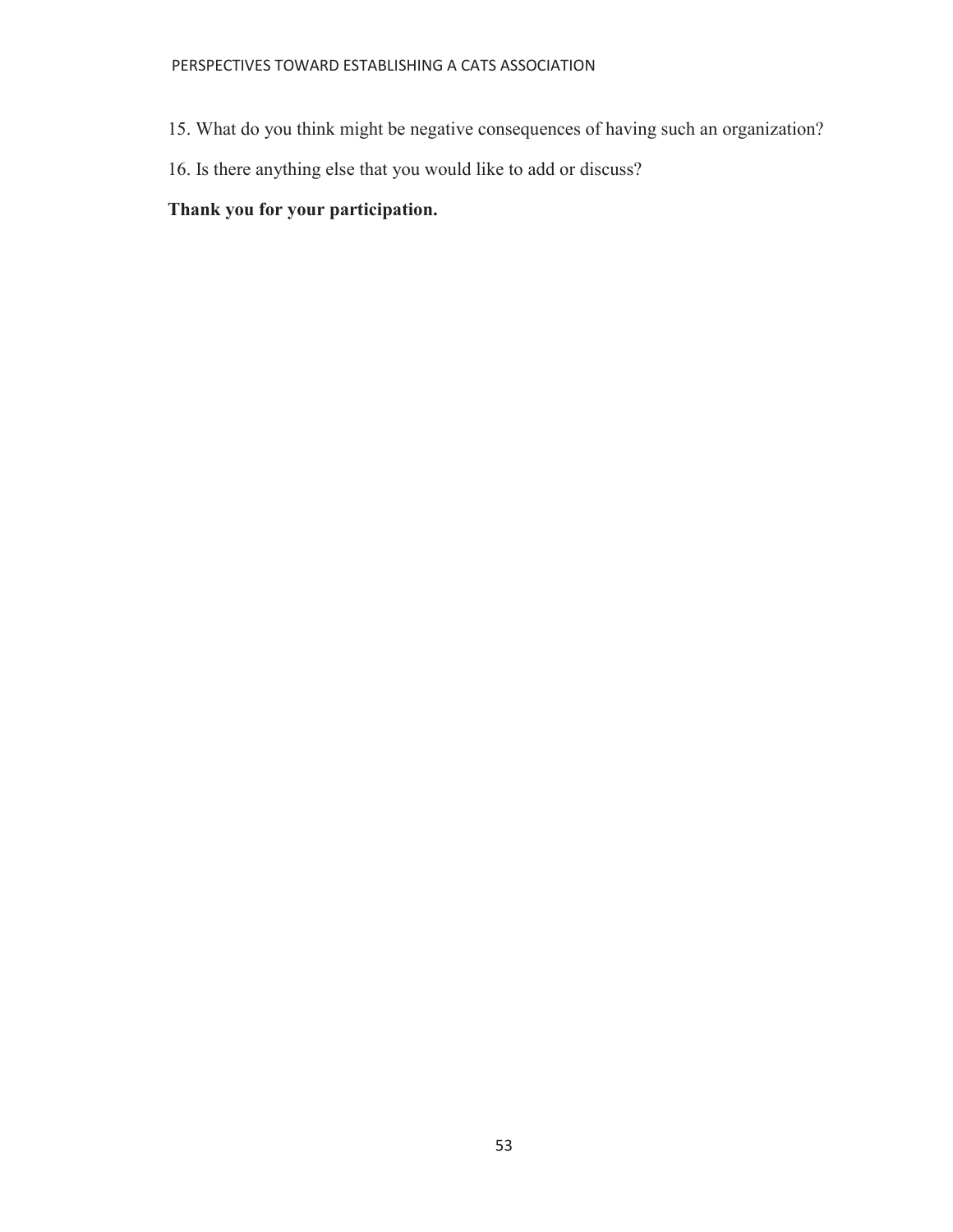15. What do you think might be negative consequences of having such an organization?

16. Is there anything else that you would like to add or discuss?

**Thank you for your participation.**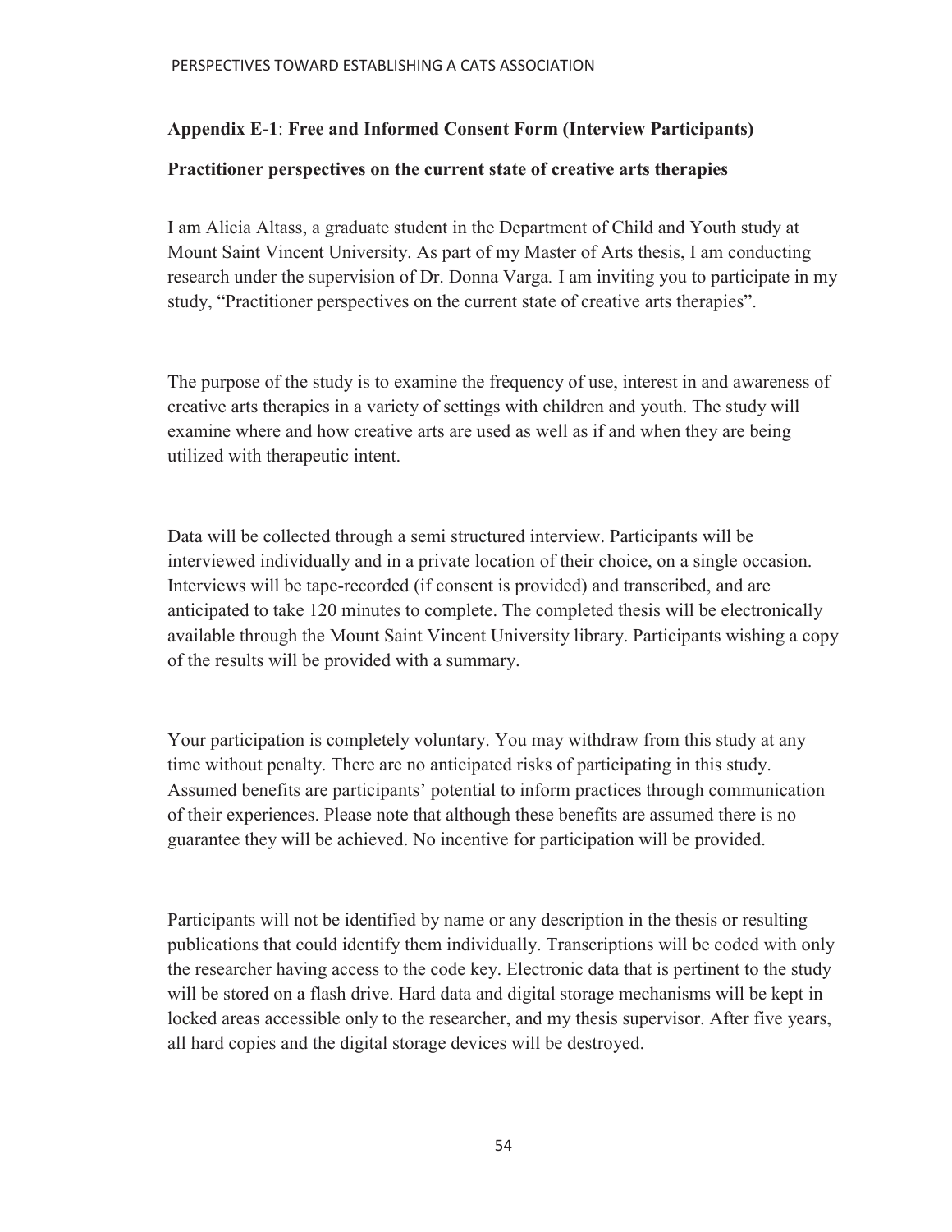**Appendix E-1**: **Free and Informed Consent Form (Interview Participants)**

**Practitioner perspectives on the current state of creative arts therapies**

I am Alicia Altass, a graduate student in the Department of Child and Youth study at Mount Saint Vincent University. As part of my Master of Arts thesis, I am conducting research under the supervision of Dr. Donna Varga. I am inviting you to participate in my study, "Practitioner perspectives on the current state of creative arts therapies".

The purpose of the study is to examine the frequency of use, interest in and awareness of creative arts therapies in a variety of settings with children and youth. The study will examine where and how creative arts are used as well as if and when they are being utilized with therapeutic intent.

Data will be collected through a semi structured interview. Participants will be interviewed individually and in a private location of their choice, on a single occasion. Interviews will be tape-recorded (if consent is provided) and transcribed, and are anticipated to take 120 minutes to complete. The completed thesis will be electronically available through the Mount Saint Vincent University library. Participants wishing a copy of the results will be provided with a summary.

Your participation is completely voluntary. You may withdraw from this study at any time without penalty. There are no anticipated risks of participating in this study. Assumed benefits are participants' potential to inform practices through communication of their experiences. Please note that although these benefits are assumed there is no guarantee they will be achieved. No incentive for participation will be provided.

Participants will not be identified by name or any description in the thesis or resulting publications that could identify them individually. Transcriptions will be coded with only the researcher having access to the code key. Electronic data that is pertinent to the study will be stored on a flash drive. Hard data and digital storage mechanisms will be kept in locked areas accessible only to the researcher, and my thesis supervisor. After five years, all hard copies and the digital storage devices will be destroyed.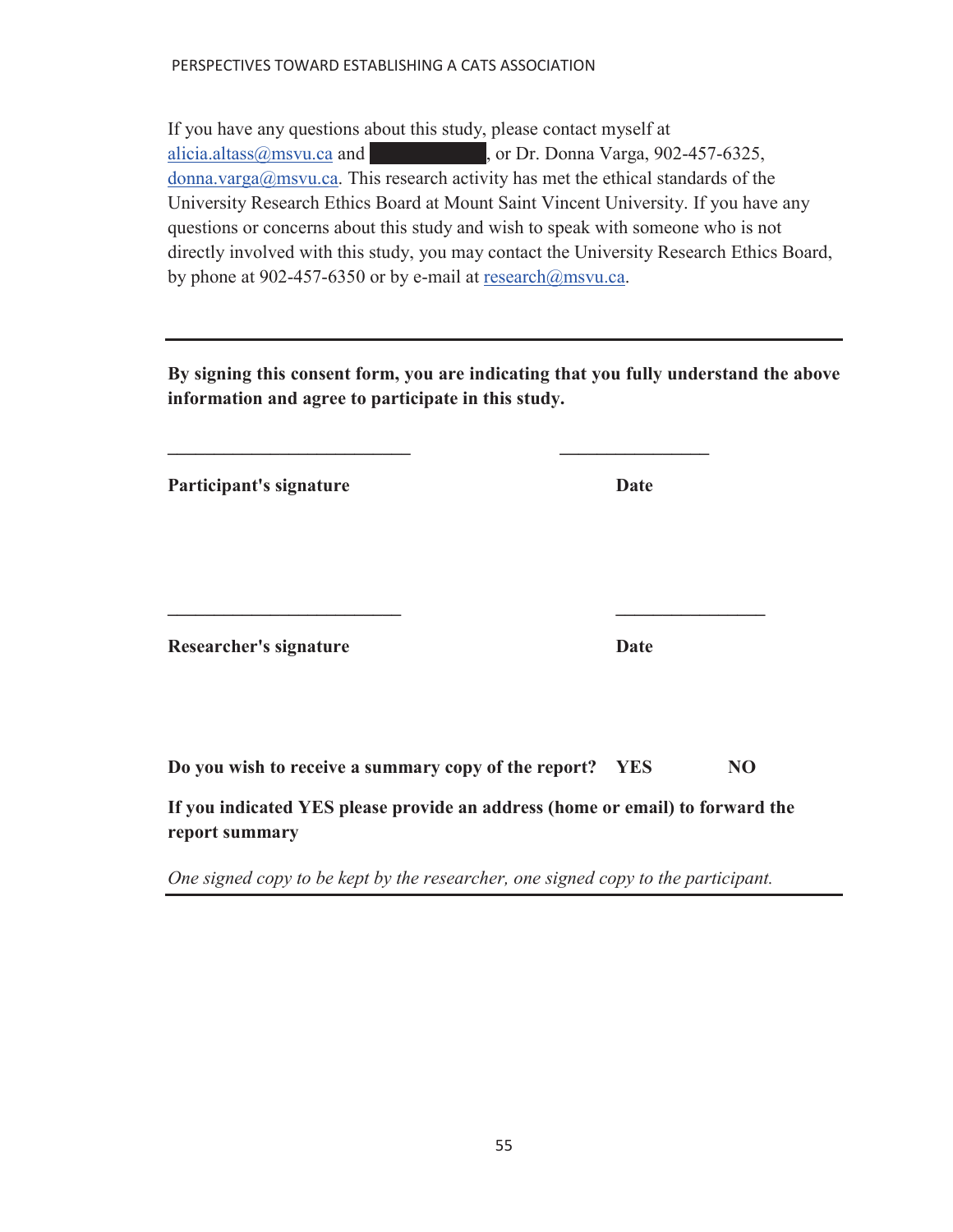If you have any questions about this study, please contact myself at alicia.altass@msvu.ca and [redacted], or Dr. Donna Varga, 902-457-6325, donna.varga@msvu.ca. This research activity has met the ethical standards of the University Research Ethics Board at Mount Saint Vincent University. If you have any questions or concerns about this study and wish to speak with someone who is not directly involved with this study, you may contact the University Research Ethics Board, by phone at 902-457-6350 or by e-mail at research@msvu.ca.

---

**By signing this consent form, you are indicating that you fully understand the above information and agree to participate in this study.**

**___________________________** **________________**

**Participant's signature** **Date**

**___________________________** **________________**

**Researcher's signature** **Date**

**Do you wish to receive a summary copy of the report? YES NO**

**If you indicated YES please provide an address (home or email) to forward the report summary**

*One signed copy to be kept by the researcher, one signed copy to the participant.*

---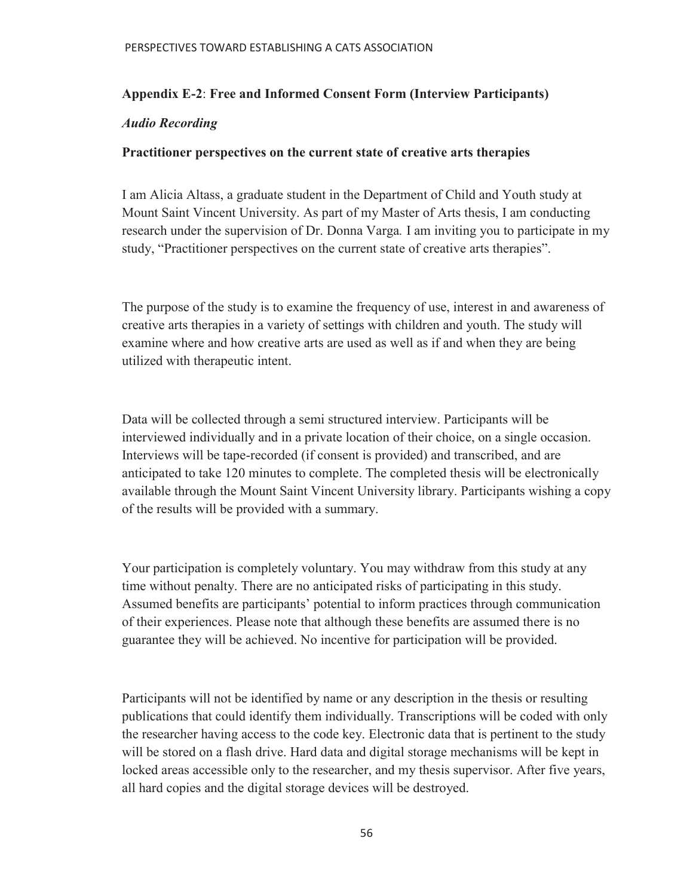**Appendix E-2**: **Free and Informed Consent Form (Interview Participants)**

***Audio Recording***

**Practitioner perspectives on the current state of creative arts therapies**

I am Alicia Altass, a graduate student in the Department of Child and Youth study at Mount Saint Vincent University. As part of my Master of Arts thesis, I am conducting research under the supervision of Dr. Donna Varga. I am inviting you to participate in my study, "Practitioner perspectives on the current state of creative arts therapies".

The purpose of the study is to examine the frequency of use, interest in and awareness of creative arts therapies in a variety of settings with children and youth. The study will examine where and how creative arts are used as well as if and when they are being utilized with therapeutic intent.

Data will be collected through a semi structured interview. Participants will be interviewed individually and in a private location of their choice, on a single occasion. Interviews will be tape-recorded (if consent is provided) and transcribed, and are anticipated to take 120 minutes to complete. The completed thesis will be electronically available through the Mount Saint Vincent University library. Participants wishing a copy of the results will be provided with a summary.

Your participation is completely voluntary. You may withdraw from this study at any time without penalty. There are no anticipated risks of participating in this study. Assumed benefits are participants' potential to inform practices through communication of their experiences. Please note that although these benefits are assumed there is no guarantee they will be achieved. No incentive for participation will be provided.

Participants will not be identified by name or any description in the thesis or resulting publications that could identify them individually. Transcriptions will be coded with only the researcher having access to the code key. Electronic data that is pertinent to the study will be stored on a flash drive. Hard data and digital storage mechanisms will be kept in locked areas accessible only to the researcher, and my thesis supervisor. After five years, all hard copies and the digital storage devices will be destroyed.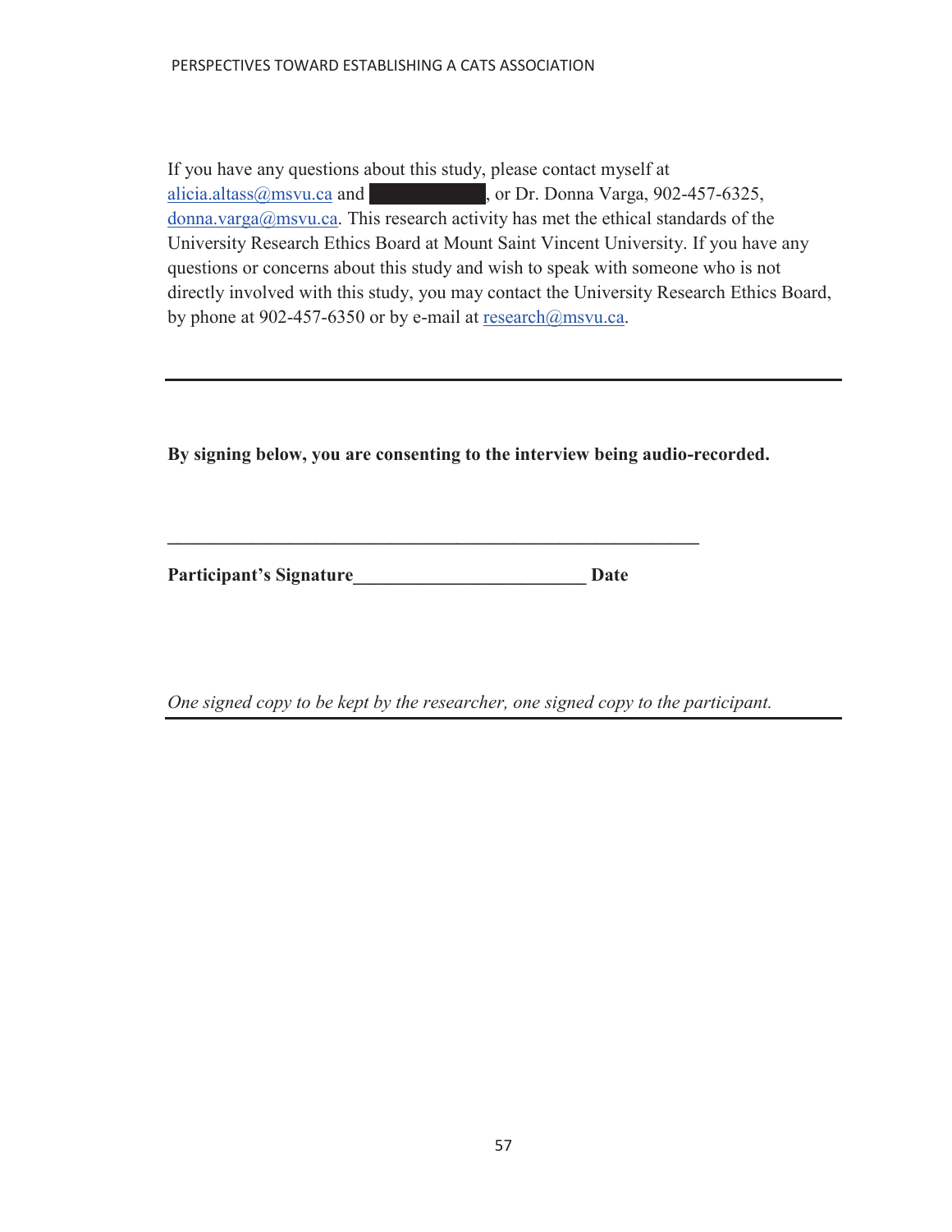If you have any questions about this study, please contact myself at alicia.altass@msvu.ca and ██████████, or Dr. Donna Varga, 902-457-6325, donna.varga@msvu.ca. This research activity has met the ethical standards of the University Research Ethics Board at Mount Saint Vincent University. If you have any questions or concerns about this study and wish to speak with someone who is not directly involved with this study, you may contact the University Research Ethics Board, by phone at 902-457-6350 or by e-mail at research@msvu.ca.

---

**By signing below, you are consenting to the interview being audio-recorded.**

\_\_\_\_\_\_\_\_\_\_\_\_\_\_\_\_\_\_\_\_\_\_\_\_\_\_\_\_\_\_\_\_\_\_\_\_\_\_\_\_\_\_\_\_\_\_\_\_\_\_\_\_\_\_\_\_

**Participant's Signature\_\_\_\_\_\_\_\_\_\_\_\_\_\_\_\_\_\_\_\_\_\_\_\_\_ Date**

*One signed copy to be kept by the researcher, one signed copy to the participant.*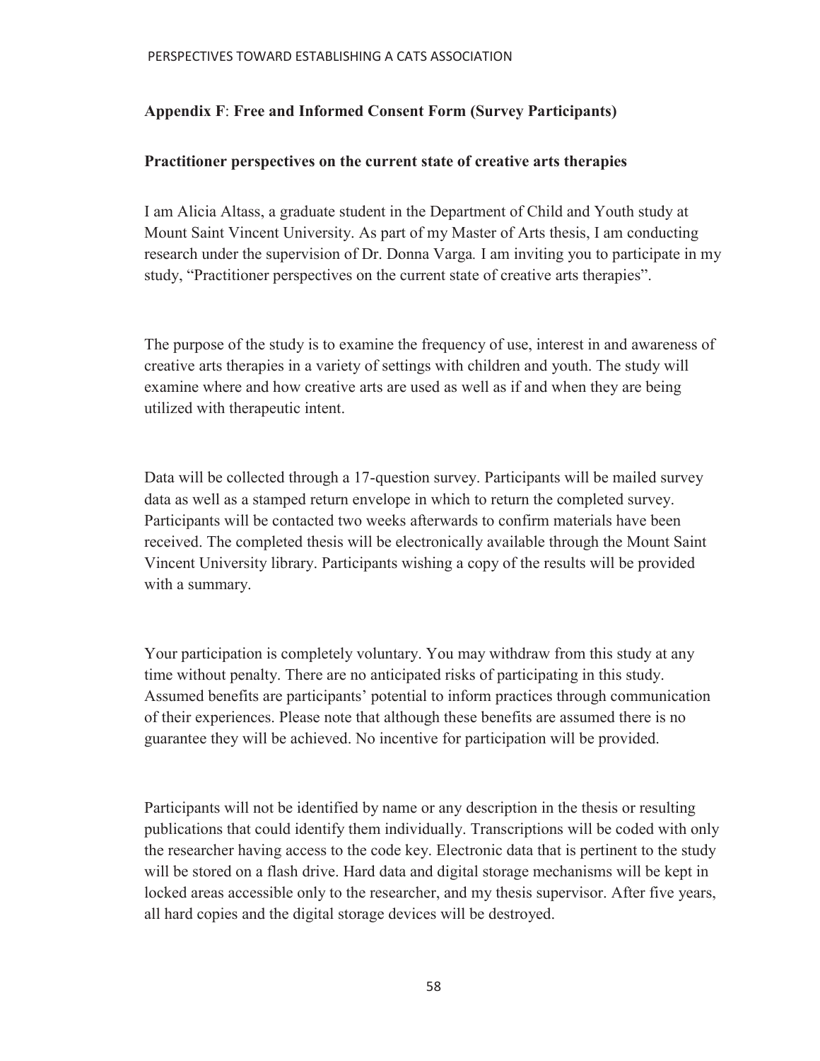**Appendix F**: **Free and Informed Consent Form (Survey Participants)**

**Practitioner perspectives on the current state of creative arts therapies**

I am Alicia Altass, a graduate student in the Department of Child and Youth study at Mount Saint Vincent University. As part of my Master of Arts thesis, I am conducting research under the supervision of Dr. Donna Varga. I am inviting you to participate in my study, "Practitioner perspectives on the current state of creative arts therapies".

The purpose of the study is to examine the frequency of use, interest in and awareness of creative arts therapies in a variety of settings with children and youth. The study will examine where and how creative arts are used as well as if and when they are being utilized with therapeutic intent.

Data will be collected through a 17-question survey. Participants will be mailed survey data as well as a stamped return envelope in which to return the completed survey. Participants will be contacted two weeks afterwards to confirm materials have been received. The completed thesis will be electronically available through the Mount Saint Vincent University library. Participants wishing a copy of the results will be provided with a summary.

Your participation is completely voluntary. You may withdraw from this study at any time without penalty. There are no anticipated risks of participating in this study. Assumed benefits are participants' potential to inform practices through communication of their experiences. Please note that although these benefits are assumed there is no guarantee they will be achieved. No incentive for participation will be provided.

Participants will not be identified by name or any description in the thesis or resulting publications that could identify them individually. Transcriptions will be coded with only the researcher having access to the code key. Electronic data that is pertinent to the study will be stored on a flash drive. Hard data and digital storage mechanisms will be kept in locked areas accessible only to the researcher, and my thesis supervisor. After five years, all hard copies and the digital storage devices will be destroyed.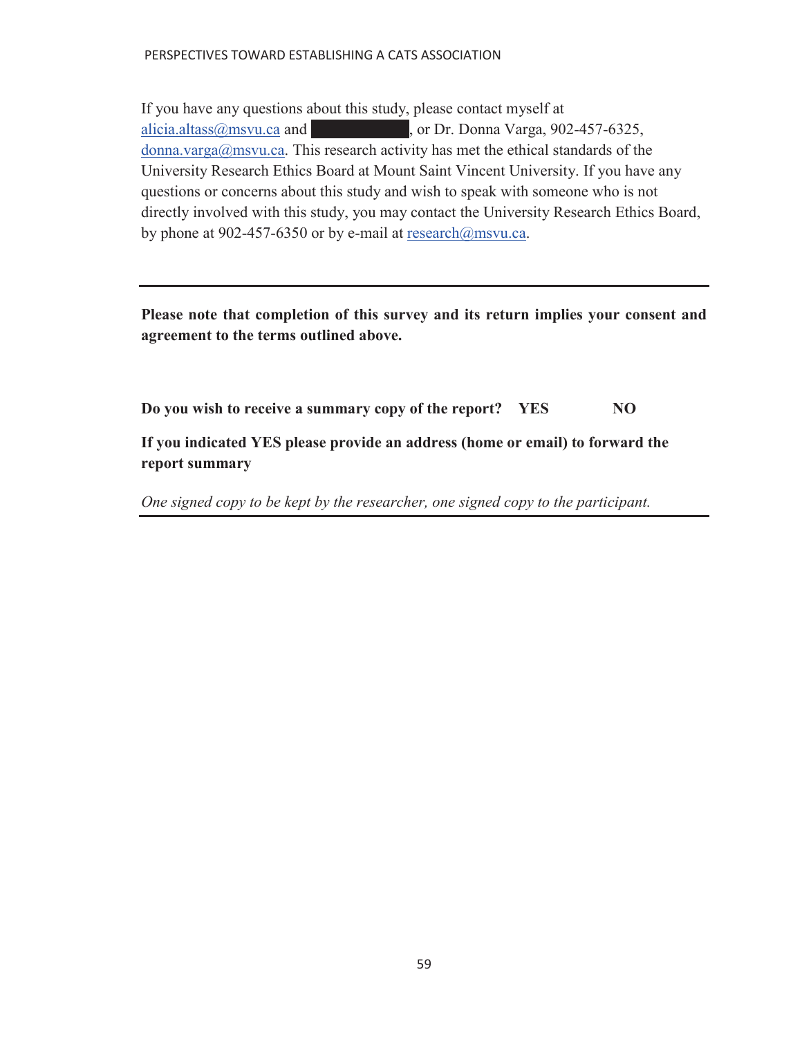If you have any questions about this study, please contact myself at alicia.altass@msvu.ca and ██████████, or Dr. Donna Varga, 902-457-6325, donna.varga@msvu.ca. This research activity has met the ethical standards of the University Research Ethics Board at Mount Saint Vincent University. If you have any questions or concerns about this study and wish to speak with someone who is not directly involved with this study, you may contact the University Research Ethics Board, by phone at 902-457-6350 or by e-mail at research@msvu.ca.

---

**Please note that completion of this survey and its return implies your consent and agreement to the terms outlined above.**

**Do you wish to receive a summary copy of the report? YES NO**

**If you indicated YES please provide an address (home or email) to forward the report summary**

*One signed copy to be kept by the researcher, one signed copy to the participant.*

---